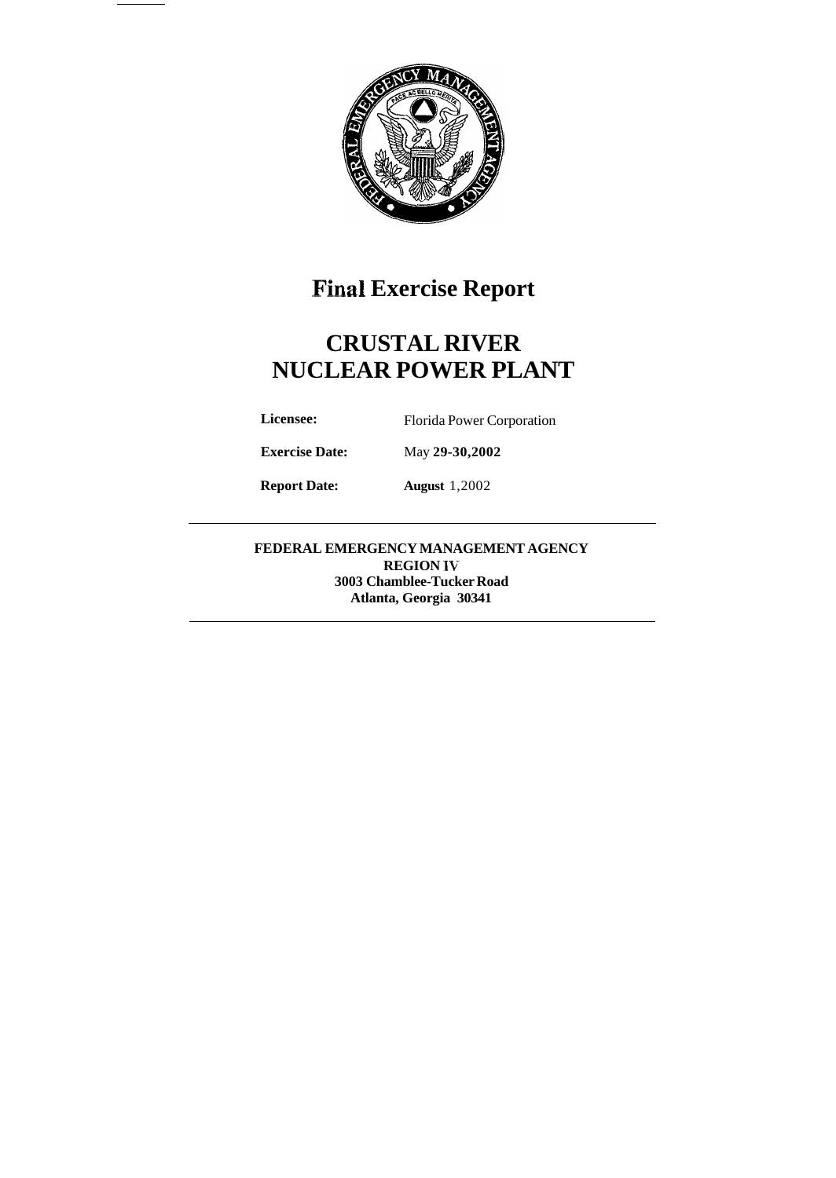# Final Exercise Report

# CRUSTAL RIVER NUCLEAR POWER PLANT

**Licensee:** Florida Power Corporation

**Exercise Date:** May **29-30,2002**

**Report Date:** **August** 1,2002

---

**FEDERAL EMERGENCY MANAGEMENT AGENCY**
**REGION IV**
**3003 Chamblee-Tucker Road**
**Atlanta, Georgia 30341**

---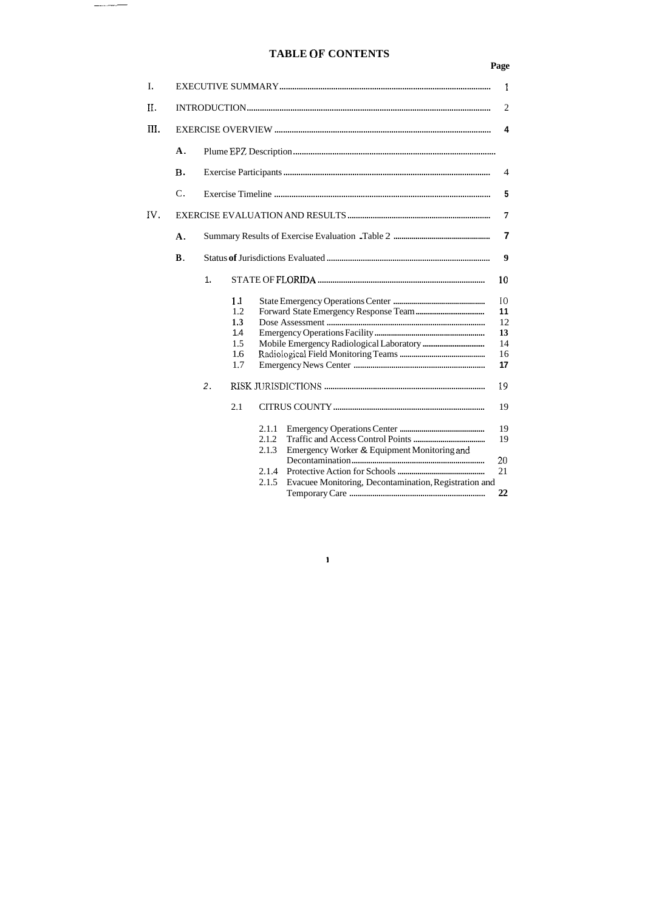# TABLE OF CONTENTS

| | Page |
|---|---|
| I. EXECUTIVE SUMMARY | 1 |
| II. INTRODUCTION | 2 |
| III. EXERCISE OVERVIEW | 4 |
| A. Plume EPZ Description | |
| B. Exercise Participants | 4 |
| C. Exercise Timeline | 5 |
| IV. EXERCISE EVALUATION AND RESULTS | 7 |
| A. Summary Results of Exercise Evaluation - Table 2 | 7 |
| B. Status of Jurisdictions Evaluated | 9 |
| 1. STATE OF FLORIDA | 10 |
| 1.1 State Emergency Operations Center | 10 |
| 1.2 Forward State Emergency Response Team | 11 |
| 1.3 Dose Assessment | 12 |
| 1.4 Emergency Operations Facility | 13 |
| 1.5 Mobile Emergency Radiological Laboratory | 14 |
| 1.6 Radiological Field Monitoring Teams | 16 |
| 1.7 Emergency News Center | 17 |
| 2. RISK JURISDICTIONS | 19 |
| 2.1 CITRUS COUNTY | 19 |
| 2.1.1 Emergency Operations Center | 19 |
| 2.1.2 Traffic and Access Control Points | 19 |
| 2.1.3 Emergency Worker & Equipment Monitoring and Decontamination | 20 |
| 2.1.4 Protective Action for Schools | 21 |
| 2.1.5 Evacuee Monitoring, Decontamination, Registration and Temporary Care | 22 |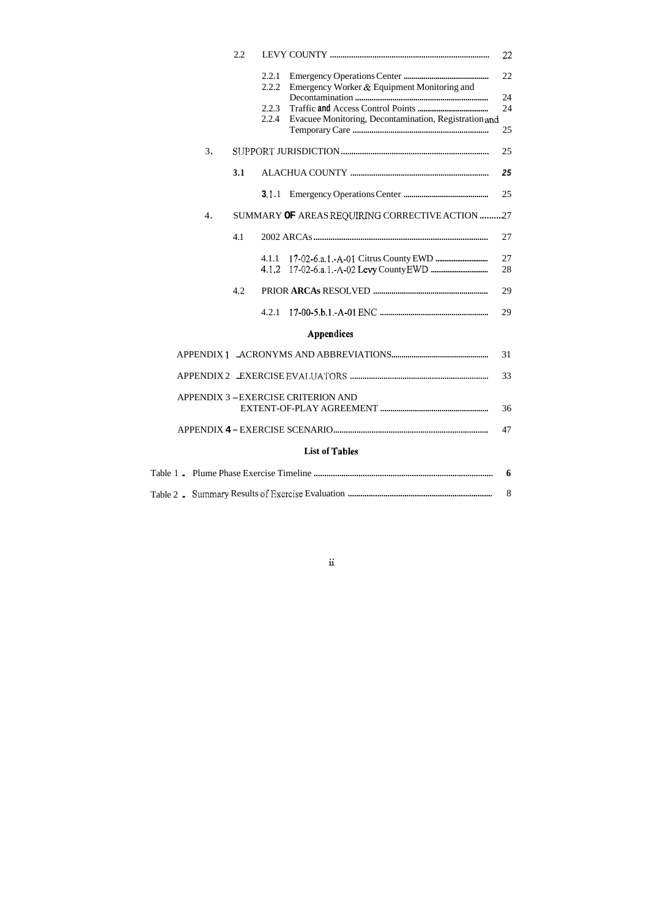2.2 LEVY COUNTY ........................................................................ 22

2.2.1 Emergency Operations Center ........................................ 22

2.2.2 Emergency Worker & Equipment Monitoring and Decontamination ............................................................. 24

2.2.3 Traffic and Access Control Points .................................. 24

2.2.4 Evacuee Monitoring, Decontamination, Registration and Temporary Care .............................................................. 25

3. SUPPORT JURISDICTION ................................................................ 25

3.1 ALACHUA COUNTY ............................................................ 25

3.1.1 Emergency Operations Center ........................................ 25

4. SUMMARY OF AREAS REQUIRING CORRECTIVE ACTION ..........27

4.1 2002 ARCAs ............................................................................ 27

4.1.1 17-02-6.a.1.-A-01 Citrus County EWD ........................ 27

4.1.2 17-02-6.a.1.-A-02 Levy County EWD .......................... 28

4.2 PRIOR ARCAs RESOLVED ................................................... 29

4.2.1 17-00-5.b.1.-A-01 ENC ................................................. 29

## Appendices

APPENDIX 1 - ACRONYMS AND ABBREVIATIONS ................................................ 31

APPENDIX 2 - EXERCISE EVALUATORS ................................................................ 33

APPENDIX 3 – EXERCISE CRITERION AND EXTENT-OF-PLAY AGREEMENT ................................................... 36

APPENDIX 4 – EXERCISE SCENARIO ....................................................................... 47

## List of Tables

Table 1 - Plume Phase Exercise Timeline ........................................................................ 6

Table 2 - Summary Results of Exercise Evaluation ........................................................ 8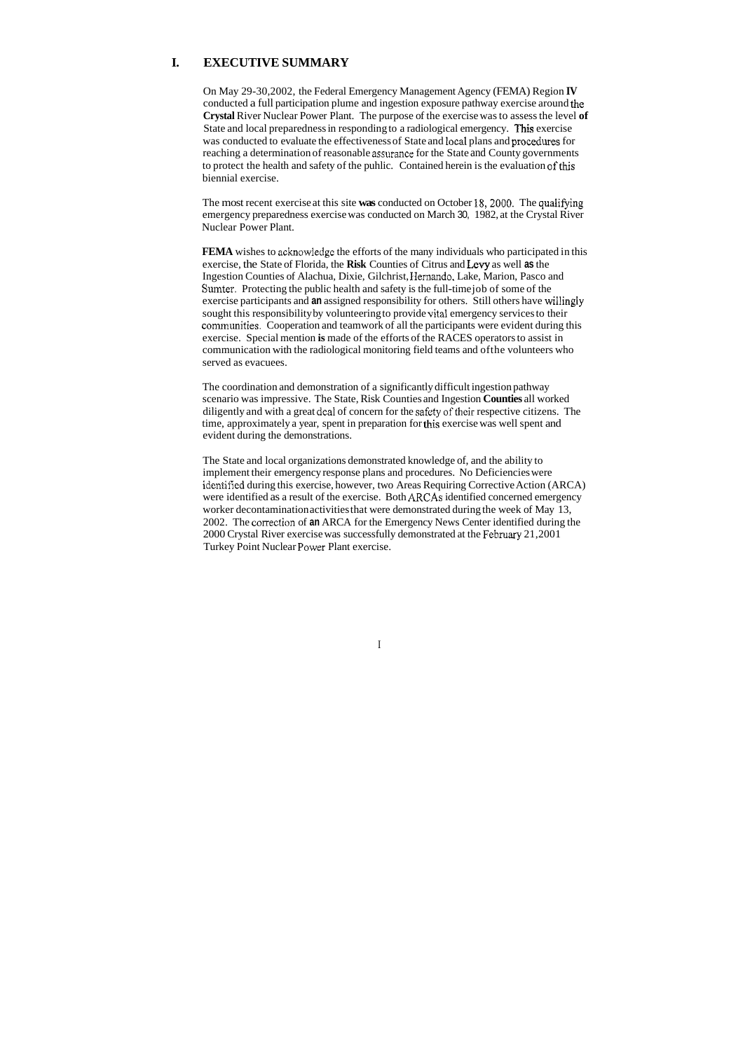# I. EXECUTIVE SUMMARY

On May 29-30, 2002, the Federal Emergency Management Agency (FEMA) Region IV conducted a full participation plume and ingestion exposure pathway exercise around the Crystal River Nuclear Power Plant. The purpose of the exercise was to assess the level of State and local preparedness in responding to a radiological emergency. This exercise was conducted to evaluate the effectiveness of State and local plans and procedures for reaching a determination of reasonable assurance for the State and County governments to protect the health and safety of the puhlic. Contained herein is the evaluation of this biennial exercise.

The most recent exercise at this site was conducted on October 18, 2000. The qualifying emergency preparedness exercise was conducted on March 30, 1982, at the Crystal River Nuclear Power Plant.

FEMA wishes to acknowledge the efforts of the many individuals who participated in this exercise, the State of Florida, the Risk Counties of Citrus and Levy as well as the Ingestion Counties of Alachua, Dixie, Gilchrist, Hernando, Lake, Marion, Pasco and Sumter. Protecting the public health and safety is the full-time job of some of the exercise participants and an assigned responsibility for others. Still others have willingly sought this responsibility by volunteering to provide vital emergency services to their communities. Cooperation and teamwork of all the participants were evident during this exercise. Special mention is made of the efforts of the RACES operators to assist in communication with the radiological monitoring field teams and of the volunteers who served as evacuees.

The coordination and demonstration of a significantly difficult ingestion pathway scenario was impressive. The State, Risk Counties and Ingestion Counties all worked diligently and with a great deal of concern for the safety of their respective citizens. The time, approximately a year, spent in preparation for this exercise was well spent and evident during the demonstrations.

The State and local organizations demonstrated knowledge of, and the ability to implement their emergency response plans and procedures. No Deficiencies were identified during this exercise, however, two Areas Requiring Corrective Action (ARCA) were identified as a result of the exercise. Both ARCAs identified concerned emergency worker decontamination activities that were demonstrated during the week of May 13, 2002. The correction of an ARCA for the Emergency News Center identified during the 2000 Crystal River exercise was successfully demonstrated at the February 21, 2001 Turkey Point Nuclear Power Plant exercise.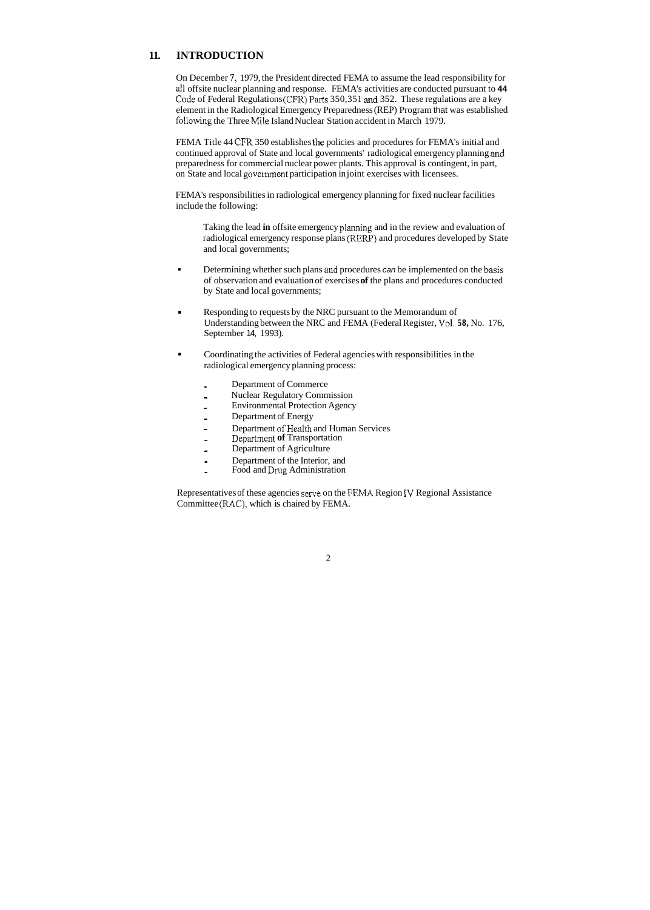## 11. INTRODUCTION

On December 7, 1979, the President directed FEMA to assume the lead responsibility for all offsite nuclear planning and response. FEMA's activities are conducted pursuant to **44** Code of Federal Regulations (CFR) Parts 350, 351 and 352. These regulations are a key element in the Radiological Emergency Preparedness (REP) Program that was established following the Three Mile Island Nuclear Station accident in March 1979.

FEMA Title 44 CFR 350 establishes the policies and procedures for FEMA's initial and continued approval of State and local governments' radiological emergency planning and preparedness for commercial nuclear power plants. This approval is contingent, in part, on State and local government participation in joint exercises with licensees.

FEMA's responsibilities in radiological emergency planning for fixed nuclear facilities include the following:

- Taking the lead **in** offsite emergency planning and in the review and evaluation of radiological emergency response plans (RERP) and procedures developed by State and local governments;

- Determining whether such plans and procedures *can* be implemented on the basis of observation and evaluation of exercises **of** the plans and procedures conducted by State and local governments;

- Responding to requests by the NRC pursuant to the Memorandum of Understanding between the NRC and FEMA (Federal Register, Vol. **58,** No. 176, September 14, 1993).

- Coordinating the activities of Federal agencies with responsibilities in the radiological emergency planning process:

  - Department of Commerce
  - Nuclear Regulatory Commission
  - Environmental Protection Agency
  - Department of Energy
  - Department of Health and Human Services
  - Department **of** Transportation
  - Department of Agriculture
  - Department of the Interior, and
  - Food and Drug Administration

Representatives of these agencies serve on the FEMA Region IV Regional Assistance Committee (RAC), which is chaired by FEMA.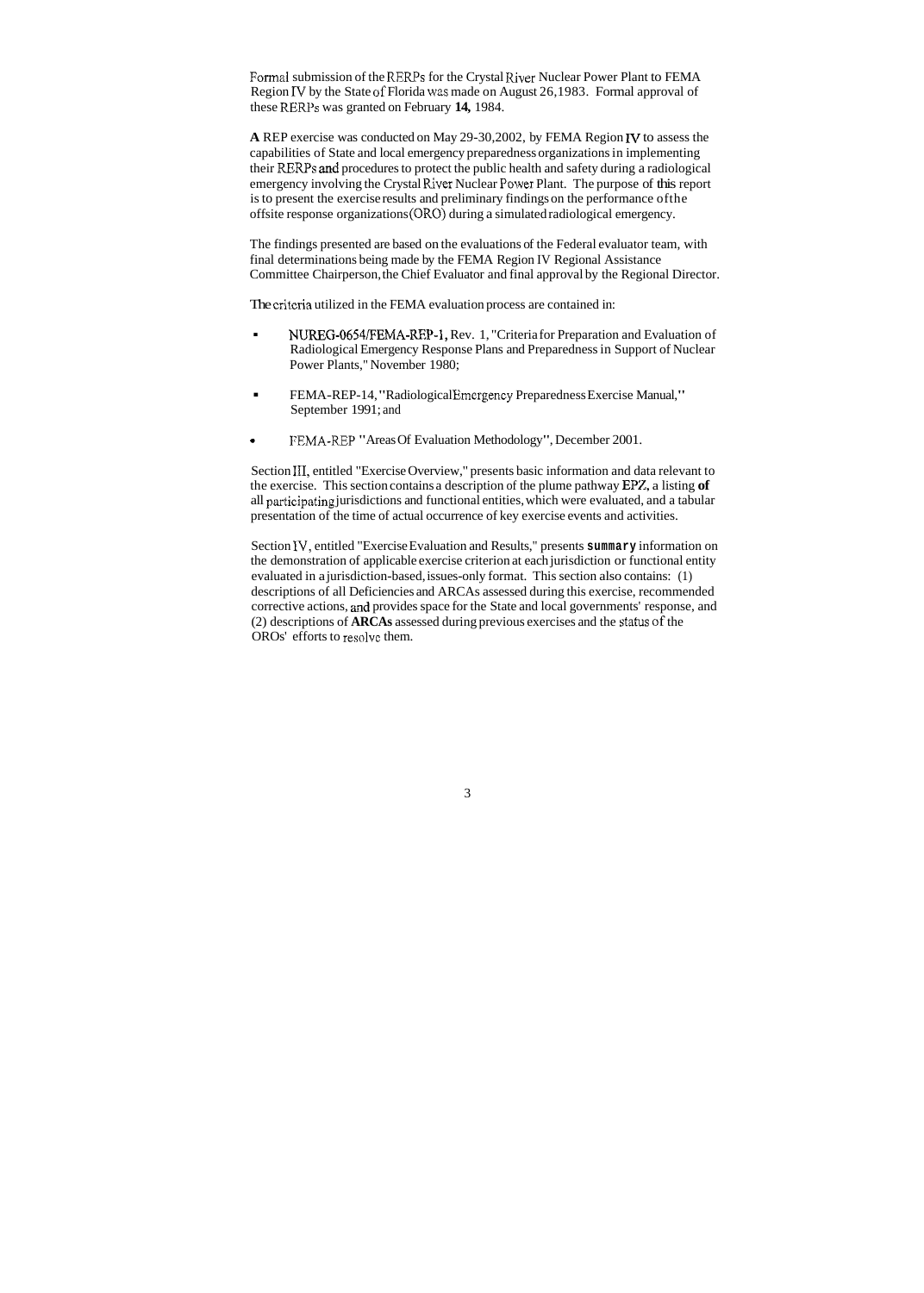Formal submission of the RERPs for the Crystal River Nuclear Power Plant to FEMA Region IV by the State of Florida was made on August 26,1983. Formal approval of these RERPs was granted on February **14,** 1984.

**A** REP exercise was conducted on May 29-30,2002, by FEMA Region IV to assess the capabilities of State and local emergency preparedness organizations in implementing their RERPs and procedures to protect the public health and safety during a radiological emergency involving the Crystal River Nuclear Power Plant. The purpose of this report is to present the exercise results and preliminary findings on the performance of the offsite response organizations (ORO) during a simulated radiological emergency.

The findings presented are based on the evaluations of the Federal evaluator team, with final determinations being made by the FEMA Region IV Regional Assistance Committee Chairperson, the Chief Evaluator and final approval by the Regional Director.

The criteria utilized in the FEMA evaluation process are contained in:

- NUREG-0654/FEMA-REP-1, Rev. 1, "Criteria for Preparation and Evaluation of Radiological Emergency Response Plans and Preparedness in Support of Nuclear Power Plants," November 1980;
- FEMA-REP-14, "Radiological Emergency Preparedness Exercise Manual," September 1991; and
- FEMA-REP "Areas Of Evaluation Methodology", December 2001.

Section III, entitled "Exercise Overview," presents basic information and data relevant to the exercise. This section contains a description of the plume pathway EPZ, a listing **of** all participating jurisdictions and functional entities, which were evaluated, and a tabular presentation of the time of actual occurrence of key exercise events and activities.

Section IV, entitled "Exercise Evaluation and Results," presents **summary** information on the demonstration of applicable exercise criterion at each jurisdiction or functional entity evaluated in a jurisdiction-based, issues-only format. This section also contains: (1) descriptions of all Deficiencies and ARCAs assessed during this exercise, recommended corrective actions, and provides space for the State and local governments' response, and (2) descriptions of **ARCAs** assessed during previous exercises and the status of the OROs' efforts to resolve them.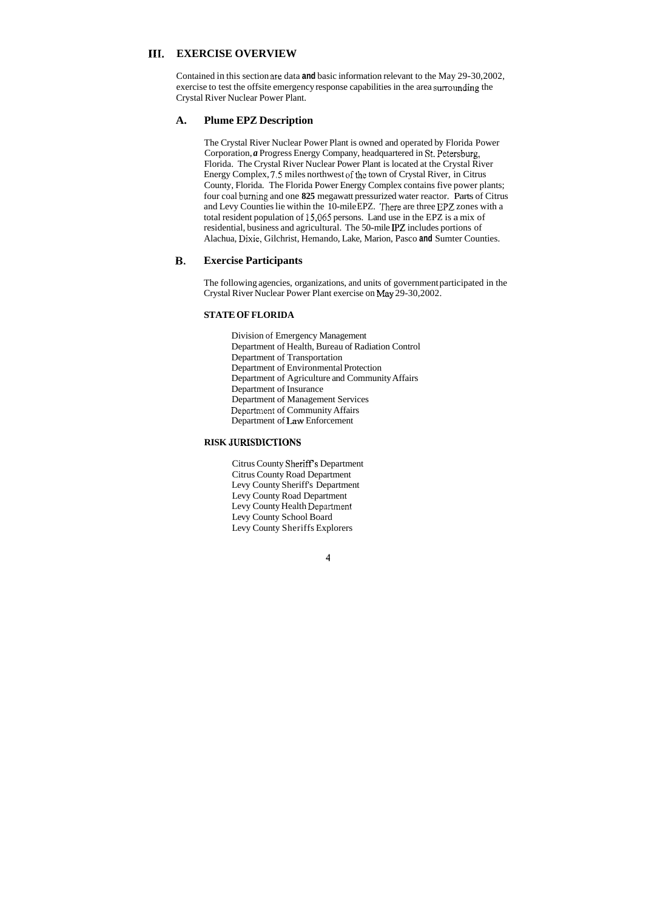## III. EXERCISE OVERVIEW

Contained in this section are data and basic information relevant to the May 29-30,2002, exercise to test the offsite emergency response capabilities in the area surrounding the Crystal River Nuclear Power Plant.

### A. Plume EPZ Description

The Crystal River Nuclear Power Plant is owned and operated by Florida Power Corporation, a Progress Energy Company, headquartered in St. Petersburg, Florida. The Crystal River Nuclear Power Plant is located at the Crystal River Energy Complex, 7.5 miles northwest of the town of Crystal River, in Citrus County, Florida. The Florida Power Energy Complex contains five power plants; four coal burning and one **825** megawatt pressurized water reactor. Parts of Citrus and Levy Counties lie within the 10-mile EPZ. There are three EPZ zones with a total resident population of 15,065 persons. Land use in the EPZ is a mix of residential, business and agricultural. The 50-mile IPZ includes portions of Alachua, Dixie, Gilchrist, Hemando, Lake, Marion, Pasco and Sumter Counties.

### B. Exercise Participants

The following agencies, organizations, and units of government participated in the Crystal River Nuclear Power Plant exercise on May 29-30,2002.

**STATE OF FLORIDA**

Division of Emergency Management
Department of Health, Bureau of Radiation Control
Department of Transportation
Department of Environmental Protection
Department of Agriculture and Community Affairs
Department of Insurance
Department of Management Services
Department of Community Affairs
Department of Law Enforcement

**RISK JURISDICTIONS**

Citrus County Sheriff's Department
Citrus County Road Department
Levy County Sheriff's Department
Levy County Road Department
Levy County Health Department
Levy County School Board
Levy County Sheriffs Explorers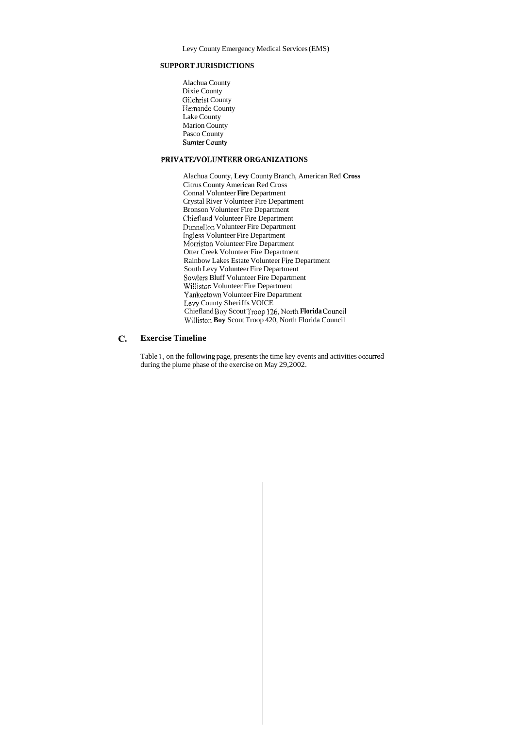Levy County Emergency Medical Services (EMS)

**SUPPORT JURISDICTIONS**

Alachua County
Dixie County
Gilchrist County
Hernando County
Lake County
Marion County
Pasco County
Sumter County

**PRIVATE/VOLUNTEER ORGANIZATIONS**

Alachua County, **Levy** County Branch, American Red **Cross**
Citrus County American Red Cross
Connal Volunteer **Fire** Department
Crystal River Volunteer Fire Department
Bronson Volunteer Fire Department
Chiefland Volunteer Fire Department
Dunnellon Volunteer Fire Department
Ingless Volunteer Fire Department
Morriston Volunteer Fire Department
Otter Creek Volunteer Fire Department
Rainbow Lakes Estate Volunteer Fire Department
South Levy Volunteer Fire Department
Sowlers Bluff Volunteer Fire Department
Williston Volunteer Fire Department
Yankeetown Volunteer Fire Department
Levy County Sheriffs VOICE
Chiefland Boy Scout Troop 126, North **Florida** Council
Williston **Boy** Scout Troop 420, North Florida Council

## C. Exercise Timeline

Table 1, on the following page, presents the time key events and activities occurred during the plume phase of the exercise on May 29,2002.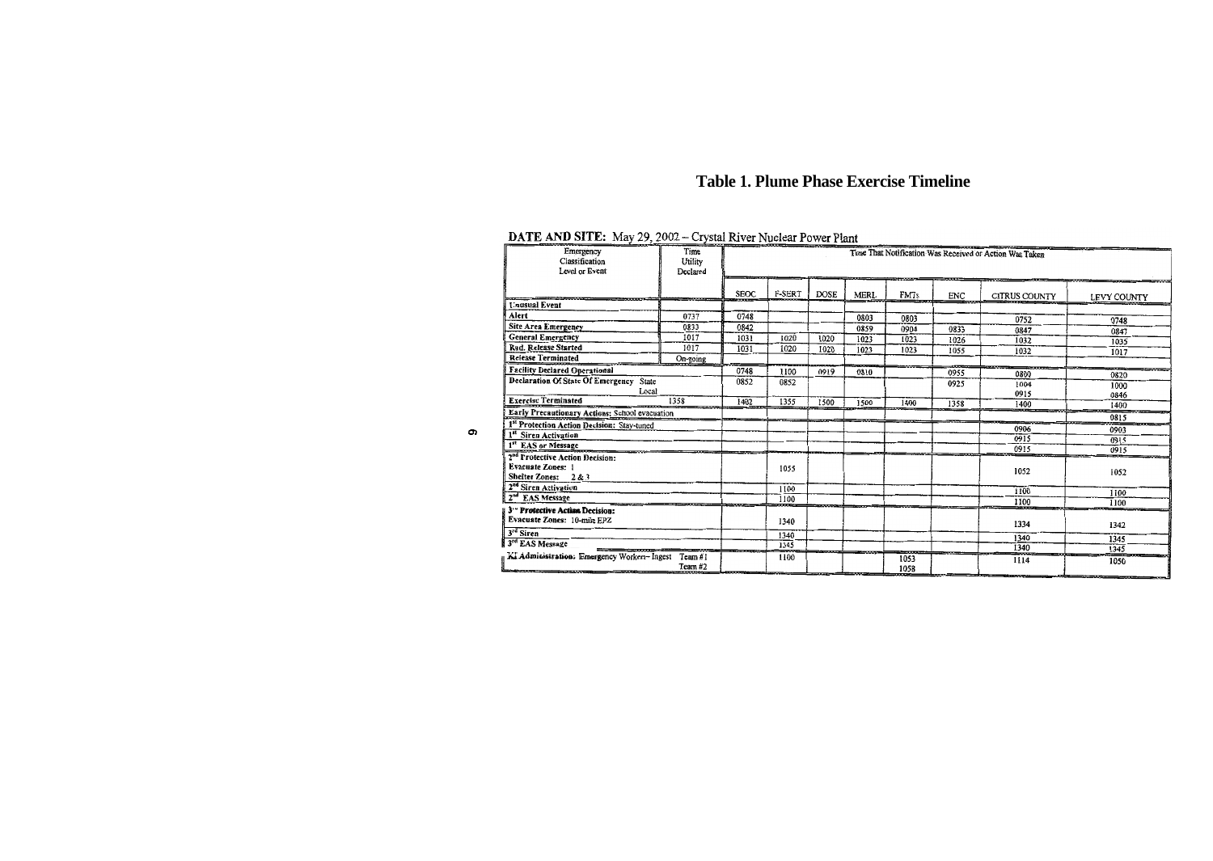# Table 1. Plume Phase Exercise Timeline

**DATE AND SITE:** May 29, 2002 – Crystal River Nuclear Power Plant

| Emergency Classification Level or Event | Time Utility Declared | Time That Notification Was Received or Action Was Taken | | | | | | | |
|---|---|---|---|---|---|---|---|---|---|
| | | SEOC | F-SERT | DOSE | MERL | FMTs | ENC | CITRUS COUNTY | LEVY COUNTY |
| **Unusual Event** | | | | | | | | | |
| **Alert** | 0737 | 0748 | | | 0803 | 0803 | | 0752 | 0748 |
| **Site Area Emergency** | 0833 | 0842 | | | 0859 | 0904 | 0833 | 0847 | 0847 |
| **General Emergency** | 1017 | 1031 | 1020 | 1020 | 1023 | 1023 | 1026 | 1032 | 1035 |
| **Rad. Release Started** | 1017 | 1031 | 1020 | 1020 | 1023 | 1023 | 1055 | 1032 | 1017 |
| **Release Terminated** | On-going | | | | | | | | |
| **Facility Declared Operational** | | 0748 | 1100 | 0919 | 0810 | | 0955 | 0800 | 0820 |
| **Declaration Of State Of Emergency** State | | 0852 | 0852 | | | | 0925 | 1004 | 1000 |
| Local | | | | | | | | 0915 | 0846 |
| **Exercise Terminated** | 1358 | 1402 | 1355 | 1500 | 1500 | 1400 | 1358 | 1400 | 1400 |
| **Early Precautionary Actions:** School evacuation | | | | | | | | | 0815 |
| **1st Protection Action Decision:** Stay-tuned | | | | | | | | 0906 | 0903 |
| **1st Siren Activation** | | | | | | | | 0915 | 0915 |
| **1st EAS or Message** | | | | | | | | 0915 | 0915 |
| **2nd Protective Action Decision:** **Evacuate Zones:** 1 **Shelter Zones:** 2 & 3 | | | 1055 | | | | | 1052 | 1052 |
| **2nd Siren Activation** | | | 1100 | | | | | 1100 | 1100 |
| **2nd EAS Message** | | | 1100 | | | | | 1100 | 1100 |
| **3rd Protective Action Decision:** **Evacuate Zones:** 10-mile EPZ | | | 1340 | | | | | 1334 | 1342 |
| **3rd Siren** | | | 1340 | | | | | 1340 | 1345 |
| **3rd EAS Message** | | | 1345 | | | | | 1340 | 1345 |
| **KI Administration:** Emergency Workers – Ingest Team #1 | | | 1100 | | | 1053 | | 1114 | 1050 |
| Team #2 | | | | | | 1058 | | | |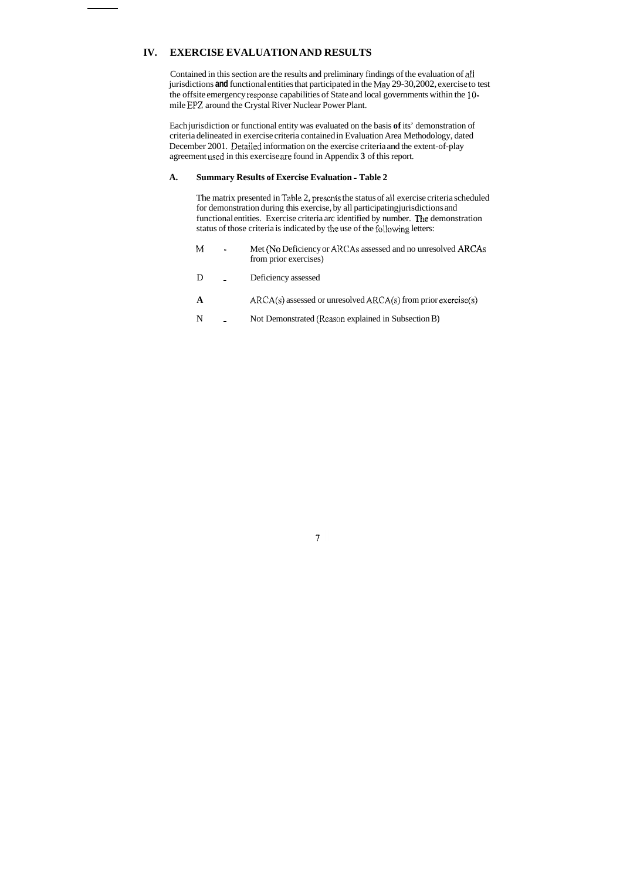## IV. EXERCISE EVALUATION AND RESULTS

Contained in this section are the results and preliminary findings of the evaluation of all jurisdictions **and** functional entities that participated in the May 29-30,2002, exercise to test the offsite emergency response capabilities of State and local governments within the 10-mile EPZ around the Crystal River Nuclear Power Plant.

Each jurisdiction or functional entity was evaluated on the basis **of** its' demonstration of criteria delineated in exercise criteria contained in Evaluation Area Methodology, dated December 2001. Detailed information on the exercise criteria and the extent-of-play agreement used in this exercise are found in Appendix **3** of this report.

### A. Summary Results of Exercise Evaluation - Table 2

The matrix presented in Table 2, presents the status of all exercise criteria scheduled for demonstration during this exercise, by all participating jurisdictions and functional entities. Exercise criteria arc identified by number. The demonstration status of those criteria is indicated by the use of the following letters:

- M - Met (No Deficiency or ARCAs assessed and no unresolved ARCAs from prior exercises)
- D - Deficiency assessed
- **A** ARCA(s) assessed or unresolved ARCA(s) from prior exercise(s)
- N - Not Demonstrated (Reason explained in Subsection B)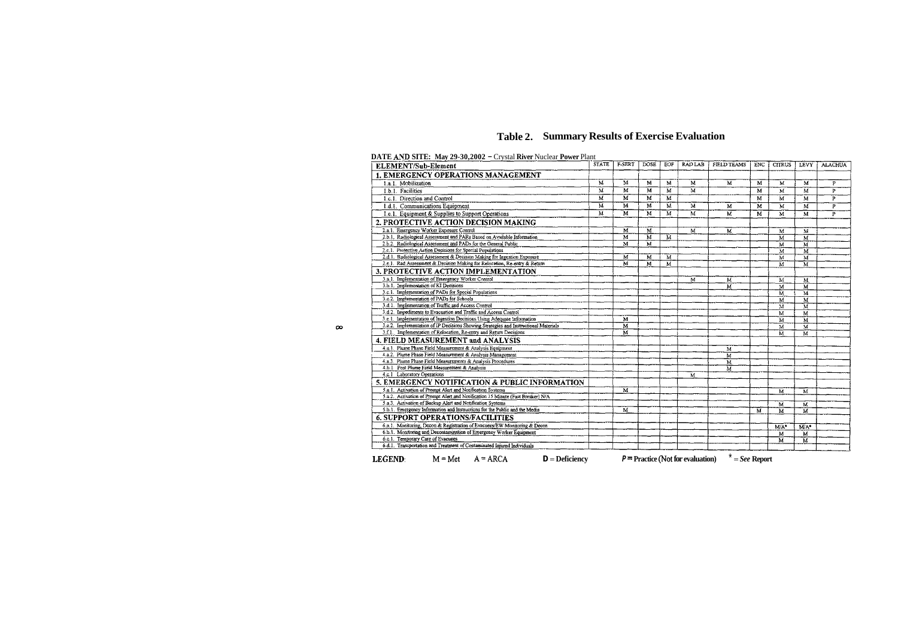# Table 2. Summary Results of Exercise Evaluation

**DATE AND SITE: May 29-30,2002 – Crystal River Nuclear Power Plant**

| ELEMENT/Sub-Element | STATE | F-SERT | DOSE | EOF | RAD LAB | FIELD TEAMS | ENC | CITRUS | LEVY | ALACHUA |
|---|---|---|---|---|---|---|---|---|---|---|
| **1. EMERGENCY OPERATIONS MANAGEMENT** | | | | | | | | | | |
| 1.a.1. Mobilization | M | M | M | M | M | M | M | M | M | P |
| 1.b.1. Facilities | M | M | M | M | M | | M | M | M | P |
| 1.c.1. Direction and Control | M | M | M | M | | | M | M | M | P |
| 1.d.1. Communications Equipment | M | M | M | M | M | M | M | M | M | P |
| 1.e.1. Equipment & Supplies to Support Operations | M | M | M | M | M | M | M | M | M | P |
| **2. PROTECTIVE ACTION DECISION MAKING** | | | | | | | | | | |
| 2.a.1. Emergency Worker Exposure Control | | M | M | | M | M | | M | M | |
| 2.b.1. Radiological Assessment and PARs Based on Available Information | | M | M | M | | | | M | M | |
| 2.b.2. Radiological Assessment and PADs for the General Public | | M | M | | | | | M | M | |
| 2.c.1. Protective Action Decisions for Special Populations | | | | | | | | M | M | |
| 2.d.1. Radiological Assessment & Decision Making for Ingestion Exposure | | M | M | M | | | | M | M | |
| 2.e.1. Rad Assessment & Decision Making for Relocation, Re-entry & Return | | M | M | M | | | | M | M | |
| **3. PROTECTIVE ACTION IMPLEMENTATION** | | | | | | | | | | |
| 3.a.1. Implementation of Emergency Worker Control | | | | | M | M | | M | M | |
| 3.b.1. Implementation of KI Decisions | | | | | | M | | M | M | |
| 3.c.1. Implementation of PADs for Special Populations | | | | | | | | M | M | |
| 3.c.2. Implementation of PADs for Schools | | | | | | | | M | M | |
| 3.d.1. Implementation of Traffic and Access Control | | | | | | | | M | M | |
| 3.d.2. Impediments to Evacuation and Traffic and Access Control | | | | | | | | M | M | |
| 3.e.1. Implementation of Ingestion Decisions Using Adequate Information | | M | | | | | | M | M | |
| 3.e.2. Implementation of IP Decisions Showing Strategies and Instructional Materials | | M | | | | | | M | M | |
| 3.f.1. Implementation of Relocation, Re-entry and Return Decisions | | M | | | | | | M | M | |
| **4. FIELD MEASUREMENT and ANALYSIS** | | | | | | | | | | |
| 4.a.1. Plume Phase Field Measurement & Analysis Equipment | | | | | | M | | | | |
| 4.a.2. Plume Phase Field Measurement & Analysis Management | | | | | | M | | | | |
| 4.a.3. Plume Phase Field Measurements & Analysis Procedures | | | | | | M | | | | |
| 4.b.1. Post Plume Field Measurement & Analysis | | | | | | M | | | | |
| 4.c.1. Laboratory Operations | | | | | M | | | | | |
| **5. EMERGENCY NOTIFICATION & PUBLIC INFORMATION** | | | | | | | | | | |
| 5.a.1. Activation of Prompt Alert and Notification Systems | | M | | | | | | M | M | |
| 5.a.2. Activation of Prompt Alert and Notification 15 Minute (Fast Breaker) N/A | | | | | | | | | | |
| 5.a.3. Activation of Backup Alert and Notification Systems | | | | | | | | M | M | |
| 5.b.1. Emergency Information and Instructions for the Public and the Media | | M | | | | | M | M | M | |
| **6. SUPPORT OPERATIONS/FACILITIES** | | | | | | | | | | |
| 6.a.1. Monitoring, Decon & Registration of Evacuees/EW Monitoring & Decon | | | | | | | | M/A* | M/A* | |
| 6.b.1. Monitoring and Decontamination of Emergency Worker Equipment | | | | | | | | M | M | |
| 6.c.1. Temporary Care of Evacuees | | | | | | | | M | M | |
| 6.d.1. Transportation and Treatment of Contaminated Injured Individuals | | | | | | | | | | |

**LEGEND**: M = Met  A = ARCA  **D** = **Deficiency**  ***P*** = **Practice (Not for evaluation)**  * = *See* **Report**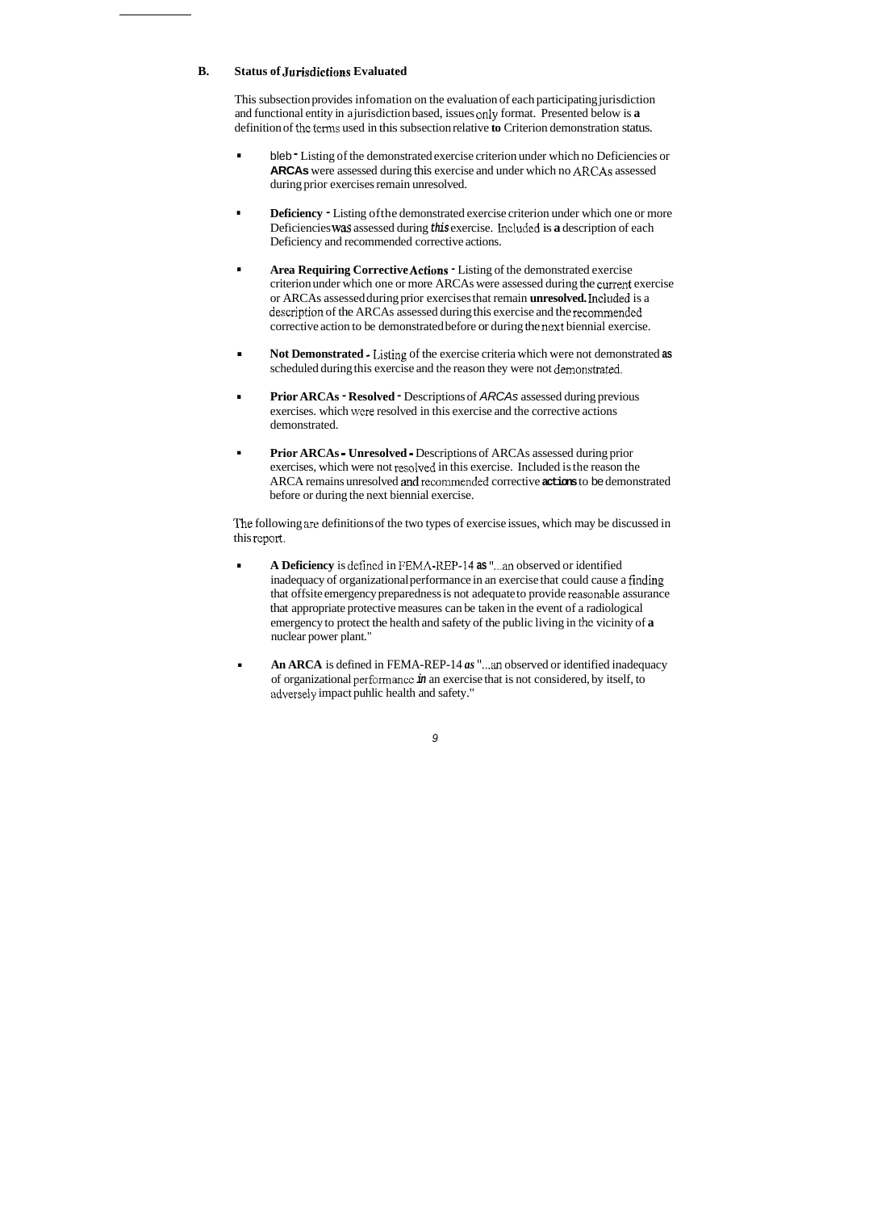## B. Status of Jurisdictions Evaluated

This subsection provides infomation on the evaluation of each participating jurisdiction and functional entity in a jurisdiction based, issues only format. Presented below is **a** definition of the terms used in this subsection relative **to** Criterion demonstration status.

- bleb - Listing of the demonstrated exercise criterion under which no Deficiencies or **ARCAs** were assessed during this exercise and under which no ARCAs assessed during prior exercises remain unresolved.

- **Deficiency** - Listing of the demonstrated exercise criterion under which one or more Deficiencies was assessed during *this* exercise. Included is **a** description of each Deficiency and recommended corrective actions.

- **Area Requiring Corrective Actions** - Listing of the demonstrated exercise criterion under which one or more ARCAs were assessed during the current exercise or ARCAs assessed during prior exercises that remain **unresolved.** Included is a description of the ARCAs assessed during this exercise and the recommended corrective action to be demonstrated before or during the next biennial exercise.

- **Not Demonstrated** - Listing of the exercise criteria which were not demonstrated **as** scheduled during this exercise and the reason they were not demonstrated.

- **Prior ARCAs - Resolved** - Descriptions of *ARCAs* assessed during previous exercises. which were resolved in this exercise and the corrective actions demonstrated.

- **Prior ARCAs - Unresolved** - Descriptions of ARCAs assessed during prior exercises, which were not resolved in this exercise. Included is the reason the ARCA remains unresolved and recommended corrective **actions** to be demonstrated before or during the next biennial exercise.

The following are definitions of the two types of exercise issues, which may be discussed in this report.

- **A Deficiency** is defined in FEMA-REP-14 **as** "...an observed or identified inadequacy of organizational performance in an exercise that could cause a finding that offsite emergency preparedness is not adequate to provide reasonable assurance that appropriate protective measures can be taken in the event of a radiological emergency to protect the health and safety of the public living in the vicinity of **a** nuclear power plant."

- **An ARCA** is defined in FEMA-REP-14 *as* "...an observed or identified inadequacy of organizational performance *in* an exercise that is not considered, by itself, to adversely impact puhlic health and safety."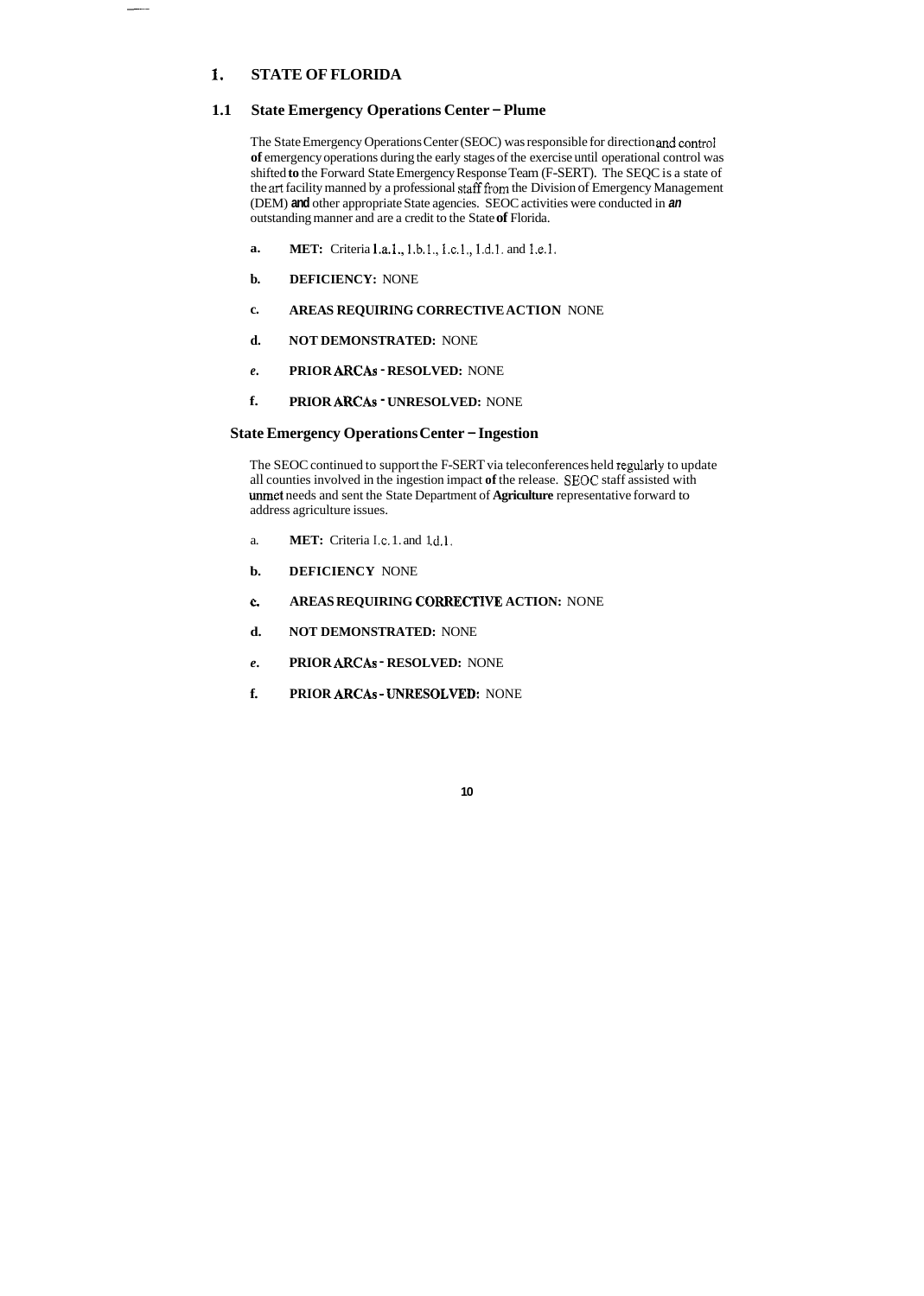# 1. STATE OF FLORIDA

## 1.1 State Emergency Operations Center – Plume

The State Emergency Operations Center (SEOC) was responsible for direction and control **of** emergency operations during the early stages of the exercise until operational control was shifted **to** the Forward State Emergency Response Team (F-SERT). The SEQC is a state of the art facility manned by a professional staff from the Division of Emergency Management (DEM) **and** other appropriate State agencies. SEOC activities were conducted in ***an*** outstanding manner and are a credit to the State **of** Florida.

- **a. MET:** Criteria 1.a.1., 1.b.1., 1.c.1., 1.d.1. and 1.e.1.
- **b. DEFICIENCY:** NONE
- **c. AREAS REQUIRING CORRECTIVE ACTION** NONE
- **d. NOT DEMONSTRATED:** NONE
- ***e.*** **PRIOR ARCAs - RESOLVED:** NONE
- **f. PRIOR ARCAs - UNRESOLVED:** NONE

## State Emergency Operations Center – Ingestion

The SEOC continued to support the F-SERT via teleconferences held regularly to update all counties involved in the ingestion impact **of** the release. SEOC staff assisted with unmet needs and sent the State Department of **Agriculture** representative forward to address agriculture issues.

- a. **MET:** Criteria 1.c.1. and 1.d.1.
- **b. DEFICIENCY** NONE
- **c. AREAS REQUIRING CORRECTIVE ACTION:** NONE
- **d. NOT DEMONSTRATED:** NONE
- ***e.*** **PRIOR ARCAs - RESOLVED:** NONE
- **f. PRIOR ARCAs - UNRESOLVED:** NONE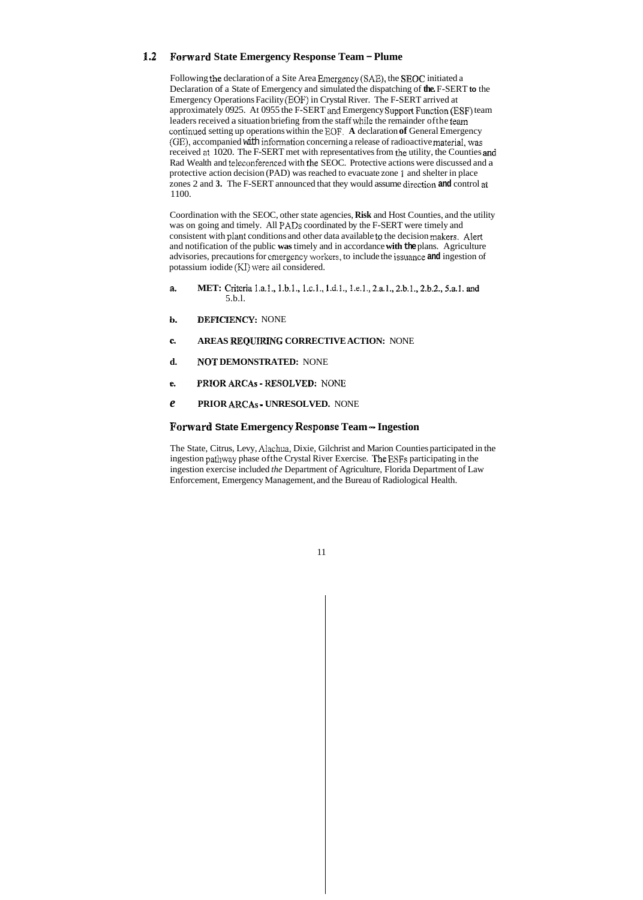## 1.2 Forward State Emergency Response Team – Plume

Following the declaration of a Site Area Emergency (SAE), the SEOC initiated a Declaration of a State of Emergency and simulated the dispatching of **the** F-SERT to the Emergency Operations Facility (EOF) in Crystal River. The F-SERT arrived at approximately 0925. At 0955 the F-SERT and Emergency Support Function (ESF) team leaders received a situation briefing from the staff while the remainder of the team continued setting up operations within the EOF. **A** declaration **of** General Emergency (GE), accompanied with information concerning a release of radioactive material, was received at 1020. The F-SERT met with representatives from the utility, the Counties and Rad Wealth and teleconferenced with the SEOC. Protective actions were discussed and a protective action decision (PAD) was reached to evacuate zone 1 and shelter in place zones 2 and **3.** The F-SERT announced that they would assume direction **and** control at 1100.

Coordination with the SEOC, other state agencies, **Risk** and Host Counties, and the utility was on going and timely. All PADs coordinated by the F-SERT were timely and consistent with plant conditions and other data available to the decision makers. Alert and notification of the public **was** timely and in accordance **with the** plans. Agriculture advisories, precautions for emergency workers, to include the issuance **and** ingestion of potassium iodide (KI) were ail considered.

a. **MET:** Criteria 1.a.1., 1.b.1., 1.c.1., 1.d.1., 1.e.1., 2.a.1., 2.b.1., 2.b.2., 5.a.1. and 5.b.1.

b. **DEFICIENCY:** NONE

c. **AREAS REQUIRING CORRECTIVE ACTION:** NONE

d. **NOT DEMONSTRATED:** NONE

e. **PRIOR ARCAs - RESOLVED:** NONE

e **PRIOR ARCAs - UNRESOLVED.** NONE

## Forward State Emergency Response Team – Ingestion

The State, Citrus, Levy, Alachua, Dixie, Gilchrist and Marion Counties participated in the ingestion pathway phase of the Crystal River Exercise. The ESFs participating in the ingestion exercise included *the* Department of Agriculture, Florida Department of Law Enforcement, Emergency Management, and the Bureau of Radiological Health.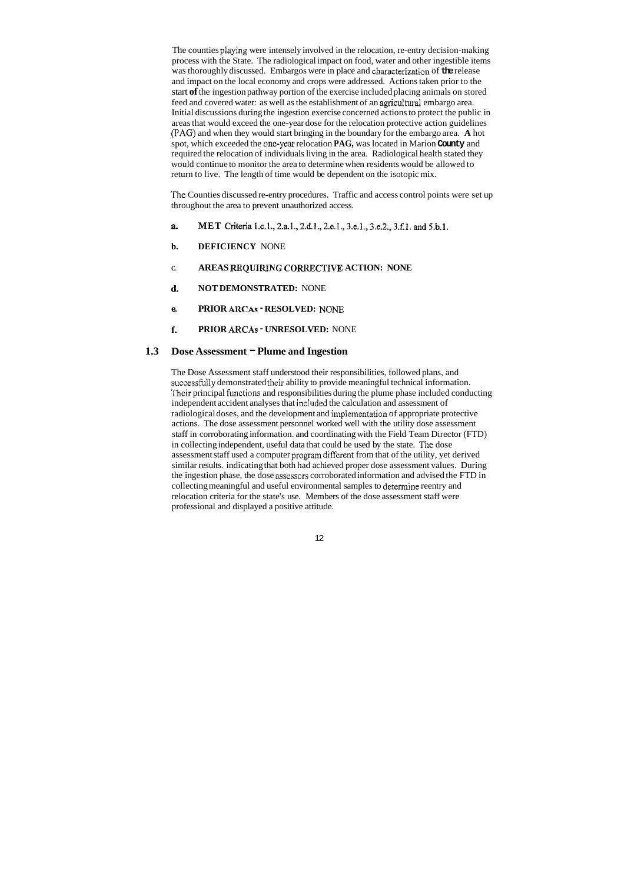The counties playing were intensely involved in the relocation, re-entry decision-making process with the State. The radiological impact on food, water and other ingestible items was thoroughly discussed. Embargos were in place and characterization of **the** release and impact on the local economy and crops were addressed. Actions taken prior to the start **of** the ingestion pathway portion of the exercise included placing animals on stored feed and covered water: as well as the establishment of an agricultural embargo area. Initial discussions during the ingestion exercise concerned actions to protect the public in areas that would exceed the one-year dose for the relocation protective action guidelines (PAG) and when they would start bringing in the boundary for the embargo area. **A** hot spot, which exceeded the one-year relocation **PAG,** was located in Marion **County** and required the relocation of individuals living in the area. Radiological health stated they would continue to monitor the area to determine when residents would be allowed to return to live. The length of time would be dependent on the isotopic mix.

The Counties discussed re-entry procedures. Traffic and access control points were set up throughout the area to prevent unauthorized access.

**a.** **MET** Criteria 1.c.1., 2.a.1., 2.d.1., 2.e.1., 3.e.1., 3.e.2., 3.f.1. and 5.b.1.

**b.** **DEFICIENCY** NONE

c. **AREAS REQUIRING CORRECTIVE ACTION: NONE**

**d.** **NOT DEMONSTRATED:** NONE

**e.** **PRIOR ARCAs - RESOLVED:** NONE

**f.** **PRIOR ARCAs - UNRESOLVED:** NONE

## 1.3 Dose Assessment – Plume and Ingestion

The Dose Assessment staff understood their responsibilities, followed plans, and successfully demonstrated their ability to provide meaningful technical information. Their principal functions and responsibilities during the plume phase included conducting independent accident analyses that included the calculation and assessment of radiological doses, and the development and implementation of appropriate protective actions. The dose assessment personnel worked well with the utility dose assessment staff in corroborating information. and coordinating with the Field Team Director (FTD) in collecting independent, useful data that could be used by the state. The dose assessment staff used a computer program different from that of the utility, yet derived similar results. indicating that both had achieved proper dose assessment values. During the ingestion phase, the dose assessors corroborated information and advised the FTD in collecting meaningful and useful environmental samples to determine reentry and relocation criteria for the state's use. Members of the dose assessment staff were professional and displayed a positive attitude.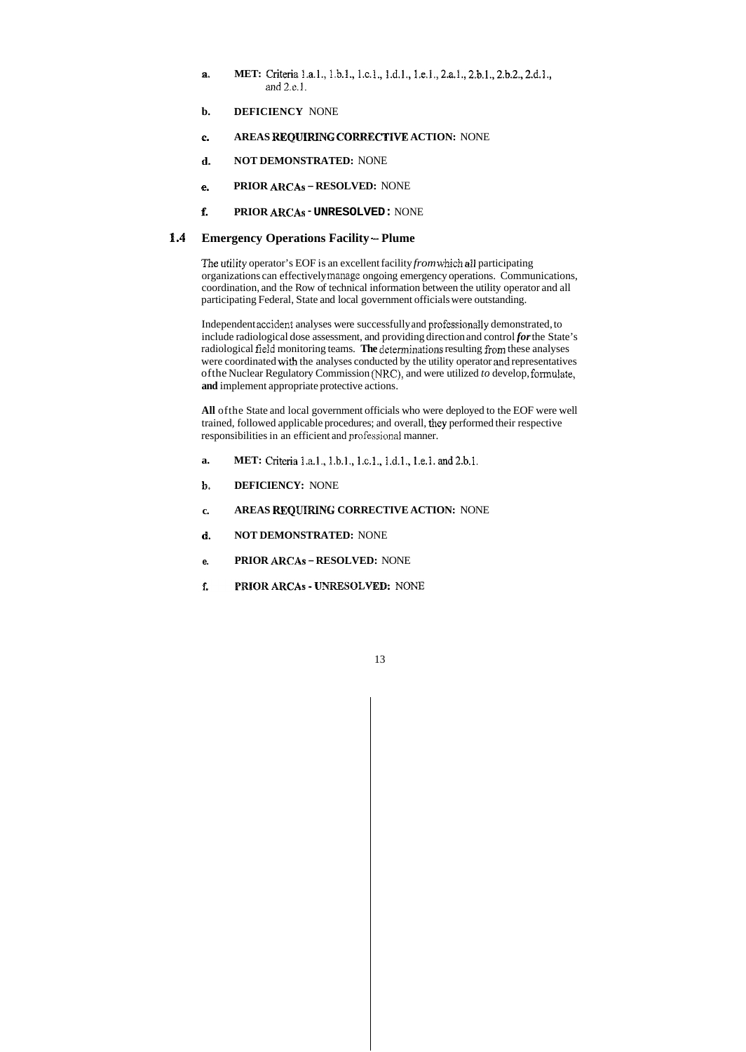a. **MET:** Criteria 1.a.1., 1.b.1., 1.c.1., 1.d.1., 1.e.1., 2.a.1., 2.b.1., 2.b.2., 2.d.1., and 2.e.1.

b. **DEFICIENCY** NONE

c. **AREAS REQUIRING CORRECTIVE ACTION:** NONE

d. **NOT DEMONSTRATED:** NONE

e. **PRIOR ARCAs – RESOLVED:** NONE

f. **PRIOR ARCAs - UNRESOLVED:** NONE

## 1.4 Emergency Operations Facility -- Plume

The utility operator's EOF is an excellent facility *from* which all participating organizations can effectively manage ongoing emergency operations. Communications, coordination, and the Row of technical information between the utility operator and all participating Federal, State and local government officials were outstanding.

Independent accident analyses were successfully and professionally demonstrated, to include radiological dose assessment, and providing direction and control ***for*** the State's radiological field monitoring teams. **The** determinations resulting from these analyses were coordinated with the analyses conducted by the utility operator and representatives of the Nuclear Regulatory Commission (NRC), and were utilized *to* develop, formulate, **and** implement appropriate protective actions.

**All** of the State and local government officials who were deployed to the EOF were well trained, followed applicable procedures; and overall, they performed their respective responsibilities in an efficient and professional manner.

a. **MET:** Criteria 1.a.1., 1.b.1., 1.c.1., 1.d.1., 1.e.1. and 2.b.1.

b. **DEFICIENCY:** NONE

c. **AREAS REQUIRING CORRECTIVE ACTION:** NONE

d. **NOT DEMONSTRATED:** NONE

e. **PRIOR ARCAs – RESOLVED:** NONE

f. **PRIOR ARCAs - UNRESOLVED:** NONE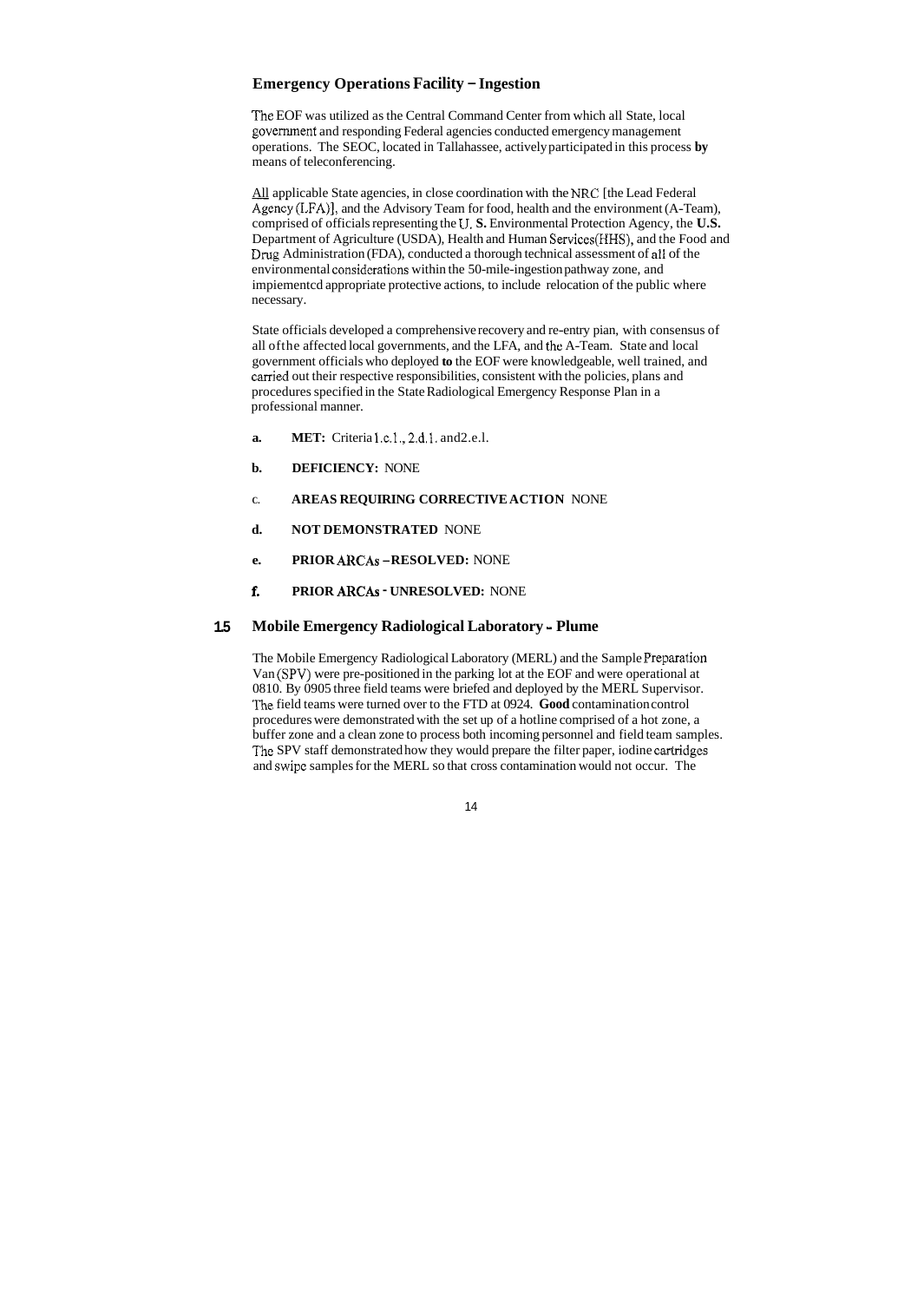### Emergency Operations Facility – Ingestion

The EOF was utilized as the Central Command Center from which all State, local government and responding Federal agencies conducted emergency management operations. The SEOC, located in Tallahassee, actively participated in this process **by** means of teleconferencing.

All applicable State agencies, in close coordination with the NRC [the Lead Federal Agency (LFA)], and the Advisory Team for food, health and the environment (A-Team), comprised of officials representing the U. **S.** Environmental Protection Agency, the **U.S.** Department of Agriculture (USDA), Health and Human Services (HHS), and the Food and Drug Administration (FDA), conducted a thorough technical assessment of all of the environmental considerations within the 50-mile-ingestion pathway zone, and impiementcd appropriate protective actions, to include relocation of the public where necessary.

State officials developed a comprehensive recovery and re-entry pian, with consensus of all of the affected local governments, and the LFA, and the A-Team. State and local government officials who deployed **to** the EOF were knowledgeable, well trained, and carried out their respective responsibilities, consistent with the policies, plans and procedures specified in the State Radiological Emergency Response Plan in a professional manner.

- **a. MET:** Criteria 1.c.1., 2.d.1. and 2.e.l.
- **b. DEFICIENCY:** NONE
- c. **AREAS REQUIRING CORRECTIVE ACTION** NONE
- **d. NOT DEMONSTRATED** NONE
- **e. PRIOR ARCAs – RESOLVED:** NONE
- **f. PRIOR ARCAs - UNRESOLVED:** NONE

## 1.5 Mobile Emergency Radiological Laboratory - Plume

The Mobile Emergency Radiological Laboratory (MERL) and the Sample Preparation Van (SPV) were pre-positioned in the parking lot at the EOF and were operational at 0810. By 0905 three field teams were briefed and deployed by the MERL Supervisor. The field teams were turned over to the FTD at 0924. **Good** contamination control procedures were demonstrated with the set up of a hotline comprised of a hot zone, a buffer zone and a clean zone to process both incoming personnel and field team samples. The SPV staff demonstrated how they would prepare the filter paper, iodine cartridges and swipe samples for the MERL so that cross contamination would not occur. The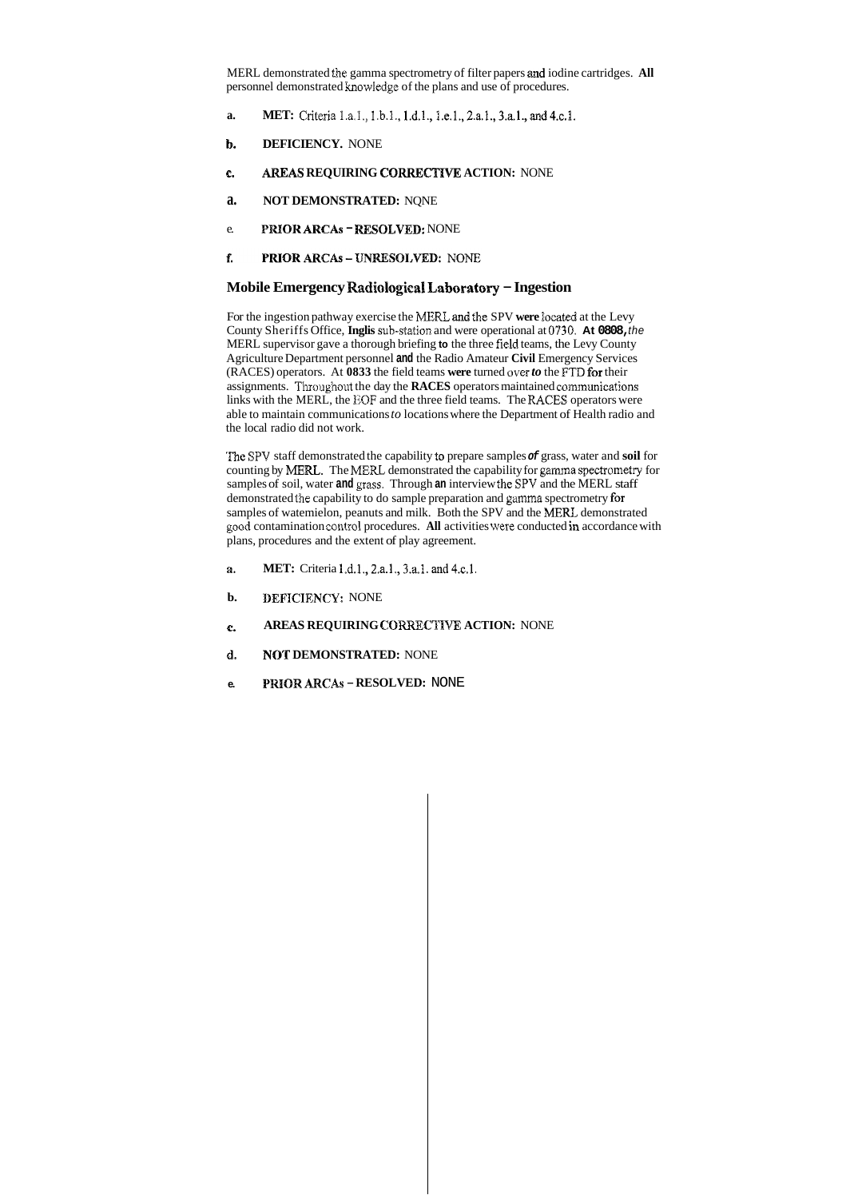MERL demonstrated the gamma spectrometry of filter papers and iodine cartridges. **All** personnel demonstrated knowledge of the plans and use of procedures.

a. **MET:** Criteria 1.a.1., 1.b.1., 1.d.1., 1.e.1., 2.a.1., 3.a.1., and 4.c.1.

b. **DEFICIENCY.** NONE

c. **AREAS REQUIRING CORRECTIVE ACTION:** NONE

a. **NOT DEMONSTRATED:** NQNE

e. **PRIOR ARCAs - RESOLVED:** NONE

f. **PRIOR ARCAs – UNRESOLVED:** NONE

### Mobile Emergency Radiological Laboratory – Ingestion

For the ingestion pathway exercise the MERL and the SPV **were** located at the Levy County Sheriffs Office, **Inglis** sub-station and were operational at 0730. **At 0808,** *the* MERL supervisor gave a thorough briefing **to** the three field teams, the Levy County Agriculture Department personnel **and** the Radio Amateur **Civil** Emergency Services (RACES) operators. At **0833** the field teams **were** turned over *to* the FTD **for** their assignments. Throughout the day the **RACES** operators maintained communications links with the MERL, the EOF and the three field teams. The RACES operators were able to maintain communications *to* locations where the Department of Health radio and the local radio did not work.

The SPV staff demonstrated the capability to prepare samples ***of*** grass, water and **soil** for counting by MERL. The MERL demonstrated the capability for gamma spectrometry for samples of soil, water **and** grass. Through **an** interview the SPV and the MERL staff demonstrated the capability to do sample preparation and gamma spectrometry **for** samples of watemielon, peanuts and milk. Both the SPV and the MERL demonstrated good contamination control procedures. **All** activities were conducted in accordance with plans, procedures and the extent of play agreement.

a. **MET:** Criteria 1.d.1., 2.a.1., 3.a.1. and 4.c.1.

b. **DEFICIENCY:** NONE

c. **AREAS REQUIRING CORRECTIVE ACTION:** NONE

d. **NOT DEMONSTRATED:** NONE

e. **PRIOR ARCAs – RESOLVED:** NONE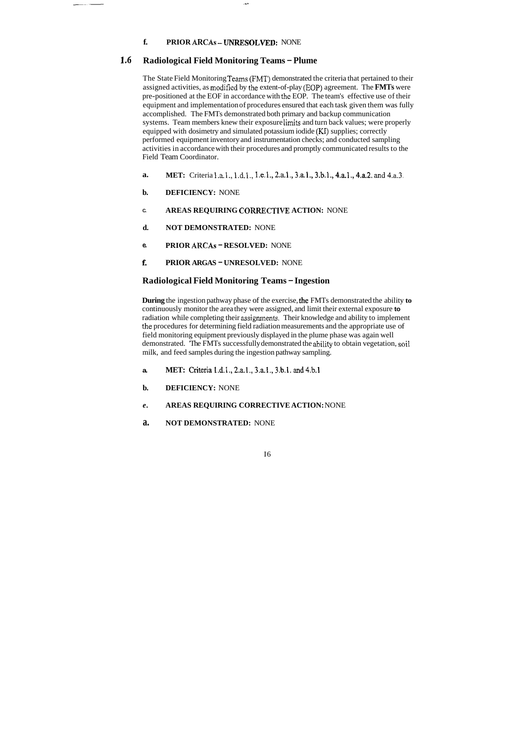**f. PRIOR ARCAs – UNRESOLVED:** NONE

## 1.6 Radiological Field Monitoring Teams – Plume

The State Field Monitoring Teams (FMT) demonstrated the criteria that pertained to their assigned activities, as modified by the extent-of-play (EOP) agreement. The **FMTs** were pre-positioned at the EOF in accordance with the EOP. The team's effective use of their equipment and implementation of procedures ensured that each task given them was fully accomplished. The FMTs demonstrated both primary and backup communication systems. Team members knew their exposure limits and turn back values; were properly equipped with dosimetry and simulated potassium iodide (KI) supplies; correctly performed equipment inventory and instrumentation checks; and conducted sampling activities in accordance with their procedures and promptly communicated results to the Field Team Coordinator.

- **a. MET:** Criteria 1.a.1., 1.d.1., 1.e.1., 2.a.1., 3.a.1., 3.b.1., 4.a.1., 4.a.2. and 4.a.3.
- **b. DEFICIENCY:** NONE
- **c. AREAS REQUIRING CORRECTIVE ACTION:** NONE
- **d. NOT DEMONSTRATED:** NONE
- **e. PRIOR ARCAs – RESOLVED:** NONE
- **f. PRIOR ARGAS – UNRESOLVED:** NONE

## Radiological Field Monitoring Teams – Ingestion

**During** the ingestion pathway phase of the exercise, the FMTs demonstrated the ability **to** continuously monitor the area they were assigned, and limit their external exposure **to** radiation while completing their assignments. Their knowledge and ability to implement the procedures for determining field radiation measurements and the appropriate use of field monitoring equipment previously displayed in the plume phase was again well demonstrated. The FMTs successfully demonstrated the ability to obtain vegetation, soil milk, and feed samples during the ingestion pathway sampling.

- **a. MET:** Criteria 1.d.1., 2.a.1., 3.a.1., 3.b.1. and 4.b.1
- **b. DEFICIENCY:** NONE
- **e. AREAS REQUIRING CORRECTIVE ACTION:** NONE
- **a. NOT DEMONSTRATED:** NONE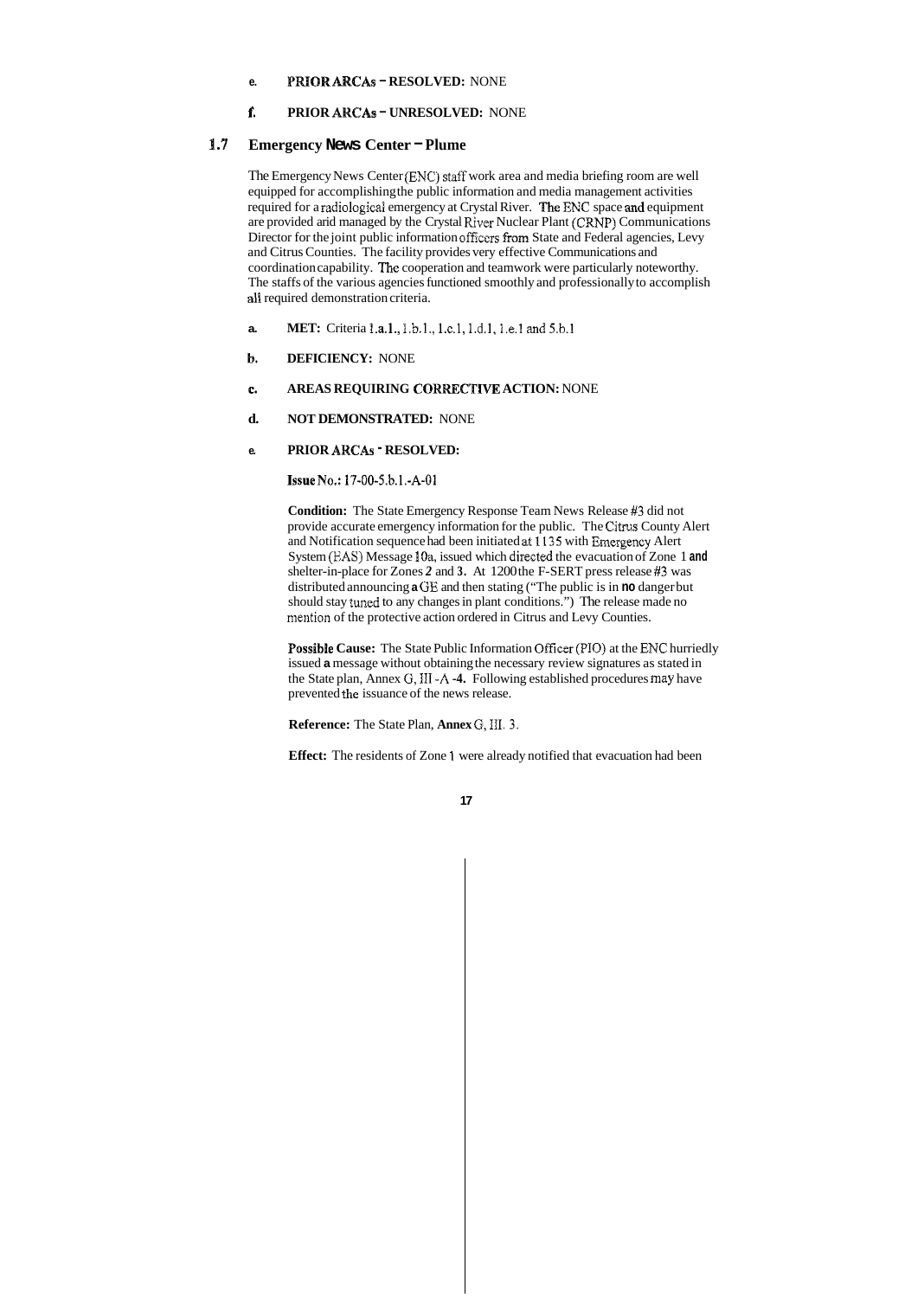**e. PRIOR ARCAs - RESOLVED:** NONE

**f. PRIOR ARCAs - UNRESOLVED:** NONE

## 1.7 Emergency News Center - Plume

The Emergency News Center (ENC) staff work area and media briefing room are well equipped for accomplishing the public information and media management activities required for a radiological emergency at Crystal River. The ENC space and equipment are provided arid managed by the Crystal River Nuclear Plant (CRNP) Communications Director for the joint public information officers from State and Federal agencies, Levy and Citrus Counties. The facility provides very effective Communications and coordination capability. The cooperation and teamwork were particularly noteworthy. The staffs of the various agencies functioned smoothly and professionally to accomplish all required demonstration criteria.

**a. MET:** Criteria 1.a.1., 1.b.1., 1.c.1, 1.d.1, 1.e.1 and 5.b.1

**b. DEFICIENCY:** NONE

**c. AREAS REQUIRING CORRECTIVE ACTION:** NONE

**d. NOT DEMONSTRATED:** NONE

**e. PRIOR ARCAs - RESOLVED:**

**Issue No.:** 17-00-5.b.1.-A-01

**Condition:** The State Emergency Response Team News Release #3 did not provide accurate emergency information for the public. The Citrus County Alert and Notification sequence had been initiated at 1135 with Emergency Alert System (EAS) Message 10a, issued which directed the evacuation of Zone 1 and shelter-in-place for Zones 2 and 3. At 1200 the F-SERT press release #3 was distributed announcing a GE and then stating ("The public is in no danger but should stay tuned to any changes in plant conditions.") The release made no mention of the protective action ordered in Citrus and Levy Counties.

**Possible Cause:** The State Public Information Officer (PIO) at the ENC hurriedly issued a message without obtaining the necessary review signatures as stated in the State plan, Annex G, III -A -4. Following established procedures may have prevented the issuance of the news release.

**Reference:** The State Plan, **Annex** G, III. 3.

**Effect:** The residents of Zone 1 were already notified that evacuation had been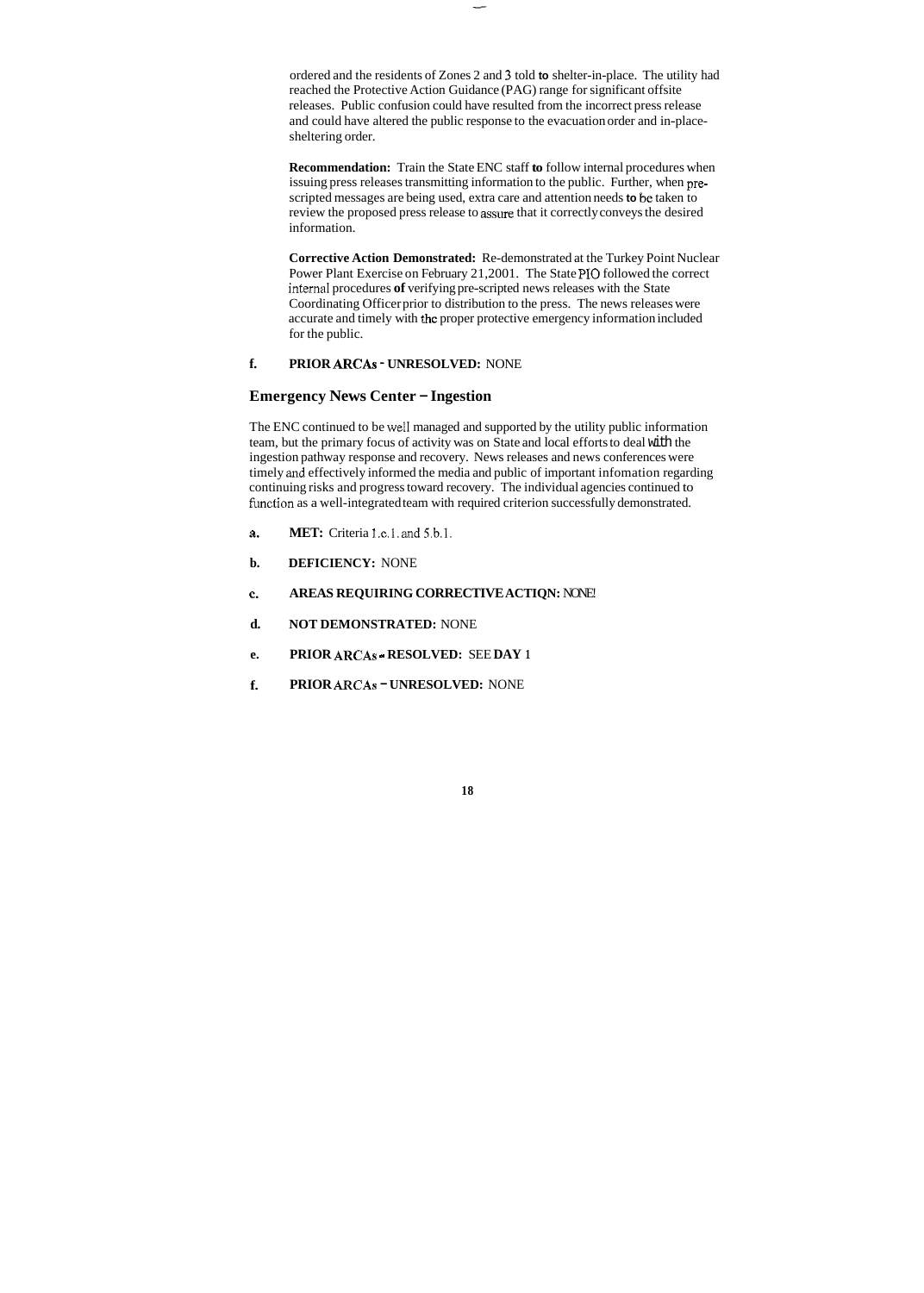ordered and the residents of Zones 2 and 3 told to shelter-in-place. The utility had reached the Protective Action Guidance (PAG) range for significant offsite releases. Public confusion could have resulted from the incorrect press release and could have altered the public response to the evacuation order and in-place-sheltering order.

**Recommendation:** Train the State ENC staff to follow internal procedures when issuing press releases transmitting information to the public. Further, when pre-scripted messages are being used, extra care and attention needs to be taken to review the proposed press release to assure that it correctly conveys the desired information.

**Corrective Action Demonstrated:** Re-demonstrated at the Turkey Point Nuclear Power Plant Exercise on February 21,2001. The State PIO followed the correct internal procedures of verifying pre-scripted news releases with the State Coordinating Officer prior to distribution to the press. The news releases were accurate and timely with the proper protective emergency information included for the public.

**f. PRIOR ARCAs - UNRESOLVED:** NONE

## Emergency News Center – Ingestion

The ENC continued to be well managed and supported by the utility public information team, but the primary focus of activity was on State and local efforts to deal with the ingestion pathway response and recovery. News releases and news conferences were timely and effectively informed the media and public of important infomation regarding continuing risks and progress toward recovery. The individual agencies continued to function as a well-integrated team with required criterion successfully demonstrated.

**a. MET:** Criteria 1.c.1. and 5.b.1.

**b. DEFICIENCY:** NONE

**c. AREAS REQUIRING CORRECTIVE ACTIQN:** NONE!

**d. NOT DEMONSTRATED:** NONE

**e. PRIOR ARCAs - RESOLVED:** SEE **DAY** 1

**f. PRIOR ARCAs - UNRESOLVED:** NONE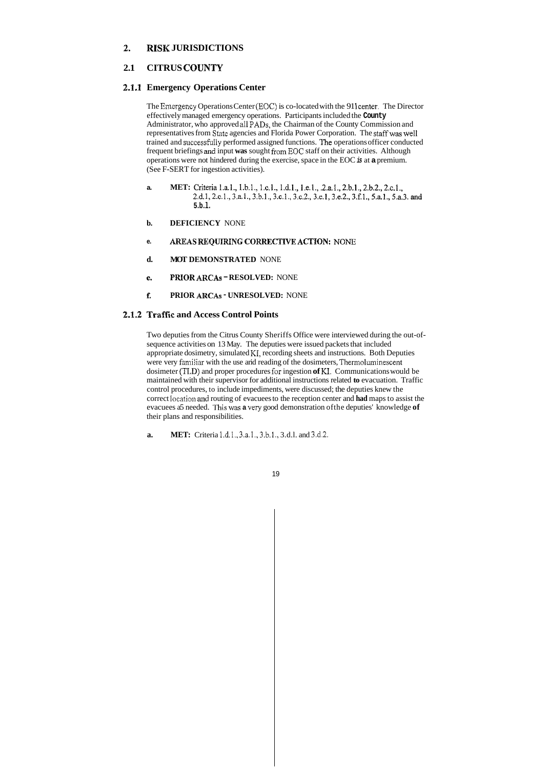## 2. RISK JURISDICTIONS

### 2.1 CITRUS COUNTY

#### 2.1.1 Emergency Operations Center

The Emergency Operations Center (EOC) is co-located with the 911 center. The Director effectively managed emergency operations. Participants included the **County** Administrator, who approved all PADs, the Chairman of the County Commission and representatives from State agencies and Florida Power Corporation. The staff was well trained and successfully performed assigned functions. The operations officer conducted frequent briefings and input **was** sought from EOC staff on their activities. Although operations were not hindered during the exercise, space in the EOC *is* at **a** premium. (See F-SERT for ingestion activities).

a. **MET:** Criteria 1.a.1., 1.b.1., 1.c.1., 1.d.1., 1.e.1., 2.a.1., 2.b.1., 2.b.2., 2.c.1., 2.d.1, 2.e.1., 3.a.1., 3.b.1., 3.c.1., 3.c.2., 3.e.1, 3.e.2., 3.f.1., 5.a.1., 5.a.3. and 5.b.1.

b. **DEFICIENCY** NONE

c. **AREAS REQUIRING CORRECTIVE ACTION:** NONE

d. **NOT DEMONSTRATED** NONE

e. **PRIOR ARCAs - RESOLVED:** NONE

f. **PRIOR ARCAs - UNRESOLVED:** NONE

#### 2.1.2 Traffic and Access Control Points

Two deputies from the Citrus County Sheriffs Office were interviewed during the out-of-sequence activities on 13 May. The deputies were issued packets that included appropriate dosimetry, simulated KI, recording sheets and instructions. Both Deputies were very familiar with the use and reading of the dosimeters, Thermoluminescent dosimeter (TLD) and proper procedures for ingestion **of** KI. Communications would be maintained with their supervisor for additional instructions related **to** evacuation. Traffic control procedures, to include impediments, were discussed; the deputies knew the correct location and routing of evacuees to the reception center and **had** maps to assist the evacuees as needed. This was **a** very good demonstration of the deputies' knowledge **of** their plans and responsibilities.

a. **MET:** Criteria 1.d.1., 3.a.1., 3.b.1., 3.d.1. and 3.d.2.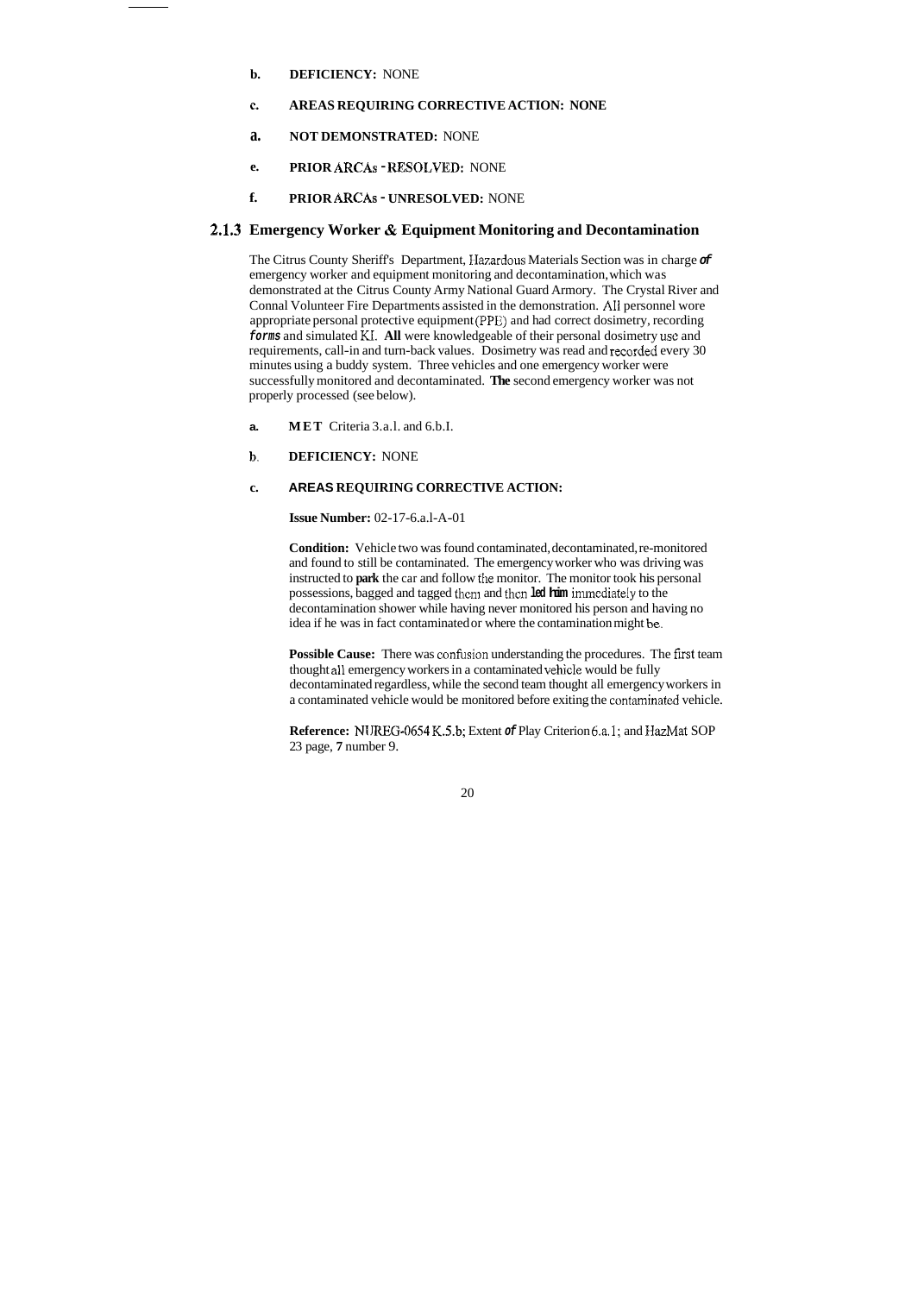**b. DEFICIENCY:** NONE

**c. AREAS REQUIRING CORRECTIVE ACTION: NONE**

**a. NOT DEMONSTRATED:** NONE

**e. PRIOR ARCAs - RESOLVED:** NONE

**f. PRIOR ARCAs - UNRESOLVED:** NONE

### 2.1.3 Emergency Worker & Equipment Monitoring and Decontamination

The Citrus County Sheriff's Department, Hazardous Materials Section was in charge of emergency worker and equipment monitoring and decontamination, which was demonstrated at the Citrus County Army National Guard Armory. The Crystal River and Connal Volunteer Fire Departments assisted in the demonstration. All personnel wore appropriate personal protective equipment (PPE) and had correct dosimetry, recording forms and simulated KI. All were knowledgeable of their personal dosimetry use and requirements, call-in and turn-back values. Dosimetry was read and recorded every 30 minutes using a buddy system. Three vehicles and one emergency worker were successfully monitored and decontaminated. The second emergency worker was not properly processed (see below).

**a. MET** Criteria 3.a.l. and 6.b.I.

**b. DEFICIENCY:** NONE

**c. AREAS REQUIRING CORRECTIVE ACTION:**

**Issue Number:** 02-17-6.a.l-A-01

**Condition:** Vehicle two was found contaminated, decontaminated, re-monitored and found to still be contaminated. The emergency worker who was driving was instructed to park the car and follow the monitor. The monitor took his personal possessions, bagged and tagged them and then led him immediately to the decontamination shower while having never monitored his person and having no idea if he was in fact contaminated or where the contamination might be.

**Possible Cause:** There was confusion understanding the procedures. The first team thought all emergency workers in a contaminated vehicle would be fully decontaminated regardless, while the second team thought all emergency workers in a contaminated vehicle would be monitored before exiting the contaminated vehicle.

**Reference:** NUREG-0654 K.5.b; Extent of Play Criterion 6.a.1; and HazMat SOP 23 page, 7 number 9.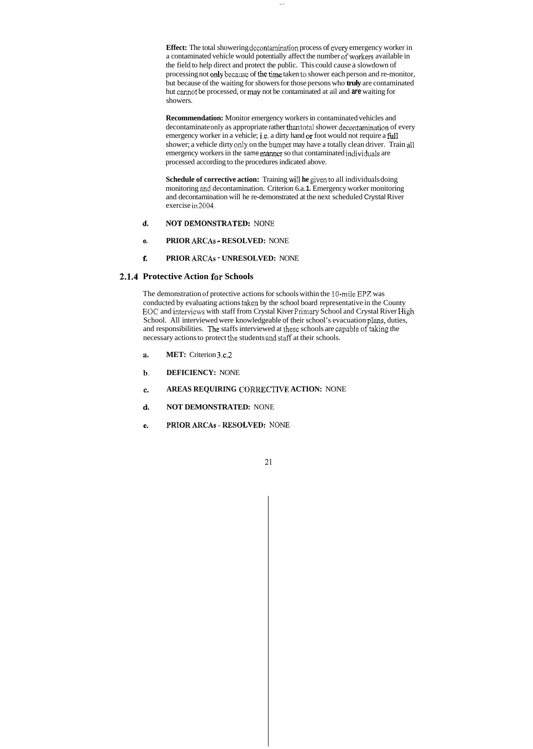**Effect:** The total showering decontamination process of every emergency worker in a contaminated vehicle would potentially affect the number of workers available in the field to help direct and protect the public. This could cause a slowdown of processing not only because of the time taken to shower each person and re-monitor, but because of the waiting for showers for those persons who **truly** are contaminated hut cannot be processed, or may not be contaminated at ail and **are** waiting for showers.

**Recommendation:** Monitor emergency workers in contaminated vehicles and decontaminate only as appropriate rather than total shower decontamination of every emergency worker in a vehicle; i.e. a dirty hand or foot would not require a full shower; a vehicle dirty only on the bumper may have a totally clean driver. Train all emergency workers in the same manner so that contaminated individuals are processed according to the procedures indicated above.

**Schedule of corrective action:** Training will he given to all individuals doing monitoring and decontamination. Criterion 6.a.1. Emergency worker monitoring and decontamination will he re-demonstrated at the next scheduled Crystal River exercise in 2004.

d. **NOT DEMONSTRATED:** NONE

e. **PRIOR ARCAs - RESOLVED:** NONE

f. **PRIOR ARCAs - UNRESOLVED:** NONE

### 2.1.4 Protective Action for Schools

The demonstration of protective actions for schools within the 10-mile EPZ was conducted by evaluating actions taken by the school board representative in the County EOC and interviews with staff from Crystal Kiver Primary School and Crystal River High School. All interviewed were knowledgeable of their school's evacuation plans, duties, and responsibilities. The staffs interviewed at these schools are capable of taking the necessary actions to protect the students and staff at their schools.

a. **MET:** Criterion 3.c.2

b. **DEFICIENCY:** NONE

c. **AREAS REQUIRING CORRECTIVE ACTION:** NONE

d. **NOT DEMONSTRATED:** NONE

e. **PRIOR ARCAs - RESOLVED:** NONE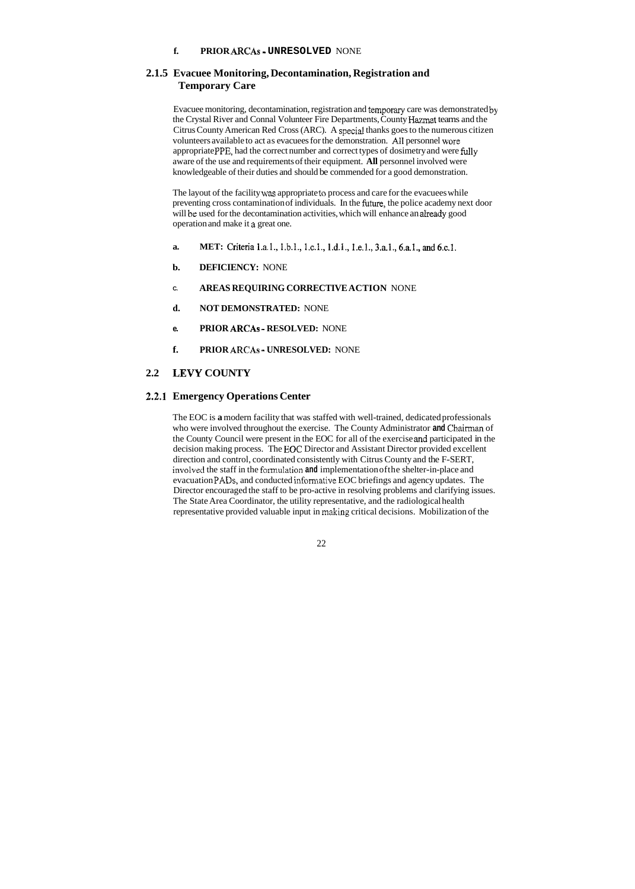**f. PRIOR ARCAs - UNRESOLVED** NONE

### 2.1.5 Evacuee Monitoring, Decontamination, Registration and Temporary Care

Evacuee monitoring, decontamination, registration and temporary care was demonstrated by the Crystal River and Connal Volunteer Fire Departments, County Hazmat teams and the Citrus County American Red Cross (ARC). A special thanks goes to the numerous citizen volunteers available to act as evacuees for the demonstration. All personnel wore appropriate PPE, had the correct number and correct types of dosimetry and were fully aware of the use and requirements of their equipment. **All** personnel involved were knowledgeable of their duties and should be commended for a good demonstration.

The layout of the facility was appropriate to process and care for the evacuees while preventing cross contamination of individuals. In the future, the police academy next door will be used for the decontamination activities, which will enhance an already good operation and make it a great one.

a. **MET:** Criteria 1.a.1., 1.b.1., 1.c.1., 1.d.1., 1.e.1., 3.a.1., 6.a.1., and 6.c.1.

b. **DEFICIENCY:** NONE

c. **AREAS REQUIRING CORRECTIVE ACTION** NONE

d. **NOT DEMONSTRATED:** NONE

e. **PRIOR ARCAs - RESOLVED:** NONE

f. **PRIOR ARCAs - UNRESOLVED:** NONE

## 2.2 LEVY COUNTY

### 2.2.1 Emergency Operations Center

The EOC is **a** modern facility that was staffed with well-trained, dedicated professionals who were involved throughout the exercise. The County Administrator **and** Chairman of the County Council were present in the EOC for all of the exercise and participated in the decision making process. The EOC Director and Assistant Director provided excellent direction and control, coordinated consistently with Citrus County and the F-SERT, involved the staff in the formulation **and** implementation of the shelter-in-place and evacuation PADs, and conducted informative EOC briefings and agency updates. The Director encouraged the staff to be pro-active in resolving problems and clarifying issues. The State Area Coordinator, the utility representative, and the radiological health representative provided valuable input in making critical decisions. Mobilization of the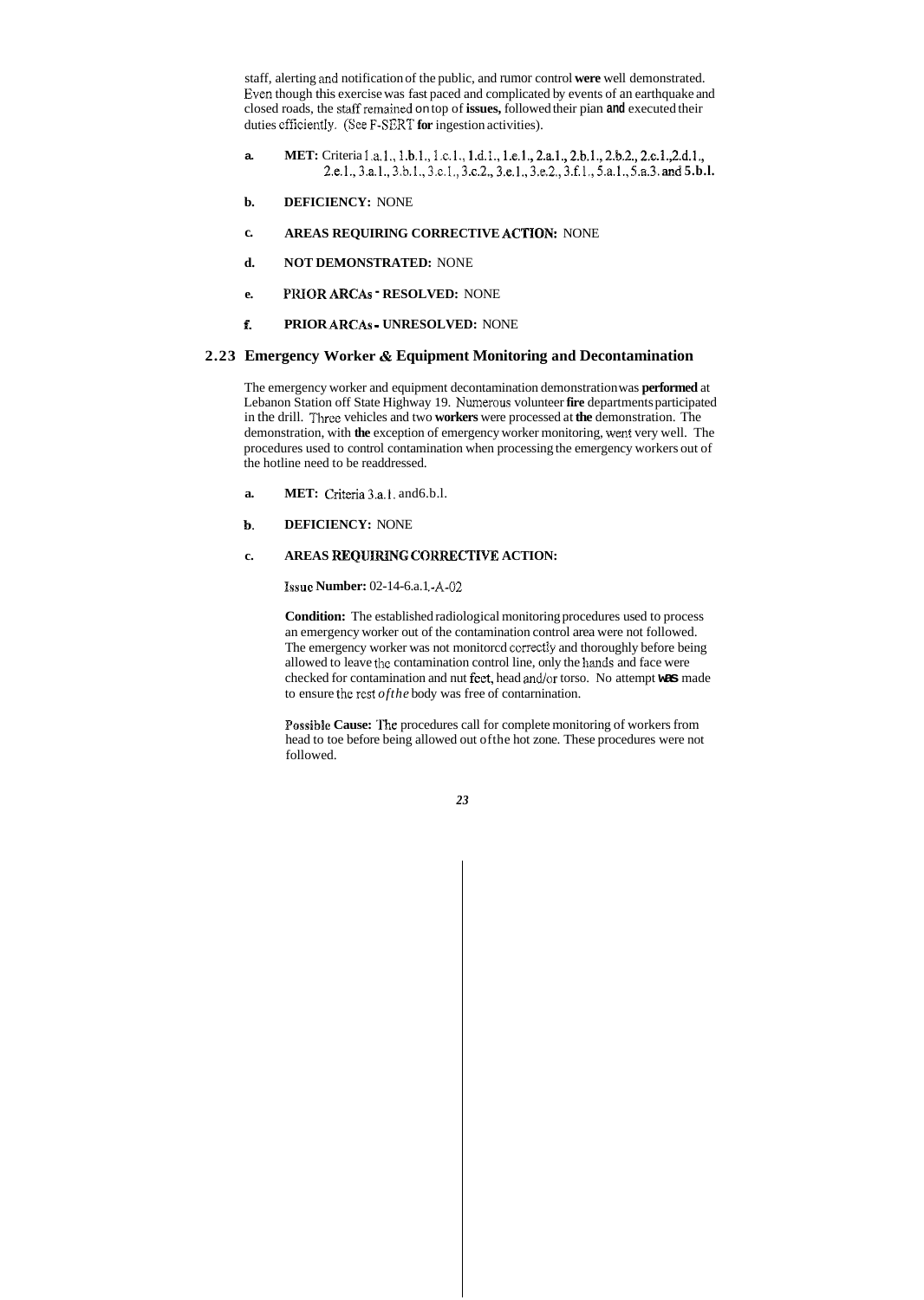staff, alerting and notification of the public, and rumor control were well demonstrated. Even though this exercise was fast paced and complicated by events of an earthquake and closed roads, the staff remained on top of issues, followed their pian and executed their duties efficiently. (See F-SERT for ingestion activities).

**a. MET:** Criteria 1.a.1., 1.b.1., 1.c.1., 1.d.1., 1.e.1., 2.a.1., 2.b.1., 2.b.2., 2.c.1.,2.d.1., 2.e.1., 3.a.1., 3.b.1., 3.c.1., 3.c.2., 3.e.1., 3.e.2., 3.f.1., 5.a.1., 5.a.3. and 5.b.l.

**b. DEFICIENCY:** NONE

**c. AREAS REQUIRING CORRECTIVE ACTION:** NONE

**d. NOT DEMONSTRATED:** NONE

**e. PRIOR ARCAs - RESOLVED:** NONE

**f. PRIOR ARCAs - UNRESOLVED:** NONE

## 2.23 Emergency Worker & Equipment Monitoring and Decontamination

The emergency worker and equipment decontamination demonstration was performed at Lebanon Station off State Highway 19. Numerous volunteer fire departments participated in the drill. Three vehicles and two workers were processed at the demonstration. The demonstration, with the exception of emergency worker monitoring, went very well. The procedures used to control contamination when processing the emergency workers out of the hotline need to be readdressed.

**a. MET:** Criteria 3.a.1. and6.b.l.

**b. DEFICIENCY:** NONE

**c. AREAS REQUIRING CORRECTIVE ACTION:**

**Issue Number:** 02-14-6.a.1.-A-02

**Condition:** The established radiological monitoring procedures used to process an emergency worker out of the contamination control area were not followed. The emergency worker was not monitorcd correctly and thoroughly before being allowed to leave the contamination control line, only the hands and face were checked for contamination and nut feet, head and/or torso. No attempt was made to ensure the rest ofthe body was free of contarnination.

**Possible Cause:** The procedures call for complete monitoring of workers from head to toe before being allowed out ofthe hot zone. These procedures were not followed.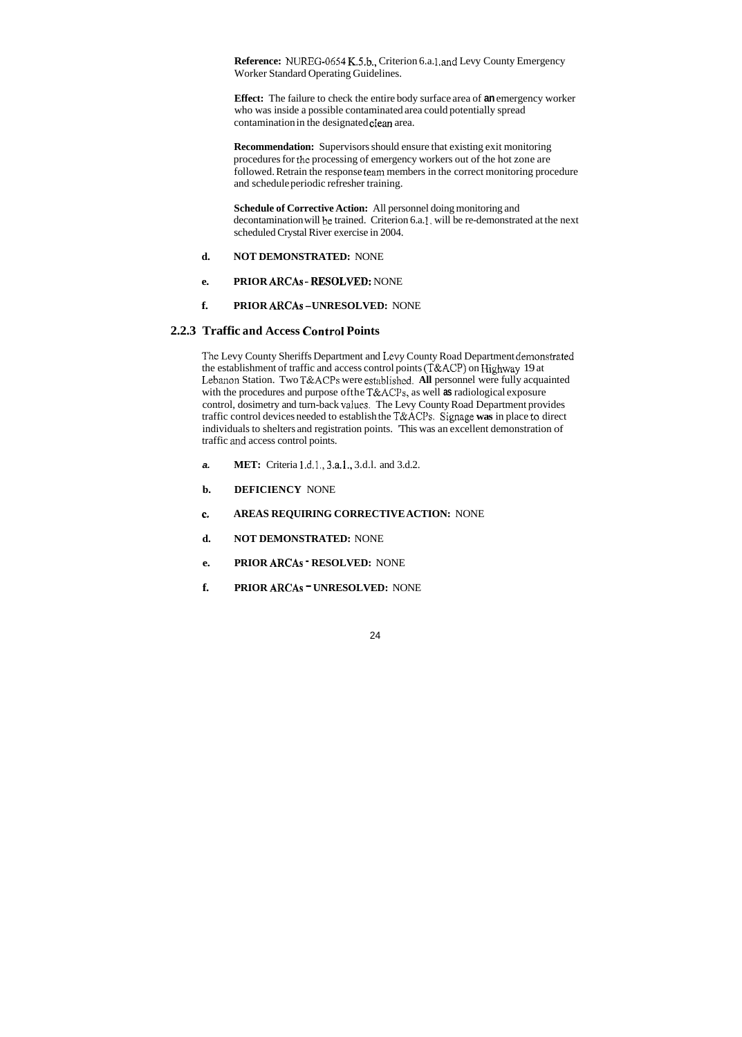**Reference:** NUREG-0654 K.5.b., Criterion 6.a.1.and Levy County Emergency Worker Standard Operating Guidelines.

**Effect:** The failure to check the entire body surface area of **an** emergency worker who was inside a possible contaminated area could potentially spread contamination in the designated clean area.

**Recommendation:** Supervisors should ensure that existing exit monitoring procedures for the processing of emergency workers out of the hot zone are followed. Retrain the response team members in the correct monitoring procedure and schedule periodic refresher training.

**Schedule of Corrective Action:** All personnel doing monitoring and decontamination will be trained. Criterion 6.a.1. will be re-demonstrated at the next scheduled Crystal River exercise in 2004.

**d. NOT DEMONSTRATED:** NONE

**e. PRIOR ARCAs - RESOLVED:** NONE

**f. PRIOR ARCAs – UNRESOLVED:** NONE

### 2.2.3 Traffic and Access Control Points

The Levy County Sheriffs Department and Levy County Road Department demonstrated the establishment of traffic and access control points (T&ACP) on Highway 19 at Lebanon Station. Two T&ACPs were established. **All** personnel were fully acquainted with the procedures and purpose of the T&ACPs, as well **as** radiological exposure control, dosimetry and turn-back values. The Levy County Road Department provides traffic control devices needed to establish the T&ACPs. Signage **was** in place to direct individuals to shelters and registration points. This was an excellent demonstration of traffic and access control points.

***a.*** **MET:** Criteria 1.d.1., 3.a.1., 3.d.1. and 3.d.2.

**b. DEFICIENCY** NONE

**c. AREAS REQUIRING CORRECTIVE ACTION:** NONE

**d. NOT DEMONSTRATED:** NONE

**e. PRIOR ARCAs - RESOLVED:** NONE

**f. PRIOR ARCAs - UNRESOLVED:** NONE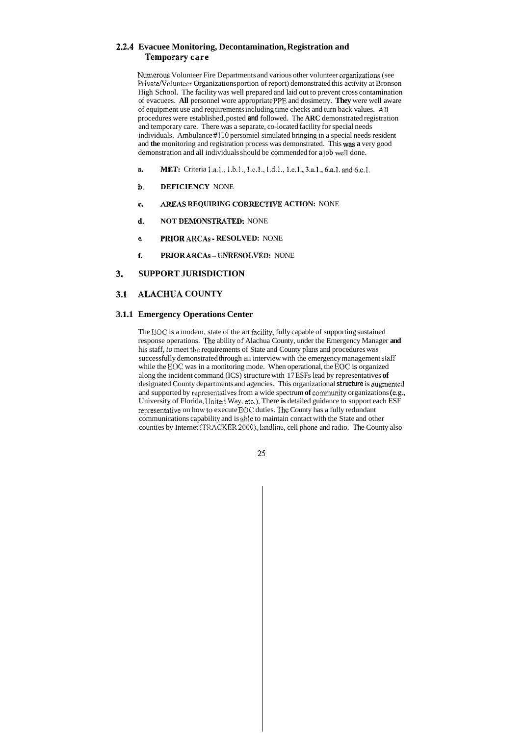### 2.2.4 Evacuee Monitoring, Decontamination, Registration and Temporary care

Numerous Volunteer Fire Departments and various other volunteer organizations (see Private/Volunteer Organizations portion of report) demonstrated this activity at Bronson High School. The facility was well prepared and laid out to prevent cross contamination of evacuees. **All** personnel wore appropriate PPE and dosimetry. **They** were well aware of equipment use and requirements including time checks and turn back values. All procedures were established, posted **and** followed. The **ARC** demonstrated registration and temporary care. There was a separate, co-located facility for special needs individuals. Ambulance #110 persomiel simulated bringing in a special needs resident and **the** monitoring and registration process was demonstrated. This was **a** very good demonstration and all individuals should be commended for **a** job well done.

a. **MET:** Criteria 1.a.1., 1.b.1., 1.c.1., 1.d.1., 1.e.1., 3.a.1., 6.a.1. and 6.c.1.

b. **DEFICIENCY** NONE

c. **AREAS REQUIRING CORRECTIVE ACTION:** NONE

d. **NOT DEMONSTRATED:** NONE

e. **PRIOR ARCAs - RESOLVED:** NONE

f. **PRIOR ARCAs – UNRESOLVED:** NONE

## 3. SUPPORT JURISDICTION

## 3.1 ALACHUA COUNTY

### 3.1.1 Emergency Operations Center

The EOC is a modem, state of the art facility, fully capable of supporting sustained response operations. The ability of Alachua County, under the Emergency Manager **and** his staff, *to* meet the requirements of State and County plans and procedures was successfully demonstrated through an interview with the emergency management staff while the EOC was in a monitoring mode. When operational, the EOC is organized along the incident command (ICS) structure with 17 ESFs lead by representatives **of** designated County departments and agencies. This organizational **structure** is augmented and supported by representatives from a wide spectrum **of** community organizations (e.g., University of Florida, United Way, etc.). There **is** detailed guidance to support each ESF representative on how to execute EOC duties. The County has a fully redundant communications capability and is able to maintain contact with the State and other counties by Internet (TRACKER 2000), landline, cell phone and radio. The County also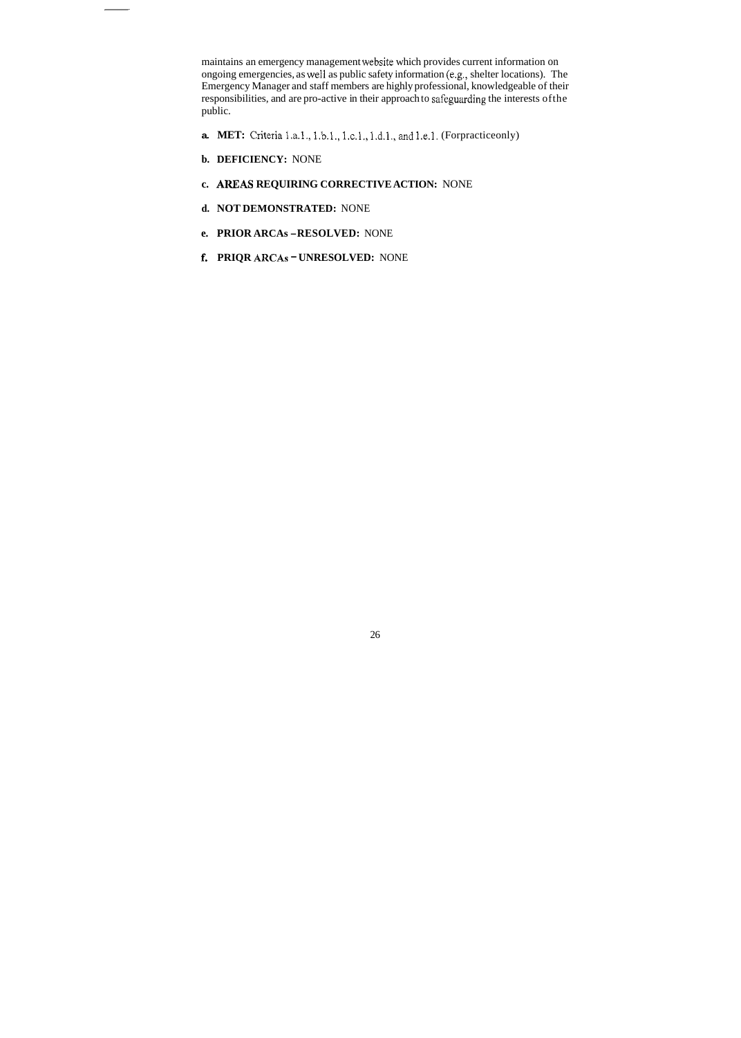maintains an emergency management website which provides current information on ongoing emergencies, as well as public safety information (e.g., shelter locations). The Emergency Manager and staff members are highly professional, knowledgeable of their responsibilities, and are pro-active in their approach to safeguarding the interests of the public.

a. **MET:** Criteria 1.a.1., 1.b.1., 1.c.1., 1.d.1., and 1.e.1. (For practice only)

b. **DEFICIENCY:** NONE

c. **AREAS REQUIRING CORRECTIVE ACTION:** NONE

d. **NOT DEMONSTRATED:** NONE

e. **PRIOR ARCAs – RESOLVED:** NONE

f. **PRIQR ARCAs – UNRESOLVED:** NONE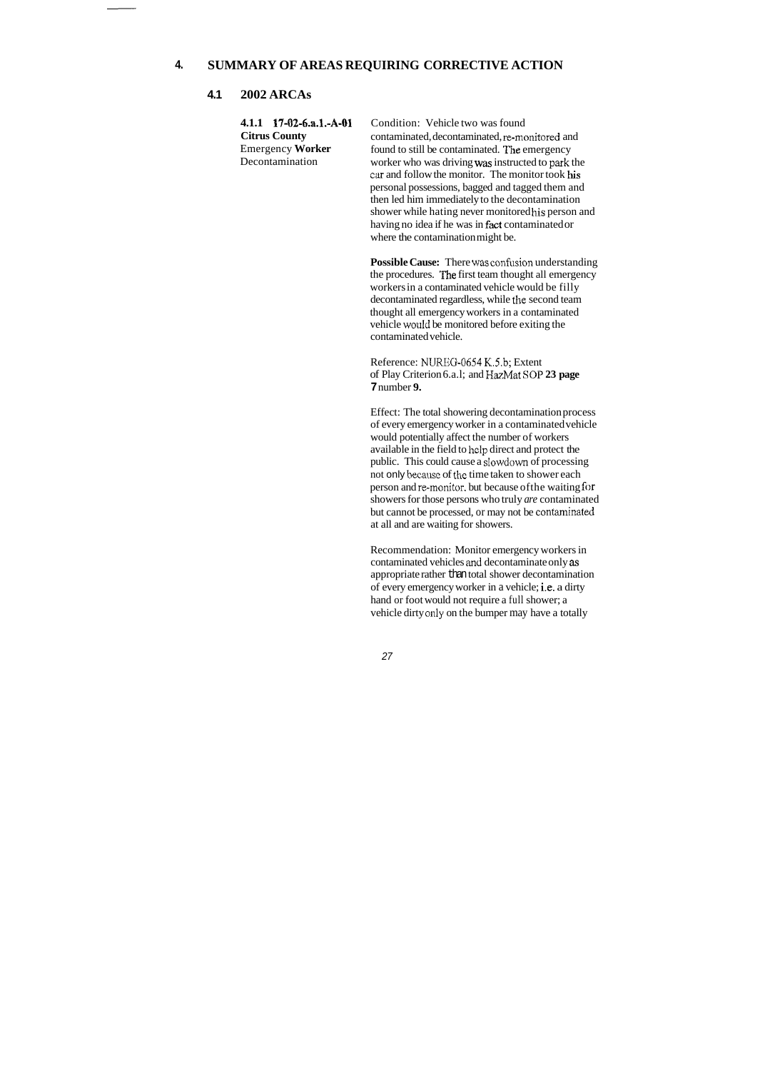## 4. SUMMARY OF AREAS REQUIRING CORRECTIVE ACTION

### 4.1 2002 ARCAs

**4.1.1 17-02-6.a.1.-A-01**
**Citrus County**
Emergency **Worker** Decontamination

Condition: Vehicle two was found contaminated, decontaminated, re-monitored and found to still be contaminated. The emergency worker who was driving was instructed to park the car and follow the monitor. The monitor took his personal possessions, bagged and tagged them and then led him immediately to the decontamination shower while hating never monitored his person and having no idea if he was in fact contaminated or where the contamination might be.

**Possible Cause:** There was confusion understanding the procedures. The first team thought all emergency workers in a contaminated vehicle would be filly decontaminated regardless, while the second team thought all emergency workers in a contaminated vehicle would be monitored before exiting the contaminated vehicle.

Reference: NUREG-0654 K.5.b; Extent of Play Criterion 6.a.l; and HazMat SOP **23 page 7** number **9.**

Effect: The total showering decontamination process of every emergency worker in a contaminated vehicle would potentially affect the number of workers available in the field to help direct and protect the public. This could cause a slowdown of processing not only because of the time taken to shower each person and re-monitor. but because of the waiting for showers for those persons who truly *are* contaminated but cannot be processed, or may not be contaminated at all and are waiting for showers.

Recommendation: Monitor emergency workers in contaminated vehicles and decontaminate only as appropriate rather than total shower decontamination of every emergency worker in a vehicle; i.e. a dirty hand or foot would not require a full shower; a vehicle dirty only on the bumper may have a totally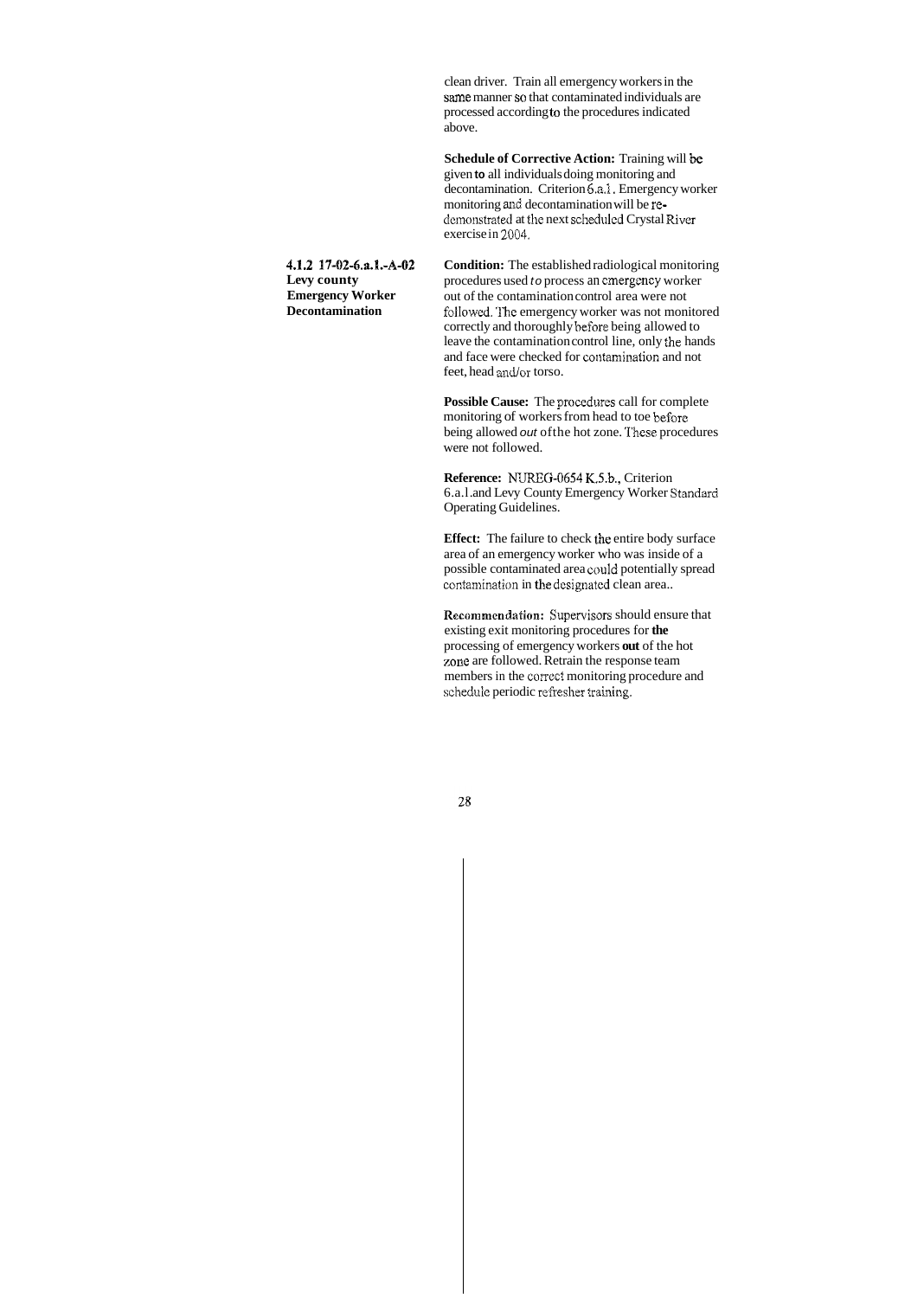clean driver. Train all emergency workers in the same manner so that contaminated individuals are processed according to the procedures indicated above.

**Schedule of Corrective Action:** Training will be given **to** all individuals doing monitoring and decontamination. Criterion 6.a.1. Emergency worker monitoring and decontamination will be re-demonstrated at the next scheduled Crystal River exercise in 2004.

**4.1.2 17-02-6.a.1.-A-02**
**Levy county**
**Emergency Worker**
**Decontamination**

**Condition:** The established radiological monitoring procedures used *to* process an emergency worker out of the contamination control area were not followed. The emergency worker was not monitored correctly and thoroughly before being allowed to leave the contamination control line, only the hands and face were checked for contamination and not feet, head and/or torso.

**Possible Cause:** The procedures call for complete monitoring of workers from head to toe before being allowed *out* of the hot zone. These procedures were not followed.

**Reference:** NUREG-0654 K.5.b., Criterion 6.a.1.and Levy County Emergency Worker Standard Operating Guidelines.

**Effect:** The failure to check the entire body surface area of an emergency worker who was inside of a possible contaminated area could potentially spread contamination in the designated clean area..

**Recommendation:** Supervisors should ensure that existing exit monitoring procedures for **the** processing of emergency workers **out** of the hot zone are followed. Retrain the response team members in the correct monitoring procedure and schedule periodic refresher training.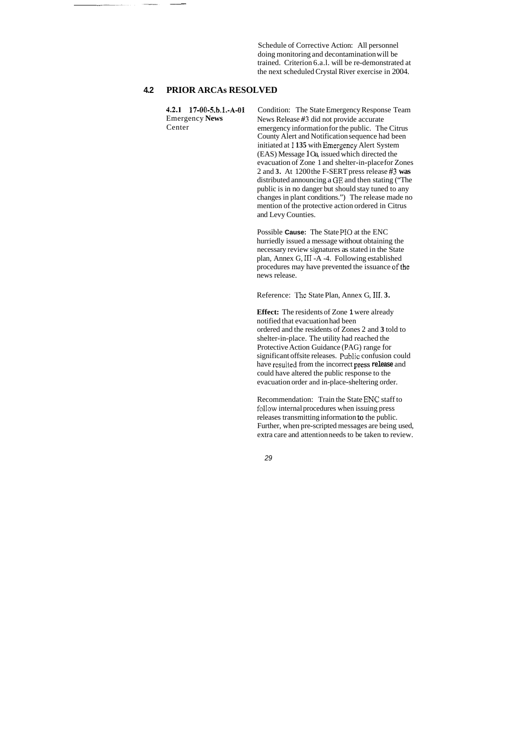Schedule of Corrective Action: All personnel doing monitoring and decontamination will be trained. Criterion 6.a.1. will be re-demonstrated at the next scheduled Crystal River exercise in 2004.

## 4.2 PRIOR ARCAs RESOLVED

**4.2.1 17-00-5.b.1.-A-01**
Emergency **News** Center

Condition: The State Emergency Response Team News Release #3 did not provide accurate emergency information for the public. The Citrus County Alert and Notification sequence had been initiated at 1135 with Emergency Alert System (EAS) Message 10a, issued which directed the evacuation of Zone 1 and shelter-in-place for Zones 2 and 3. At 1200 the F-SERT press release #3 was distributed announcing a GE and then stating ("The public is in no danger but should stay tuned to any changes in plant conditions.") The release made no mention of the protective action ordered in Citrus and Levy Counties.

Possible **Cause:** The State PIO at the ENC hurriedly issued a message without obtaining the necessary review signatures as stated in the State plan, Annex G, III -A -4. Following established procedures may have prevented the issuance of the news release.

Reference: The State Plan, Annex G, III. 3.

**Effect:** The residents of Zone 1 were already notified that evacuation had been ordered and the residents of Zones 2 and 3 told to shelter-in-place. The utility had reached the Protective Action Guidance (PAG) range for significant offsite releases. Public confusion could have resulted from the incorrect press release and could have altered the public response to the evacuation order and in-place-sheltering order.

Recommendation: Train the State ENC staff to follow internal procedures when issuing press releases transmitting information to the public. Further, when pre-scripted messages are being used, extra care and attention needs to be taken to review.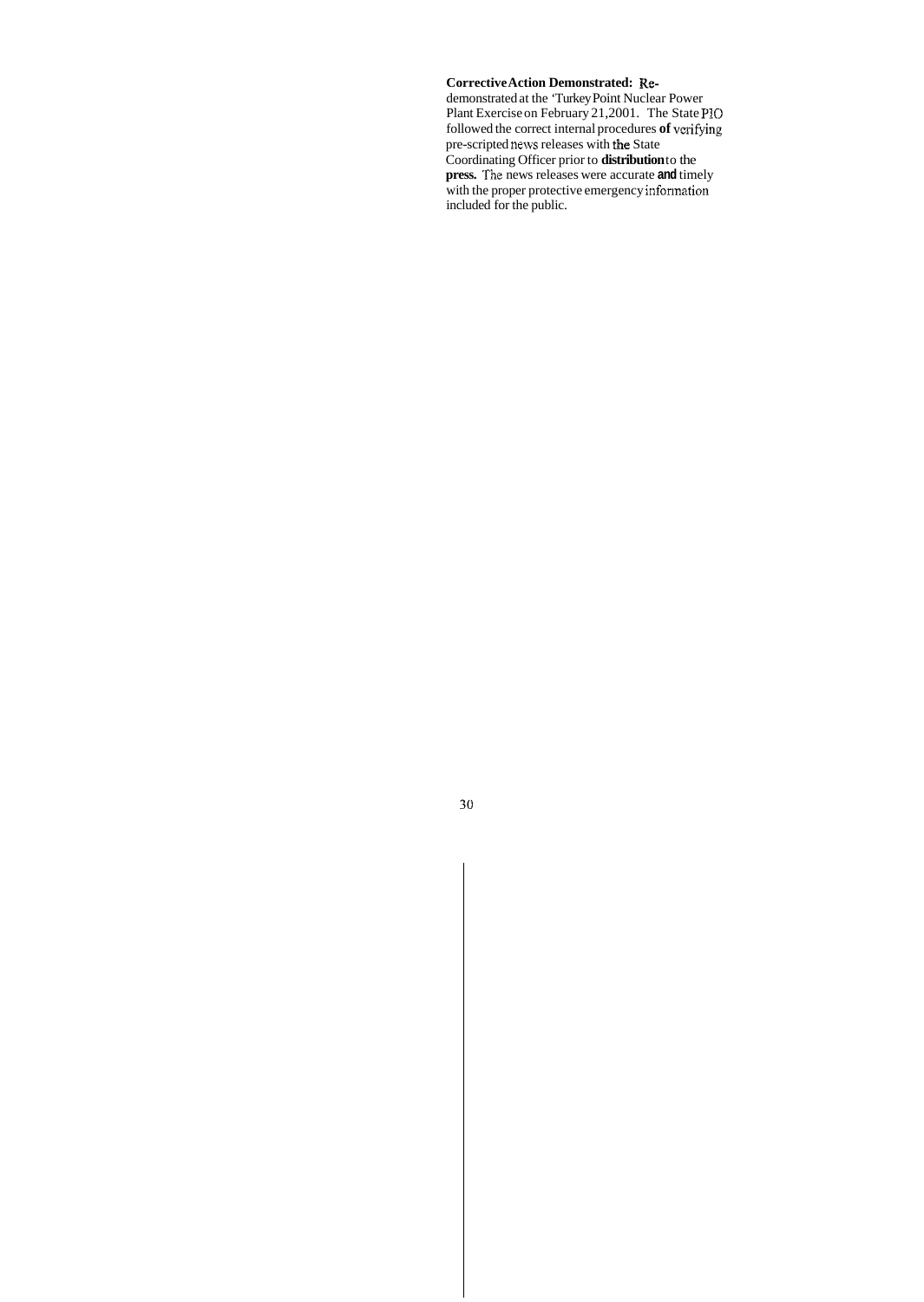**Corrective Action Demonstrated:** Re-demonstrated at the 'Turkey Point Nuclear Power Plant Exercise on February 21,2001. The State PIO followed the correct internal procedures of verifying pre-scripted news releases with the State Coordinating Officer prior to distribution to the press. The news releases were accurate and timely with the proper protective emergency information included for the public.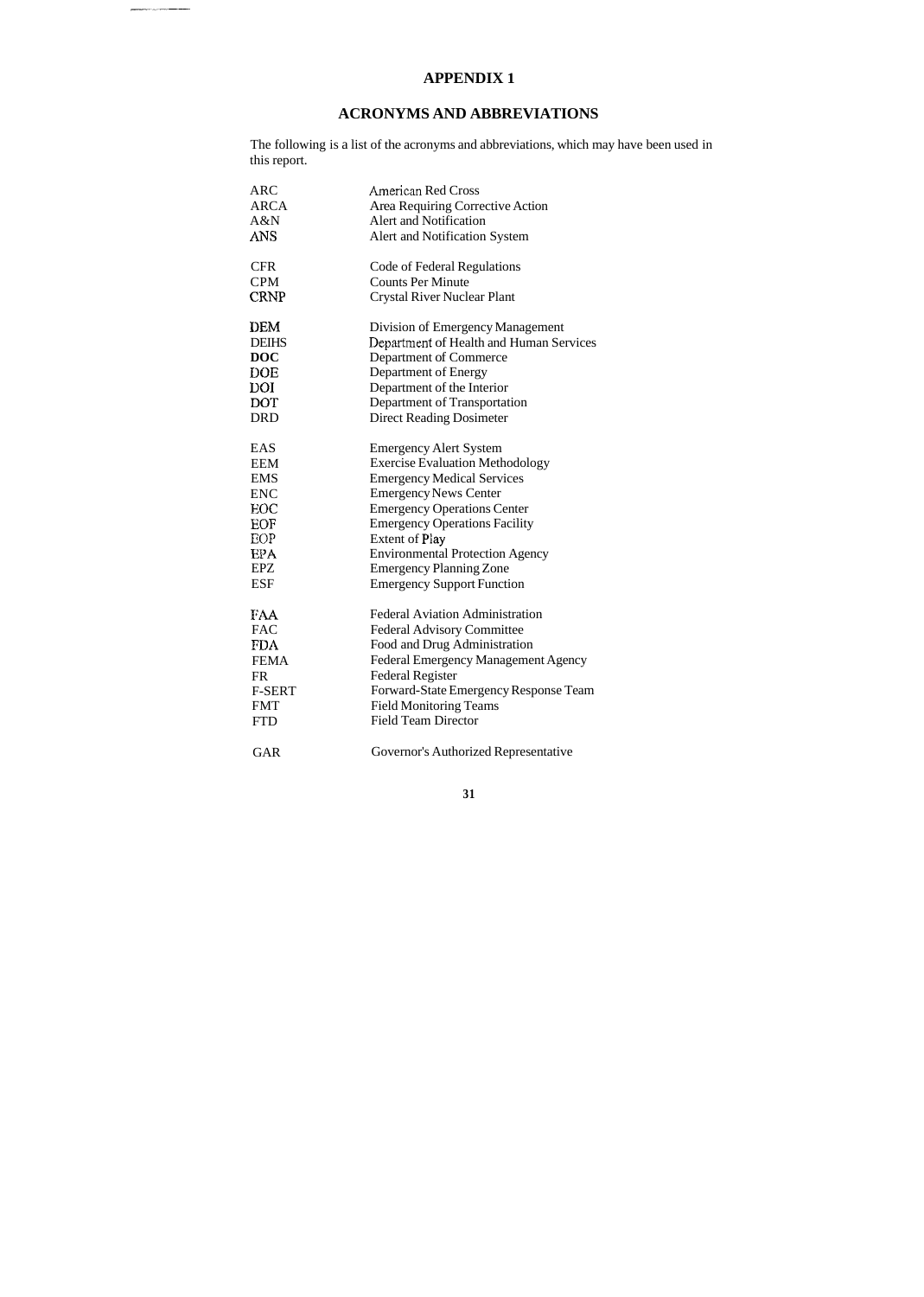# APPENDIX 1

## ACRONYMS AND ABBREVIATIONS

The following is a list of the acronyms and abbreviations, which may have been used in this report.

| | |
|---|---|
| ARC | American Red Cross |
| ARCA | Area Requiring Corrective Action |
| A&N | Alert and Notification |
| ANS | Alert and Notification System |
| CFR | Code of Federal Regulations |
| CPM | Counts Per Minute |
| CRNP | Crystal River Nuclear Plant |
| DEM | Division of Emergency Management |
| DEIHS | Department of Health and Human Services |
| DOC | Department of Commerce |
| DOE | Department of Energy |
| DOI | Department of the Interior |
| DOT | Department of Transportation |
| DRD | Direct Reading Dosimeter |
| EAS | Emergency Alert System |
| EEM | Exercise Evaluation Methodology |
| EMS | Emergency Medical Services |
| ENC | Emergency News Center |
| EOC | Emergency Operations Center |
| EOF | Emergency Operations Facility |
| EOP | Extent of Play |
| EPA | Environmental Protection Agency |
| EPZ | Emergency Planning Zone |
| ESF | Emergency Support Function |
| FAA | Federal Aviation Administration |
| FAC | Federal Advisory Committee |
| FDA | Food and Drug Administration |
| FEMA | Federal Emergency Management Agency |
| FR | Federal Register |
| F-SERT | Forward-State Emergency Response Team |
| FMT | Field Monitoring Teams |
| FTD | Field Team Director |
| GAR | Governor's Authorized Representative |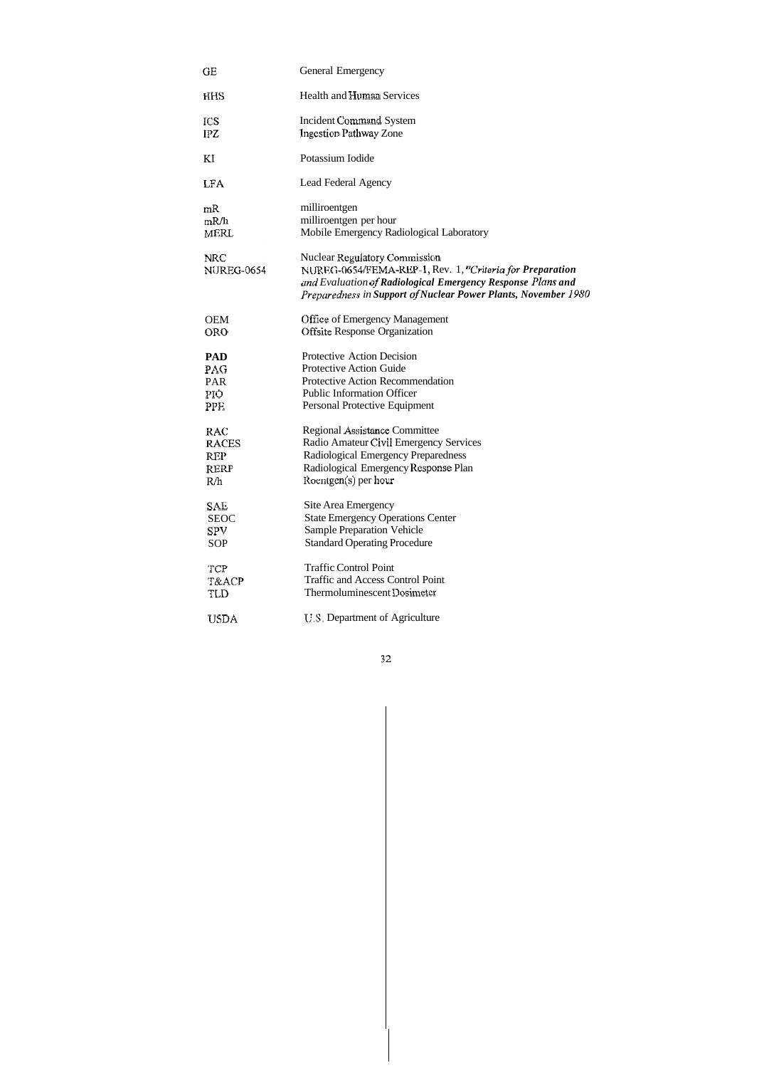| | |
|---|---|
| GE | General Emergency |
| HHS | Health and Human Services |
| ICS | Incident Command System |
| IPZ | Ingestion Pathway Zone |
| KI | Potassium Iodide |
| LFA | Lead Federal Agency |
| mR | milliroentgen |
| mR/h | milliroentgen per hour |
| MERL | Mobile Emergency Radiological Laboratory |
| NRC | Nuclear Regulatory Commission |
| NUREG-0654 | NUREG-0654/FEMA-REP-1, Rev. 1, *"Criteria for Preparation and Evaluation of Radiological Emergency Response Plans and Preparedness in Support of Nuclear Power Plants, November 1980* |
| OEM | Office of Emergency Management |
| ORO | Offsite Response Organization |
| **PAD** | Protective Action Decision |
| PAG | Protective Action Guide |
| PAR | Protective Action Recommendation |
| PIO | Public Information Officer |
| PPE | Personal Protective Equipment |
| RAC | Regional Assistance Committee |
| RACES | Radio Amateur Civil Emergency Services |
| REP | Radiological Emergency Preparedness |
| RERP | Radiological Emergency Response Plan |
| R/h | Roentgen(s) per hour |
| SAE | Site Area Emergency |
| SEOC | State Emergency Operations Center |
| SPV | Sample Preparation Vehicle |
| SOP | Standard Operating Procedure |
| TCP | Traffic Control Point |
| T&ACP | Traffic and Access Control Point |
| TLD | Thermoluminescent Dosimeter |
| USDA | U.S. Department of Agriculture |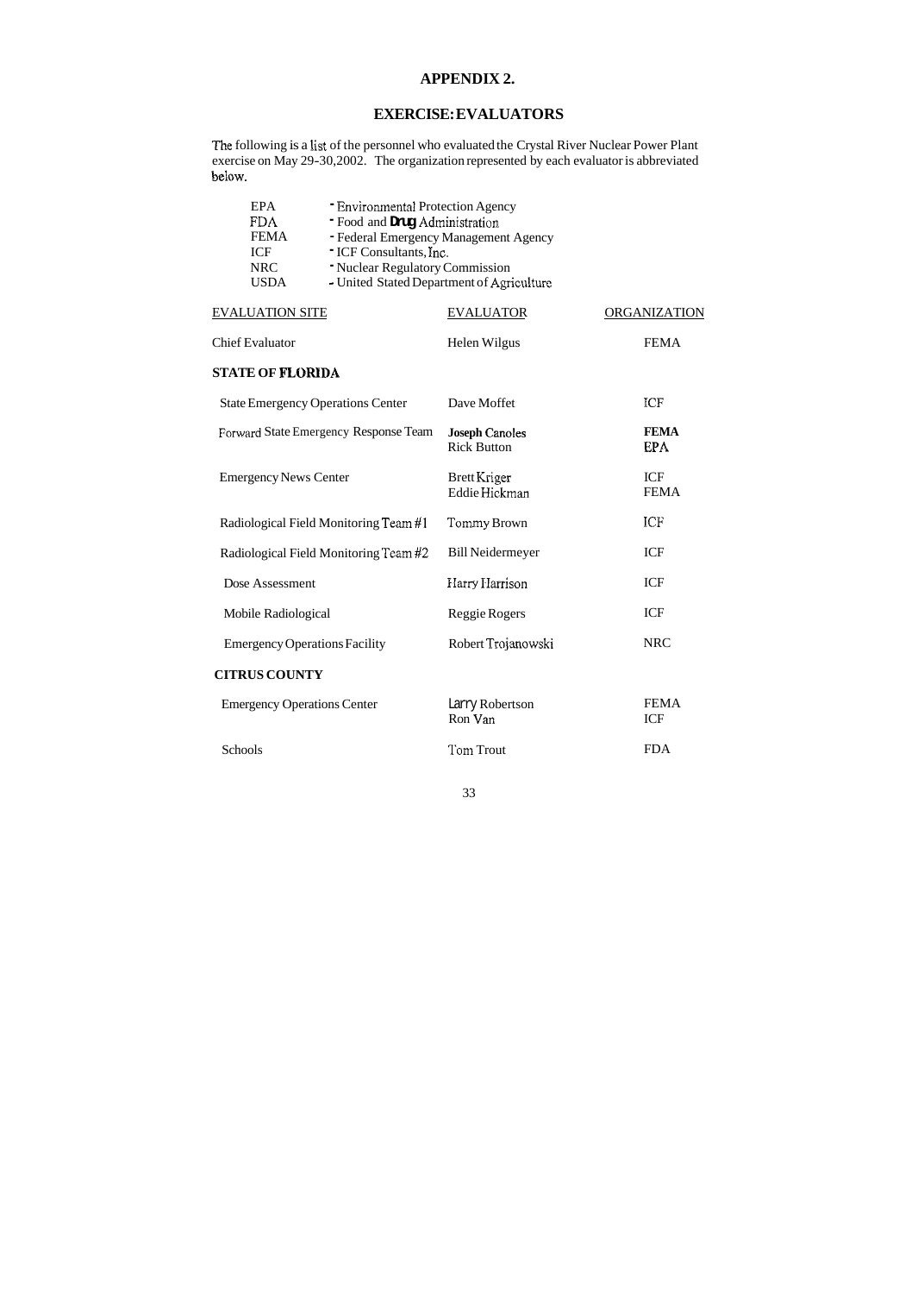# APPENDIX 2.

## EXERCISE: EVALUATORS

The following is a list of the personnel who evaluated the Crystal River Nuclear Power Plant exercise on May 29-30,2002. The organization represented by each evaluator is abbreviated below.

| | |
|---|---|
| EPA | - Environmental Protection Agency |
| FDA | - Food and Drug Administration |
| FEMA | - Federal Emergency Management Agency |
| ICF | - ICF Consultants, Inc. |
| NRC | - Nuclear Regulatory Commission |
| USDA | - United Stated Department of Agriculture |

| EVALUATION SITE | EVALUATOR | ORGANIZATION |
|---|---|---|
| Chief Evaluator | Helen Wilgus | FEMA |
| **STATE OF FLORIDA** | | |
| State Emergency Operations Center | Dave Moffet | ICF |
| Forward State Emergency Response Team | **Joseph Canoles**<br>Rick Button | **FEMA**<br>EPA |
| Emergency News Center | Brett Kriger<br>Eddie Hickman | ICF<br>FEMA |
| Radiological Field Monitoring Team #1 | Tommy Brown | ICF |
| Radiological Field Monitoring Team #2 | Bill Neidermeyer | ICF |
| Dose Assessment | Harry Harrison | ICF |
| Mobile Radiological | Reggie Rogers | ICF |
| Emergency Operations Facility | Robert Trojanowski | NRC |
| **CITRUS COUNTY** | | |
| Emergency Operations Center | Larry Robertson<br>Ron Van | FEMA<br>ICF |
| Schools | Tom Trout | FDA |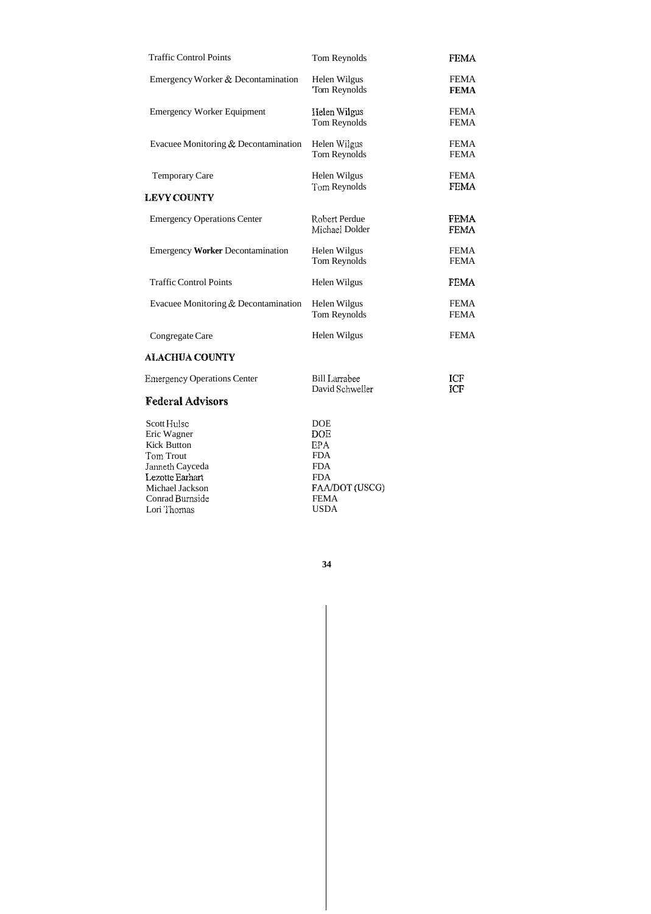| | | |
|---|---|---|
| Traffic Control Points | Tom Reynolds | FEMA |
| Emergency Worker & Decontamination | Helen Wilgus<br>Tom Reynolds | FEMA<br>**FEMA** |
| Emergency Worker Equipment | Helen Wilgus<br>Tom Reynolds | FEMA<br>FEMA |
| Evacuee Monitoring & Decontamination | Helen Wilgus<br>Tom Reynolds | FEMA<br>FEMA |
| Temporary Care | Helen Wilgus<br>Tom Reynolds | FEMA<br>FEMA |

**LEVY COUNTY**

| | | |
|---|---|---|
| Emergency Operations Center | Robert Perdue<br>Michael Dolder | FEMA<br>FEMA |
| Emergency **Worker** Decontamination | Helen Wilgus<br>Tom Reynolds | FEMA<br>FEMA |
| Traffic Control Points | Helen Wilgus | FEMA |
| Evacuee Monitoring & Decontamination | Helen Wilgus<br>Tom Reynolds | FEMA<br>FEMA |
| Congregate Care | Helen Wilgus | FEMA |

**ALACHUA COUNTY**

| | | |
|---|---|---|
| Emergency Operations Center | Bill Larrabee<br>David Schweller | ICF<br>ICF |

## Federal Advisors

| | |
|---|---|
| Scott Hulse | DOE |
| Eric Wagner | DOE |
| Kick Button | EPA |
| Tom Trout | FDA |
| Janneth Cayceda | FDA |
| Lezotte Earhart | FDA |
| Michael Jackson | FAA/DOT (USCG) |
| Conrad Burnside | FEMA |
| Lori Thomas | USDA |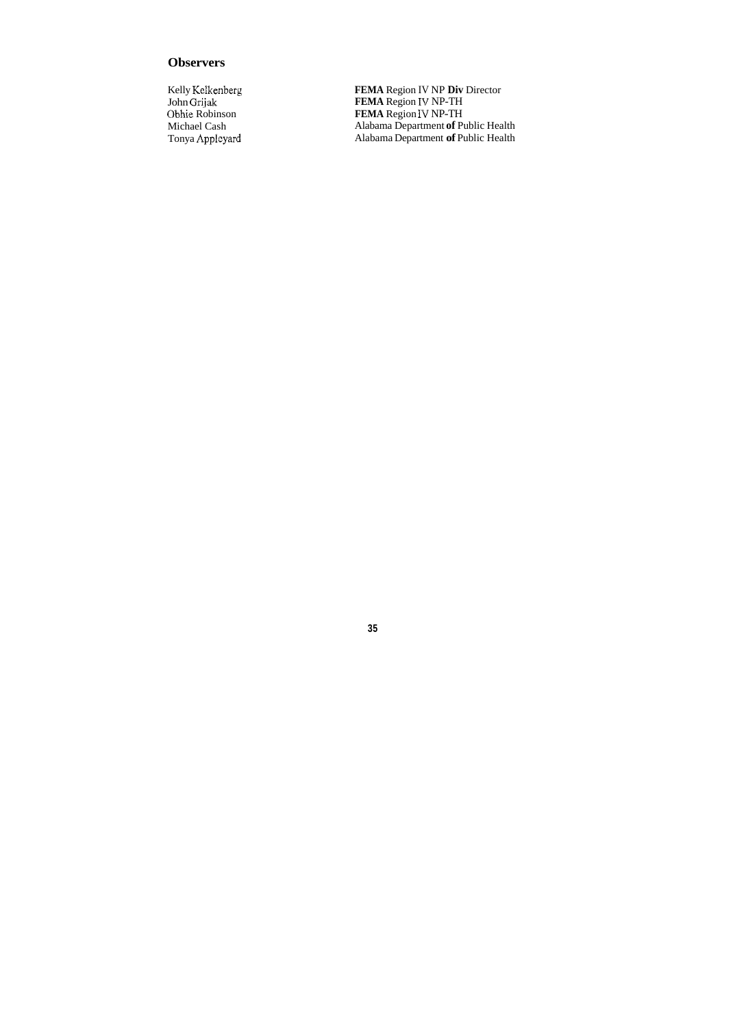## Observers

| | |
|---|---|
| Kelly Kelkenberg | **FEMA** Region IV NP **Div** Director |
| John Grijak | **FEMA** Region IV NP-TH |
| Obhie Robinson | **FEMA** Region IV NP-TH |
| Michael Cash | Alabama Department **of** Public Health |
| Tonya Appleyard | Alabama Department **of** Public Health |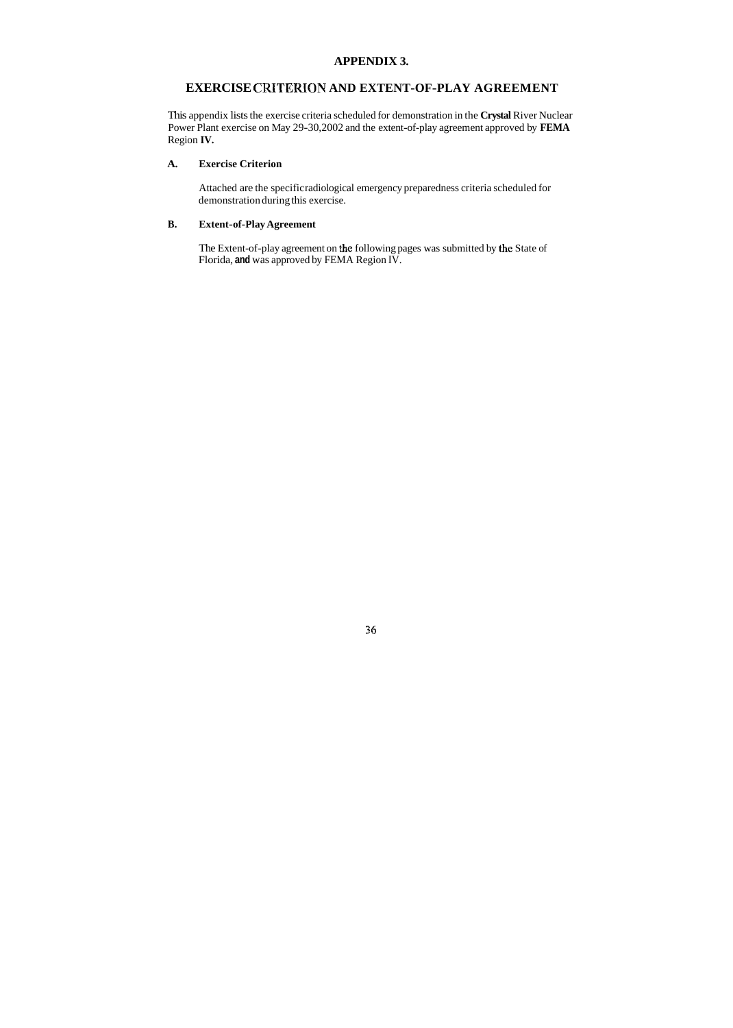# APPENDIX 3.

## EXERCISE CRITERION AND EXTENT-OF-PLAY AGREEMENT

This appendix lists the exercise criteria scheduled for demonstration in the **Crystal** River Nuclear Power Plant exercise on May 29-30,2002 and the extent-of-play agreement approved by **FEMA** Region **IV.**

### A. Exercise Criterion

Attached are the specific radiological emergency preparedness criteria scheduled for demonstration during this exercise.

### B. Extent-of-Play Agreement

The Extent-of-play agreement on the following pages was submitted by the State of Florida, **and** was approved by FEMA Region IV.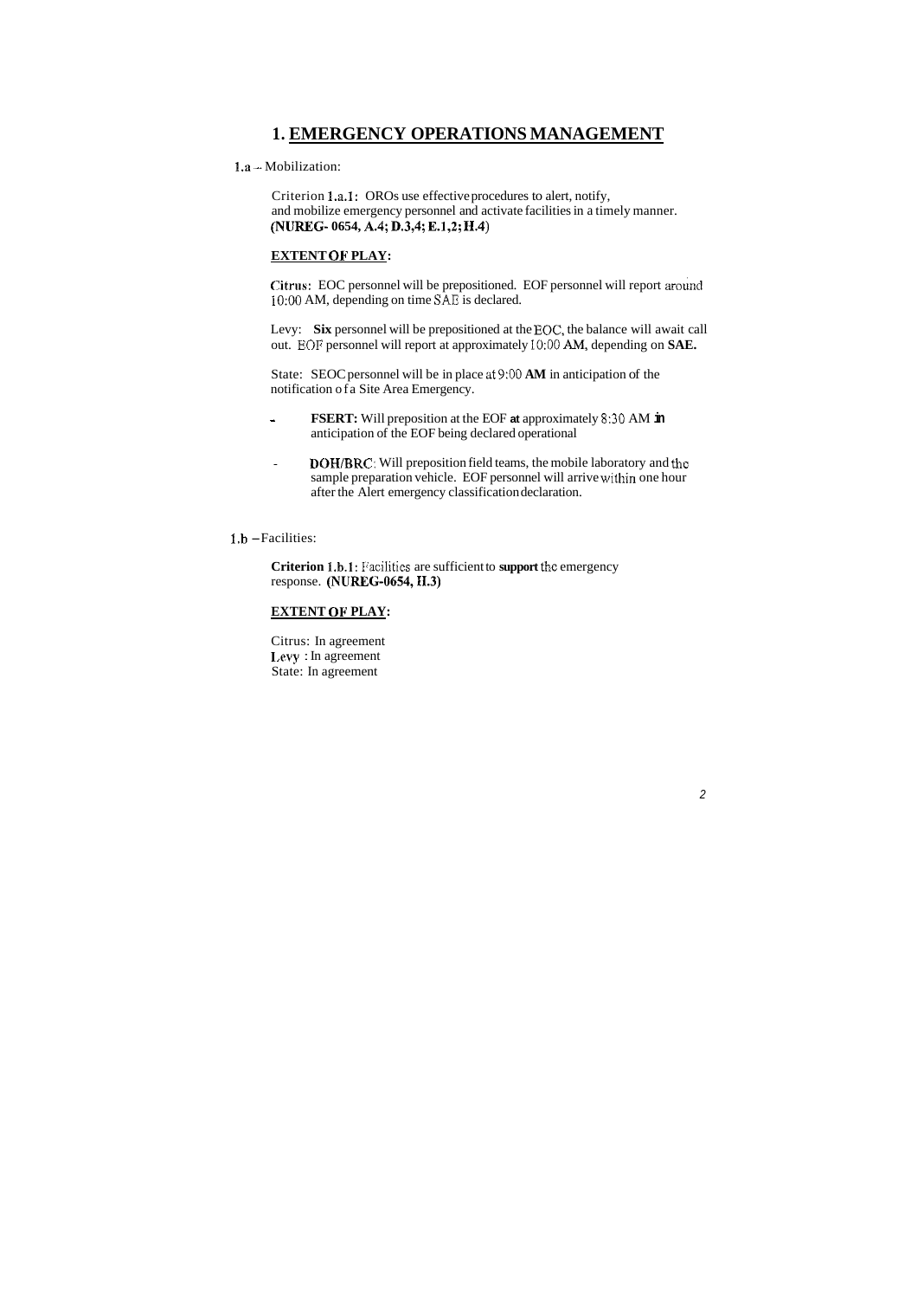# 1. EMERGENCY OPERATIONS MANAGEMENT

1.a -- Mobilization:

Criterion 1.a.1: OROs use effective procedures to alert, notify, and mobilize emergency personnel and activate facilities in a timely manner. **(NUREG- 0654, A.4; D.3,4; E.1,2; H.4)**

**EXTENT OF PLAY:**

**Citrus:** EOC personnel will be prepositioned. EOF personnel will report around 10:00 AM, depending on time SAE is declared.

Levy: **Six** personnel will be prepositioned at the EOC, the balance will await call out. EOF personnel will report at approximately 10:00 **AM**, depending on **SAE.**

State: SEOC personnel will be in place at 9:00 **AM** in anticipation of the notification of a Site Area Emergency.

- **FSERT:** Will preposition at the EOF **at** approximately 8:30 AM **in** anticipation of the EOF being declared operational
- **DOH/BRC**: Will preposition field teams, the mobile laboratory and the sample preparation vehicle. EOF personnel will arrive within one hour after the Alert emergency classification declaration.

1.b – Facilities:

**Criterion 1.b.1**: Facilities are sufficient to **support** the emergency response. **(NUREG-0654, H.3)**

**EXTENT OF PLAY:**

Citrus: In agreement
Levy : In agreement
State: In agreement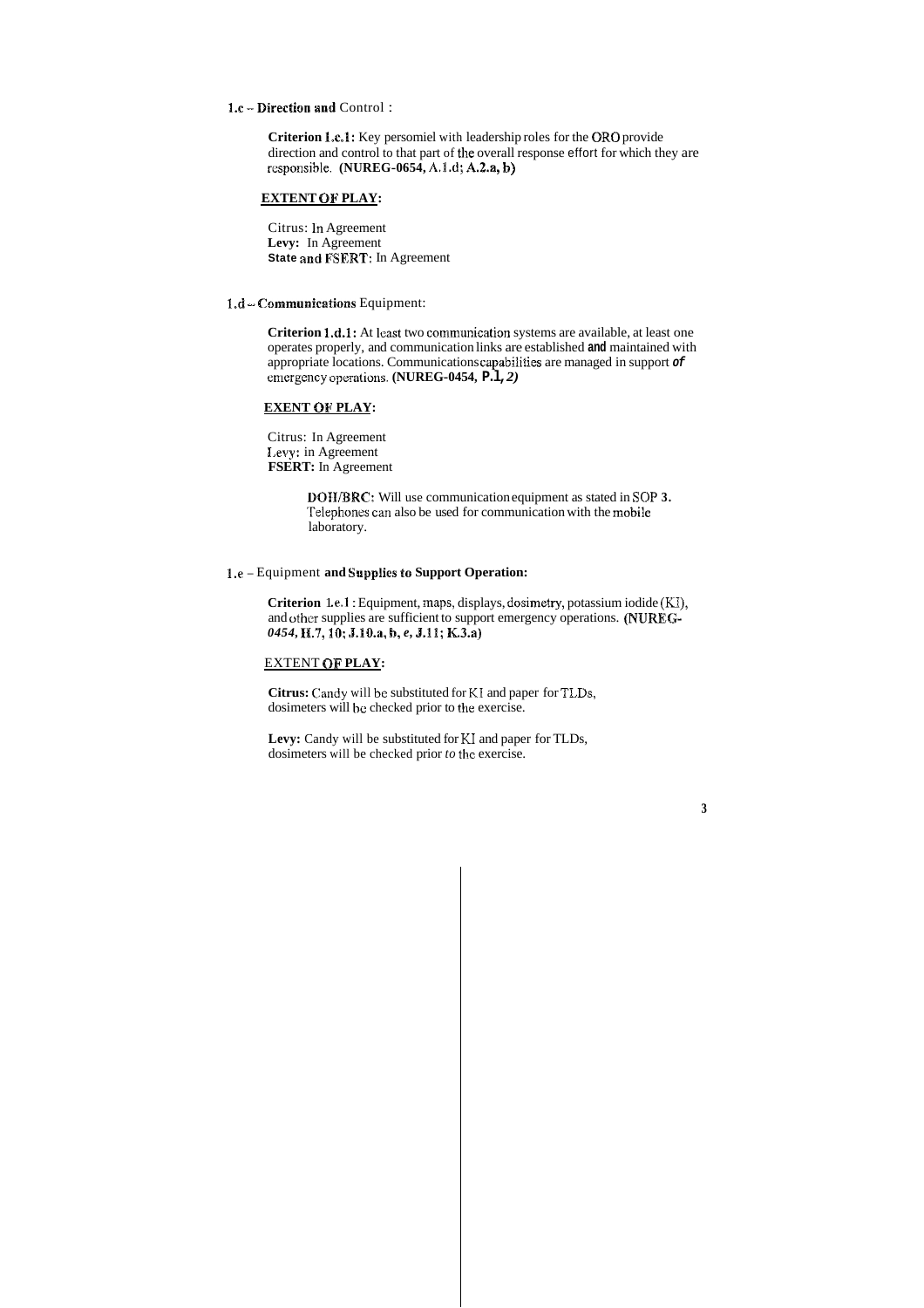**1.c – Direction and** Control :

**Criterion 1.c.1:** Key persomiel with leadership roles for the ORO provide direction and control to that part of the overall response effort for which they are responsible. **(NUREG-0654,** A.1.d; **A.2.a, b)**

**EXTENT OF PLAY:**

Citrus: In Agreement
**Levy:** In Agreement
**State and FSERT:** In Agreement

**1.d – Communications** Equipment:

**Criterion 1.d.1:** At least two communication systems are available, at least one operates properly, and communication links are established **and** maintained with appropriate locations. Communications capabilities are managed in support *of* emergency operations. **(NUREG-0454, P.1,** *2)*

**EXENT OF PLAY:**

Citrus: In Agreement
Levy: in Agreement
**FSERT:** In Agreement

**DOH/BRC:** Will use communication equipment as stated in SOP **3.** Telephones can also be used for communication with the mobile laboratory.

**1.e** – Equipment **and Supplies to Support Operation:**

**Criterion** 1.e.1 : Equipment, maps, displays, dosimetry, potassium iodide (KI), and other supplies are sufficient to support emergency operations. **(NUREG-** ***0454,* H.7, 10; J.10.a, b, *e*, J.11; K.3.a)**

EXTENT **OF PLAY:**

**Citrus:** Candy will be substituted for KI and paper for TLDs, dosimeters will be checked prior to the exercise.

**Levy:** Candy will be substituted for KI and paper for TLDs, dosimeters will be checked prior *to* the exercise.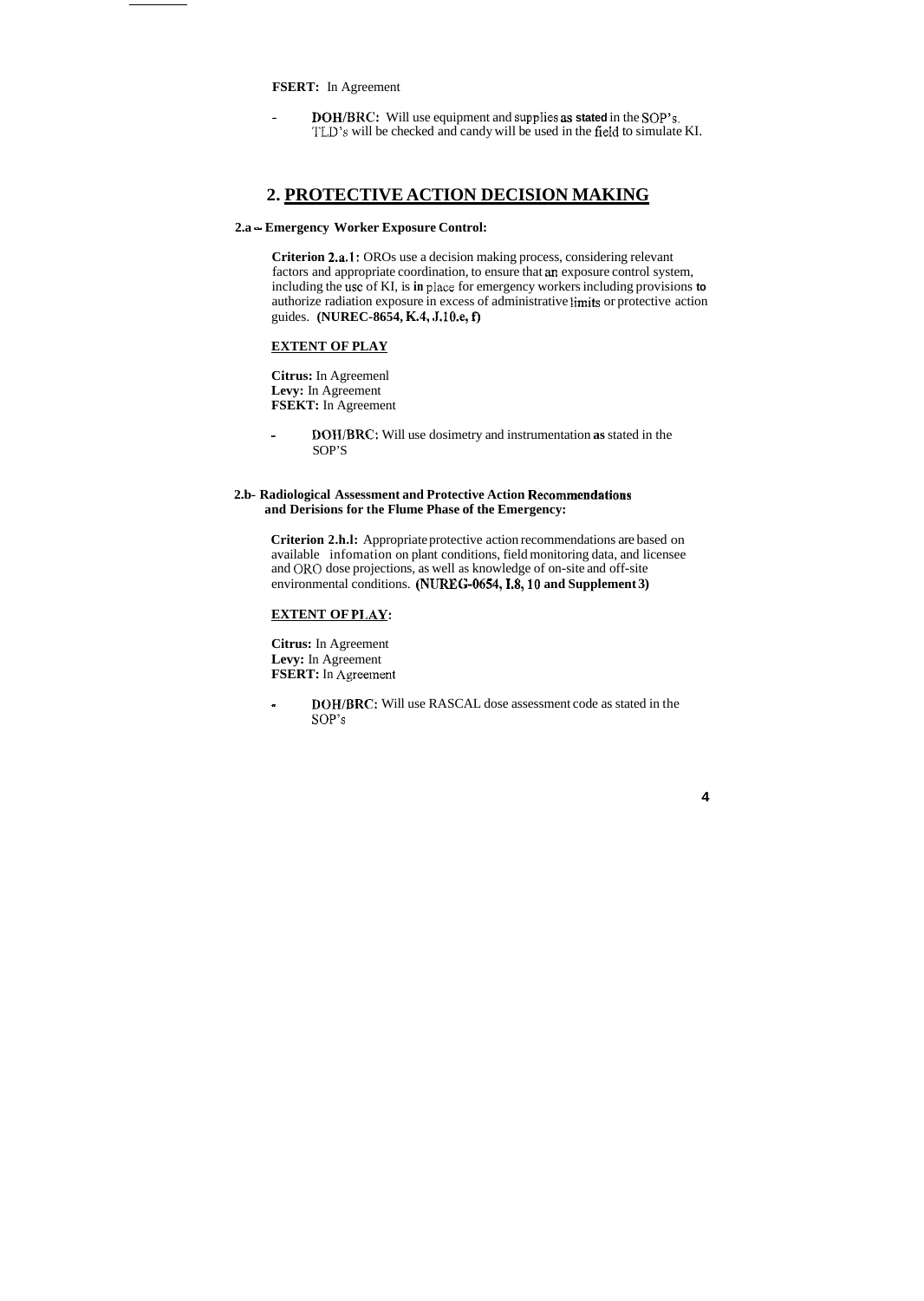**FSERT:** In Agreement

- **DOH/BRC:** Will use equipment and supplies **as stated** in the SOP's. TLD's will be checked and candy will be used in the field to simulate KI.

# 2. PROTECTIVE ACTION DECISION MAKING

**2.a – Emergency Worker Exposure Control:**

**Criterion 2.a.1:** OROs use a decision making process, considering relevant factors and appropriate coordination, to ensure that an exposure control system, including the use of KI, is **in** place for emergency workers including provisions **to** authorize radiation exposure in excess of administrative limits or protective action guides. **(NUREC-8654, K.4, J.10.e, f)**

**EXTENT OF PLAY**

**Citrus:** In Agreemenl
**Levy:** In Agreement
**FSEKT:** In Agreement

- **DOH/BRC:** Will use dosimetry and instrumentation **as** stated in the SOP'S

**2.b- Radiological Assessment and Protective Action Recommendations and Derisions for the Flume Phase of the Emergency:**

**Criterion 2.h.l:** Appropriate protective action recommendations are based on available infomation on plant conditions, field monitoring data, and licensee and ORO dose projections, as well as knowledge of on-site and off-site environmental conditions. **(NUREG-0654, I.8, 10 and Supplement 3)**

**EXTENT OF PLAY:**

**Citrus:** In Agreement
**Levy:** In Agreement
**FSERT:** In Agreement

- **DOH/BRC:** Will use RASCAL dose assessment code as stated in the SOP's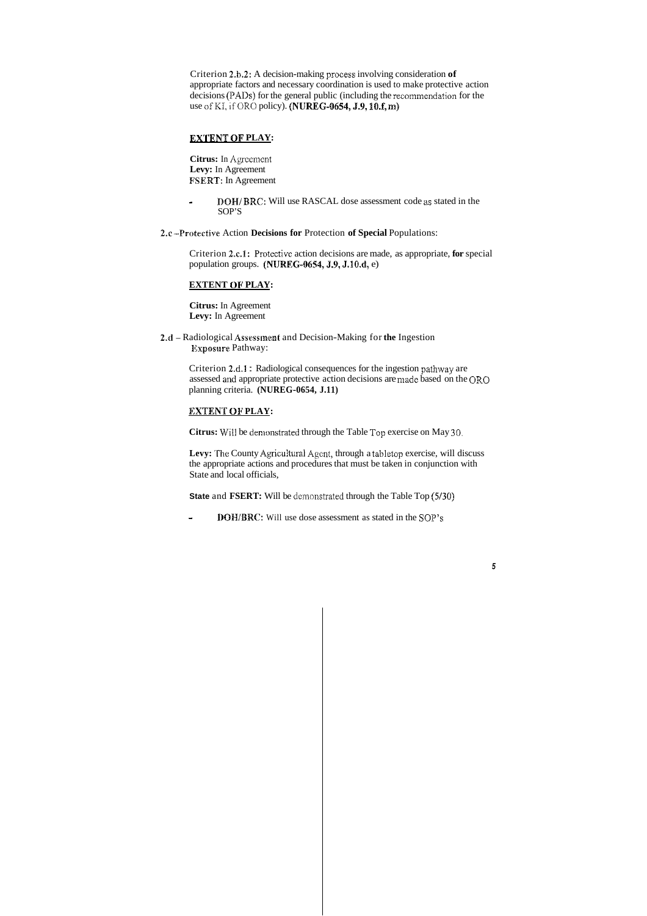Criterion 2.b.2: A decision-making process involving consideration **of** appropriate factors and necessary coordination is used to make protective action decisions (PADs) for the general public (including the recommendation for the use of KI, if ORO policy). **(NUREG-0654, J.9, 10.f, m)**

**EXTENT OF PLAY:**

**Citrus:** In Agreement
**Levy:** In Agreement
**FSERT:** In Agreement

- **DOH/ BRC:** Will use RASCAL dose assessment code as stated in the SOP'S

**2.c – Protective** Action **Decisions for** Protection **of Special** Populations:

Criterion **2.c.1:** Protective action decisions are made, as appropriate, **for** special population groups. **(NUREG-0654, J.9, J.10.d,** e)

**EXTENT OF PLAY:**

**Citrus:** In Agreement
**Levy:** In Agreement

**2.d** – Radiological Assessment and Decision-Making for **the** Ingestion Exposure Pathway:

Criterion 2.d.1 : Radiological consequences for the ingestion pathway are assessed and appropriate protective action decisions are made based on the ORO planning criteria. **(NUREG-0654, J.11)**

**EXTENT OF PLAY:**

**Citrus:** Will be demonstrated through the Table Top exercise on May 30.

**Levy:** The County Agricultural Agent, through a tabletop exercise, will discuss the appropriate actions and procedures that must be taken in conjunction with State and local officials,

**State** and **FSERT:** Will be demonstrated through the Table Top (5/30)

- **DOH/BRC:** Will use dose assessment as stated in the SOP's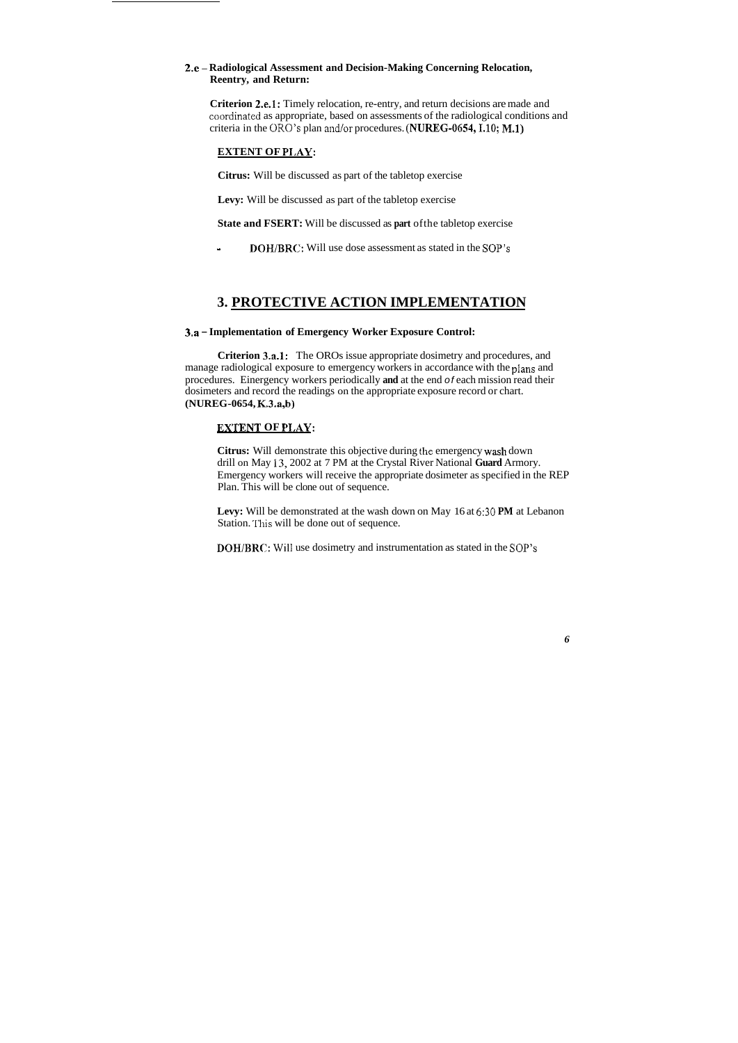**2.e – Radiological Assessment and Decision-Making Concerning Relocation, Reentry, and Return:**

**Criterion 2.e.1:** Timely relocation, re-entry, and return decisions are made and coordinated as appropriate, based on assessments of the radiological conditions and criteria in the ORO's plan and/or procedures. **(NUREG-0654, I.10; M.1)**

**EXTENT OF PLAY:**

**Citrus:** Will be discussed as part of the tabletop exercise

**Levy:** Will be discussed as part of the tabletop exercise

**State and FSERT:** Will be discussed as **part** of the tabletop exercise

- **DOH/BRC:** Will use dose assessment as stated in the SOP's

# 3. PROTECTIVE ACTION IMPLEMENTATION

**3.a – Implementation of Emergency Worker Exposure Control:**

**Criterion 3.a.1:** The OROs issue appropriate dosimetry and procedures, and manage radiological exposure to emergency workers in accordance with the plans and procedures. Einergency workers periodically **and** at the end *of* each mission read their dosimeters and record the readings on the appropriate exposure record or chart. **(NUREG-0654, K.3.a,b)**

**EXTENT OF PLAY:**

**Citrus:** Will demonstrate this objective during the emergency wash down drill on May 13, 2002 at 7 PM at the Crystal River National **Guard** Armory. Emergency workers will receive the appropriate dosimeter as specified in the REP Plan. This will be clone out of sequence.

**Levy:** Will be demonstrated at the wash down on May 16 at 6:30 **PM** at Lebanon Station. This will be done out of sequence.

**DOH/BRC:** Will use dosimetry and instrumentation as stated in the SOP's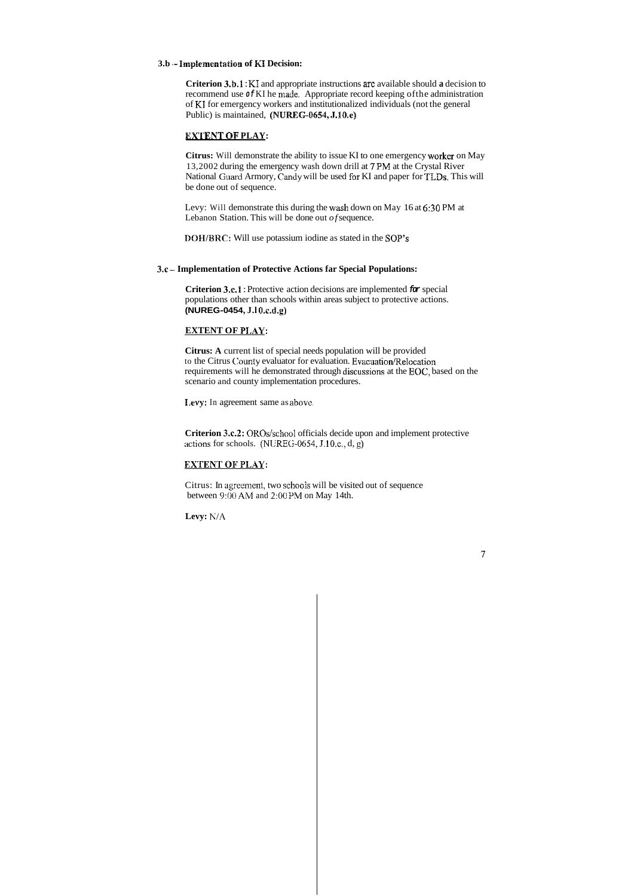**3.b -- Implementation of KI Decision:**

**Criterion 3.b.1:** KI and appropriate instructions are available should **a** decision to recommend use *of* KI he made. Appropriate record keeping of the administration of KI for emergency workers and institutionalized individuals (not the general Public) is maintained, **(NUREG-0654, J.10.e)**

**EXTENT OF PLAY:**

**Citrus:** Will demonstrate the ability to issue KI to one emergency worker on May 13,2002 during the emergency wash down drill at 7 PM at the Crystal River National Guard Armory, Candy will be used for KI and paper for TLDs. This will be done out of sequence.

Levy: Will demonstrate this during the wash down on May 16 at 6:30 PM at Lebanon Station. This will be done out *of* sequence.

DOH/BRC: Will use potassium iodine as stated in the SOP's

**3.c – Implementation of Protective Actions far Special Populations:**

**Criterion 3.c.1:** Protective action decisions are implemented *for* special populations other than schools within areas subject to protective actions. **(NUREG-0454, J.10.c.d.g)**

**EXTENT OF PLAY:**

**Citrus: A** current list of special needs population will be provided to the Citrus County evaluator for evaluation. Evacuation/Relocation requirements will he demonstrated through discussions at the EOC, based on the scenario and county implementation procedures.

**Levy:** In agreement same as above.

**Criterion 3.c.2:** OROs/school officials decide upon and implement protective actions for schools. (NUREG-0654, J.10.c., d, g)

**EXTENT OF PLAY:**

Citrus: In agreement, two schools will be visited out of sequence between 9:00 AM and 2:00 PM on May 14th.

**Levy:** N/A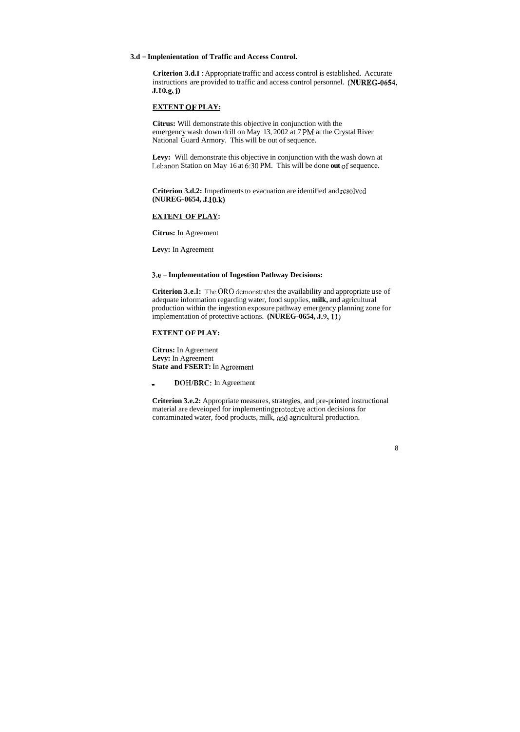**3.d – Implenientation of Traffic and Access Control.**

**Criterion 3.d.I :** Appropriate traffic and access control is established. Accurate instructions are provided to traffic and access control personnel. **(NUREG-0654, J.10.g, j)**

**<u>EXTENT OF PLAY:</u>**

**Citrus:** Will demonstrate this objective in conjunction with the emergency wash down drill on May 13, 2002 at 7 PM at the Crystal River National Guard Armory. This will be out of sequence.

**Levy:** Will demonstrate this objective in conjunction with the wash down at Lebanon Station on May 16 at 6:30 PM. This will be done **out** of sequence.

**Criterion 3.d.2:** Impediments to evacuation are identified and resolved **(NUREG-0654, J.10.k)**

**<u>EXTENT OF PLAY:</u>**

**Citrus:** In Agreement

**Levy:** In Agreement

**3.e – Implementation of Ingestion Pathway Decisions:**

**Criterion 3.e.l:** The ORO demonstrates the availability and appropriate use of adequate information regarding water, food supplies, **milk,** and agricultural production within the ingestion exposure pathway emergency planning zone for implementation of protective actions. **(NUREG-0654, J.9, 11)**

**<u>EXTENT OF PLAY:</u>**

**Citrus:** In Agreement
**Levy:** In Agreement
**State and FSERT:** In Agreement

- **DOH/BRC:** In Agreement

**Criterion 3.e.2:** Appropriate measures, strategies, and pre-printed instructional material are deveioped for implementing protective action decisions for contaminated water, food products, milk, and agricultural production.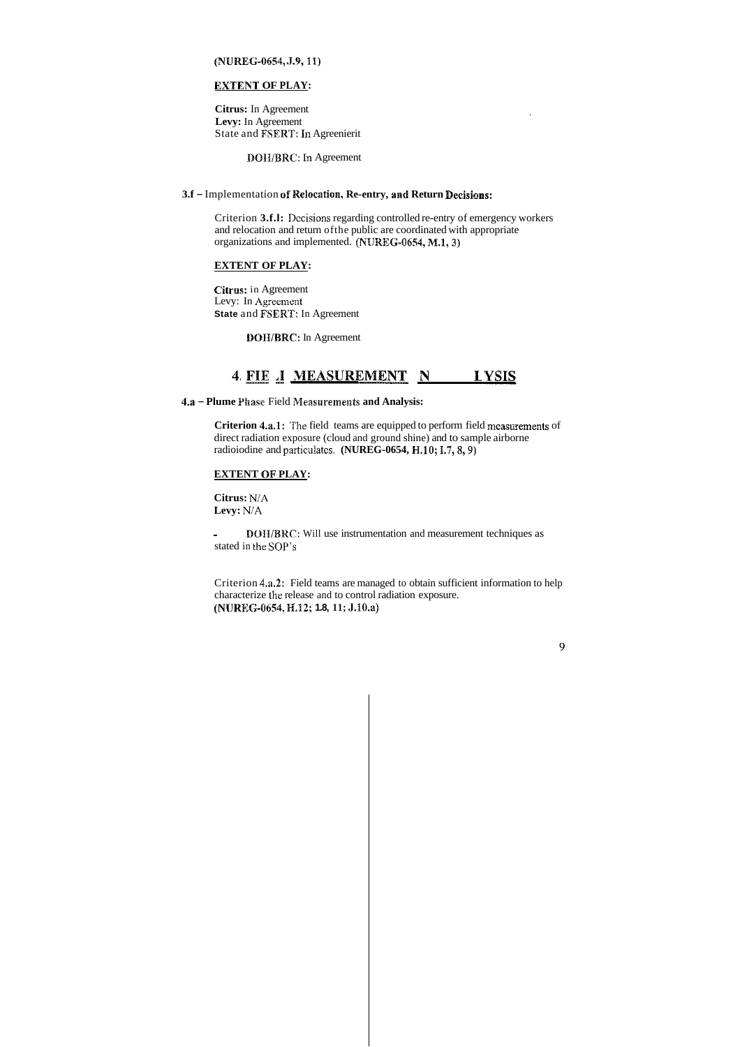(NUREG-0654, J.9, 11)

**EXTENT OF PLAY:**

**Citrus:** In Agreement
**Levy:** In Agreement
State and FSERT: In Agreenierit

DOH/BRC: In Agreement

**3.f – Implementation of Relocation, Re-entry, and Return Decisions:**

Criterion **3.f.l:** Decisions regarding controlled re-entry of emergency workers and relocation and return of the public are coordinated with appropriate organizations and implemented. (NUREG-0654, M.1, 3)

**EXTENT OF PLAY:**

**Citrus:** in Agreement
Levy: In Agreement
**State** and FSERT: In Agreement

**DOH/BRC:** In Agreement

## 4. FIE .I MEASUREMENT N LYSIS

**4.a – Plume Phase Field Measurements and Analysis:**

**Criterion 4.a.1:** The field teams are equipped to perform field measurements of direct radiation exposure (cloud and ground shine) and to sample airborne radioiodine and particulates. **(NUREG-0654, H.10; I.7, 8, 9)**

**EXTENT OF PLAY:**

**Citrus:** N/A
**Levy:** N/A

- DOH/BRC: Will use instrumentation and measurement techniques as stated in the SOP's

Criterion 4.a.2: Field teams are managed to obtain sufficient information to help characterize the release and to control radiation exposure.
**(NUREG-0654, H.12; 1.8, 11; J.10.a)**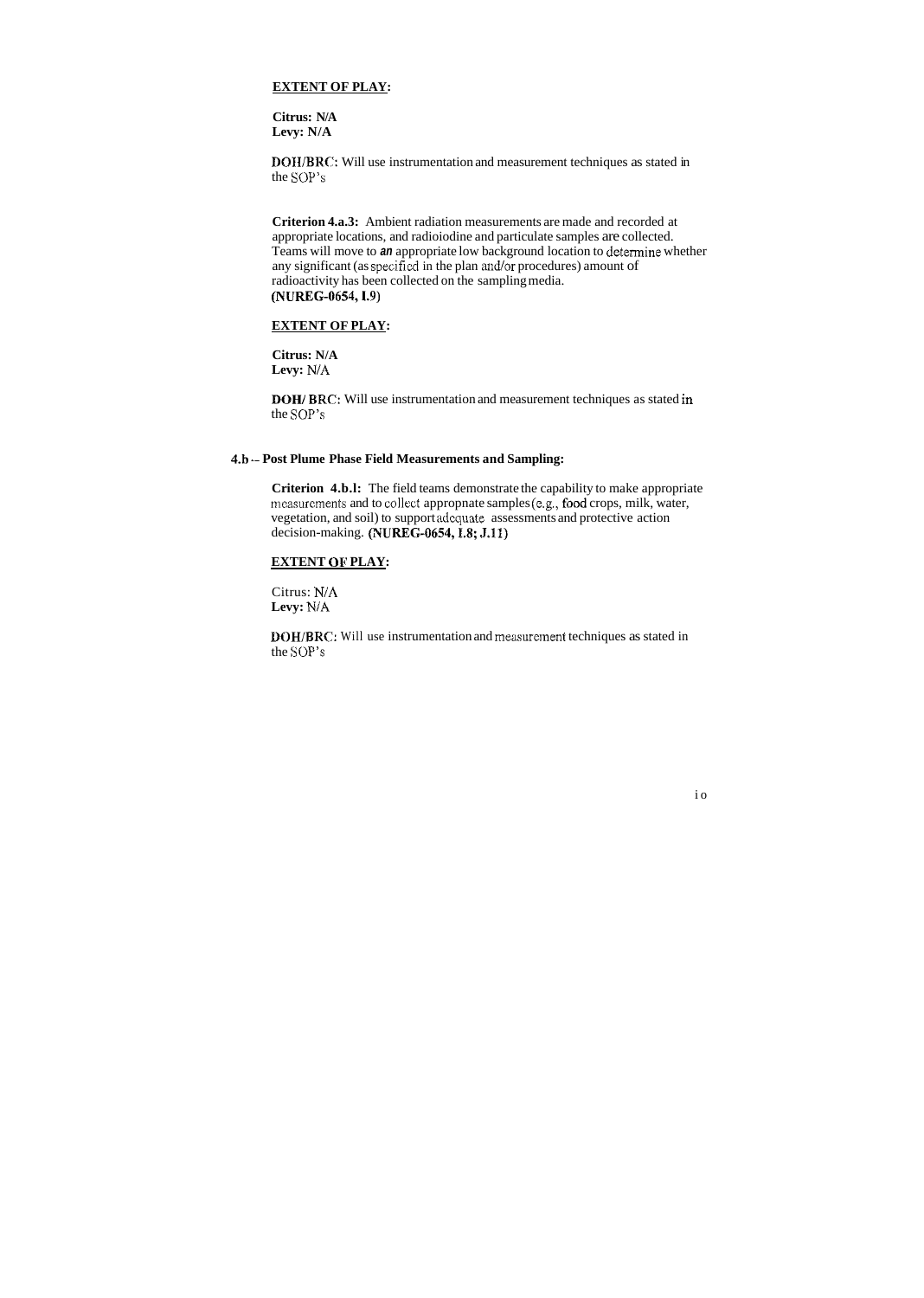**EXTENT OF PLAY:**

**Citrus: N/A**
**Levy: N/A**

**DOH/BRC:** Will use instrumentation and measurement techniques as stated in the SOP's

**Criterion 4.a.3:** Ambient radiation measurements are made and recorded at appropriate locations, and radioiodine and particulate samples are collected. Teams will move to *an* appropriate low background location to determine whether any significant (as specified in the plan and/or procedures) amount of radioactivity has been collected on the sampling media.
**(NUREG-0654, I.9)**

**EXTENT OF PLAY:**

**Citrus: N/A**
**Levy:** N/A

**DOH/ BRC:** Will use instrumentation and measurement techniques as stated in the SOP's

### 4.b -- Post Plume Phase Field Measurements and Sampling:

**Criterion 4.b.1:** The field teams demonstrate the capability to make appropriate measurements and to collect appropnate samples (e.g., food crops, milk, water, vegetation, and soil) to support adequate assessments and protective action decision-making. **(NUREG-0654, I.8; J.11)**

**EXTENT OF PLAY:**

Citrus: N/A
**Levy:** N/A

**DOH/BRC:** Will use instrumentation and measurement techniques as stated in the SOP's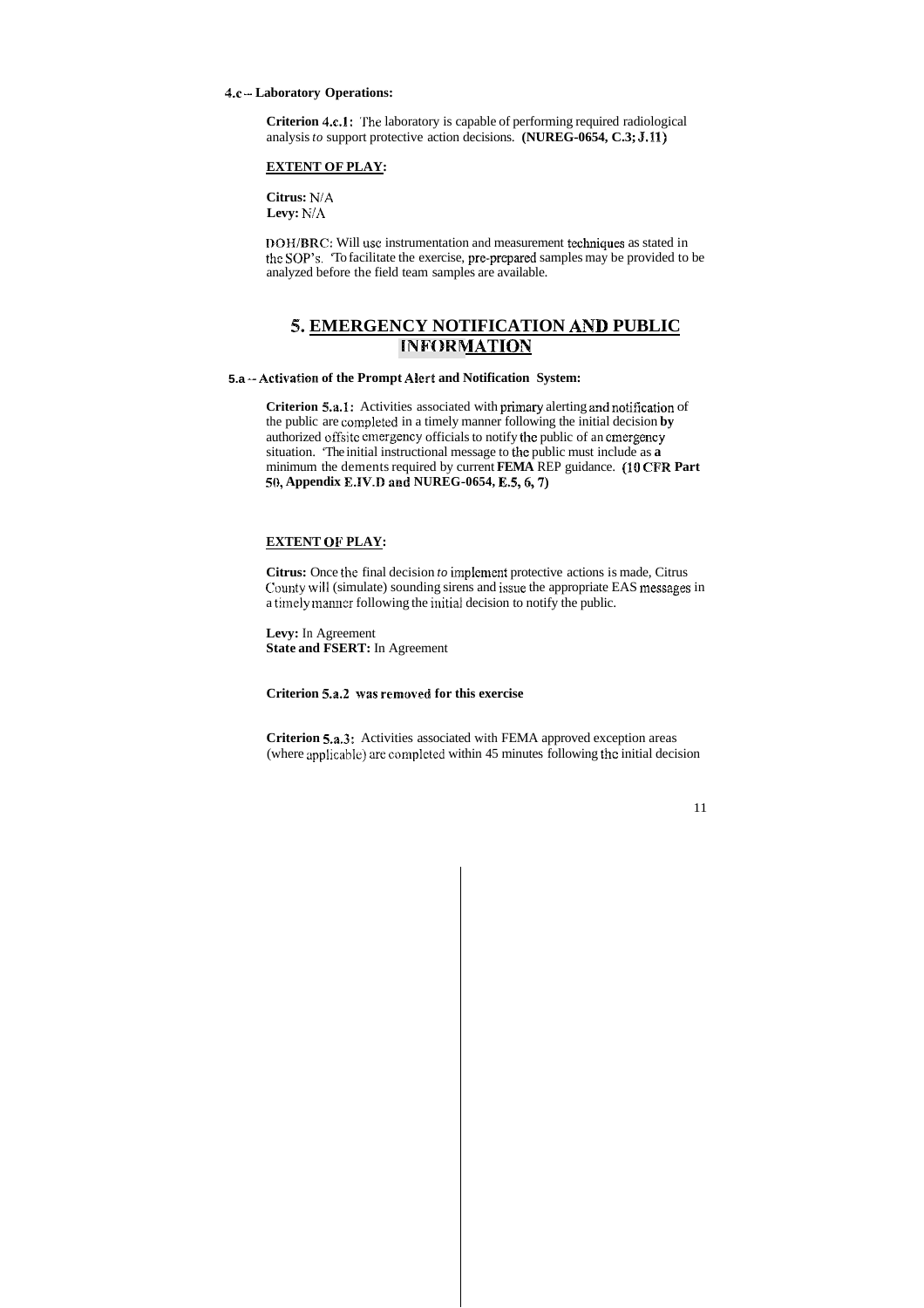**4.c -- Laboratory Operations:**

**Criterion 4.c.1:** The laboratory is capable of performing required radiological analysis *to* support protective action decisions. **(NUREG-0654, C.3; J.11)**

**EXTENT OF PLAY:**

**Citrus:** N/A
**Levy:** N/A

**DOH/BRC:** Will use instrumentation and measurement techniques as stated in the SOP's. To facilitate the exercise, pre-prepared samples may be provided to be analyzed before the field team samples are available.

# 5. EMERGENCY NOTIFICATION AND PUBLIC INFORMATION

**5.a -- Activation of the Prompt Alert and Notification System:**

**Criterion 5.a.1:** Activities associated with primary alerting and notification of the public are completed in a timely manner following the initial decision **by** authorized offsite emergency officials to notify the public of an emergency situation. The initial instructional message to the public must include as **a** minimum the elements required by current **FEMA** REP guidance. **(10 CFR Part 50, Appendix E.IV.D and NUREG-0654, E.5, 6, 7)**

**EXTENT OF PLAY:**

**Citrus:** Once the final decision *to* implement protective actions is made, Citrus County will (simulate) sounding sirens and issue the appropriate EAS messages in a timely manner following the initial decision to notify the public.

**Levy:** In Agreement
**State and FSERT:** In Agreement

**Criterion 5.a.2 was removed for this exercise**

**Criterion 5.a.3:** Activities associated with FEMA approved exception areas (where applicable) are completed within 45 minutes following the initial decision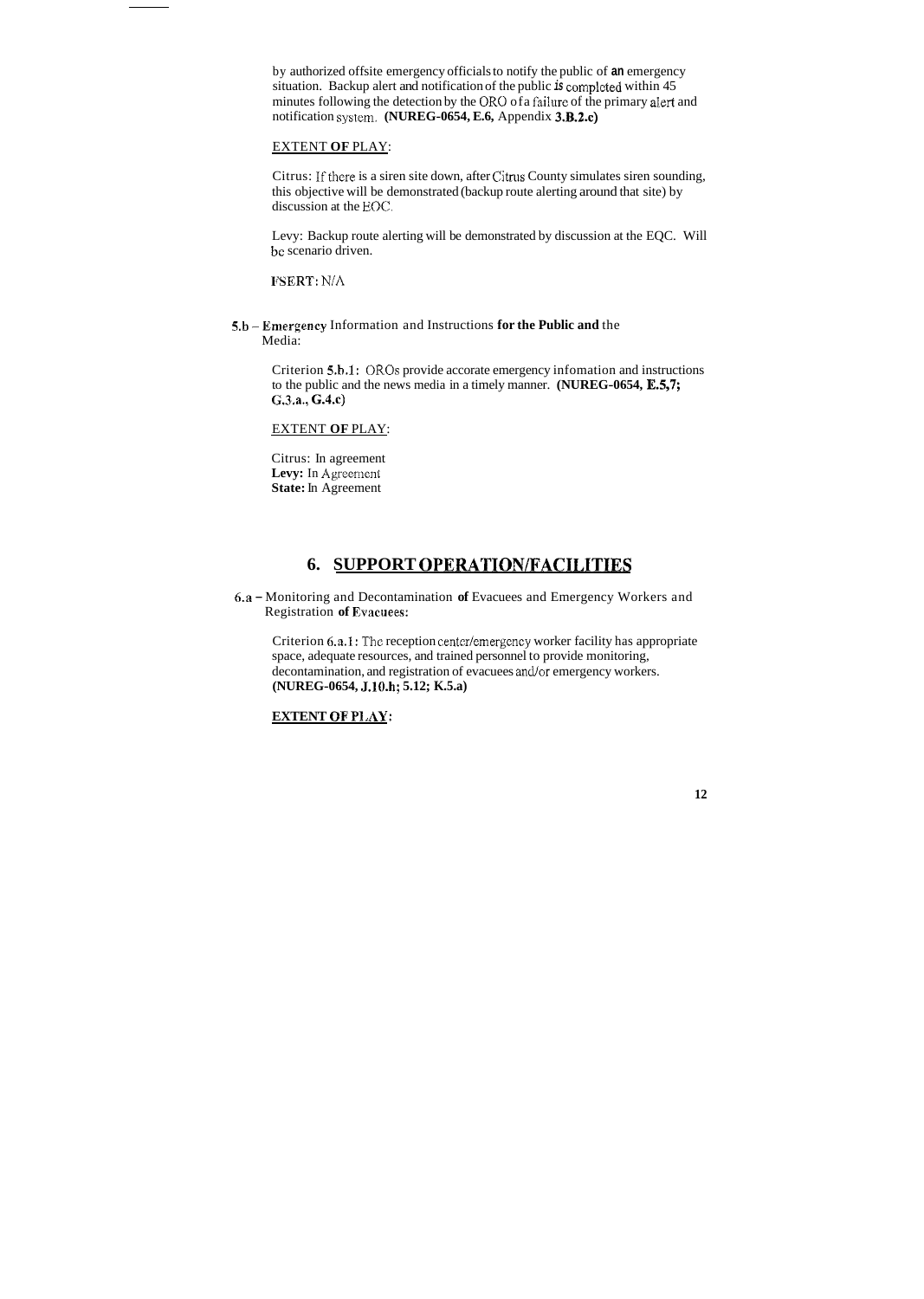by authorized offsite emergency officials to notify the public of **an** emergency situation. Backup alert and notification of the public *is* completed within 45 minutes following the detection by the ORO of a failure of the primary alert and notification system. **(NUREG-0654, E.6,** Appendix **3.B.2.c)**

EXTENT **OF** PLAY:

Citrus: If there is a siren site down, after Citrus County simulates siren sounding, this objective will be demonstrated (backup route alerting around that site) by discussion at the EOC.

Levy: Backup route alerting will be demonstrated by discussion at the EQC. Will be scenario driven.

**FSERT:** N/A

**5.b – Emergency** Information and Instructions **for the Public and** the Media:

Criterion **5.b.1:** OROs provide accorate emergency infomation and instructions to the public and the news media in a timely manner. **(NUREG-0654, E.5,7; G.3.a., G.4.c)**

EXTENT **OF** PLAY:

Citrus: In agreement
**Levy:** In Agreement
**State:** In Agreement

## 6. SUPPORT OPERATION/FACILITIES

**6.a –** Monitoring and Decontamination **of** Evacuees and Emergency Workers and Registration **of Evacuees:**

Criterion **6.a.1:** The reception center/emergency worker facility has appropriate space, adequate resources, and trained personnel to provide monitoring, decontamination, and registration of evacuees and/or emergency workers. **(NUREG-0654, J.10.h; 5.12; K.5.a)**

**EXTENT OF PLAY:**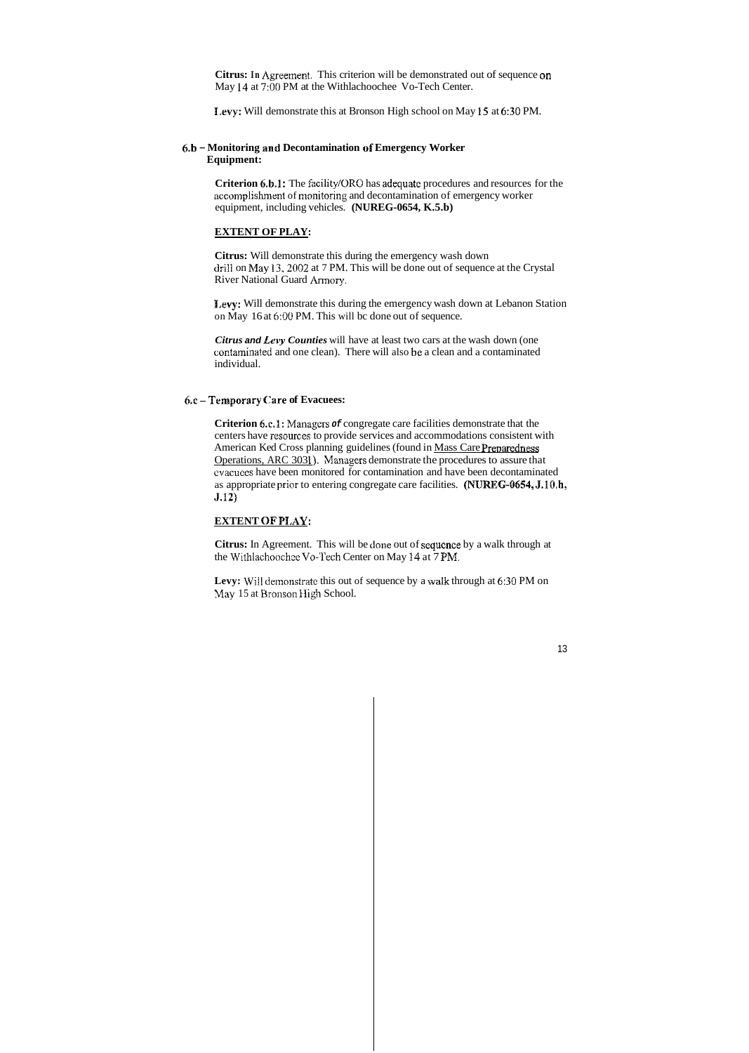**Citrus:** In Agreement. This criterion will be demonstrated out of sequence on May 14 at 7:00 PM at the Withlachoochee Vo-Tech Center.

**Levy:** Will demonstrate this at Bronson High school on May 15 at 6:30 PM.

### 6.b – Monitoring and Decontamination of Emergency Worker Equipment:

**Criterion 6.b.1:** The facility/ORO has adequate procedures and resources for the accomplishment of monitoring and decontamination of emergency worker equipment, including vehicles. **(NUREG-0654, K.5.b)**

**EXTENT OF PLAY:**

**Citrus:** Will demonstrate this during the emergency wash down drill on May 13, 2002 at 7 PM. This will be done out of sequence at the Crystal River National Guard Armory.

**Levy:** Will demonstrate this during the emergency wash down at Lebanon Station on May 16 at 6:00 PM. This will bc done out of sequence.

***Citrus and Levy Counties*** will have at least two cars at the wash down (one contaminated and one clean). There will also be a clean and a contaminated individual.

### 6.c – Temporary Care of Evacuees:

**Criterion 6.c.1:** Managers ***of*** congregate care facilities demonstrate that the centers have resources to provide services and accommodations consistent with American Ked Cross planning guidelines (found in Mass Care Preparedness Operations, ARC 3031). Managers demonstrate the procedures to assure that evacuees have been monitored for contamination and have been decontaminated as appropriate prior to entering congregate care facilities. **(NUREG-0654, J.10.h, J.12)**

**EXTENT OF PLAY:**

**Citrus:** In Agreement. This will be done out of sequence by a walk through at the Withlachoochee Vo-Tech Center on May 14 at 7 PM.

**Levy:** Will demonstrate this out of sequence by a walk through at 6:30 PM on May 15 at Bronson High School.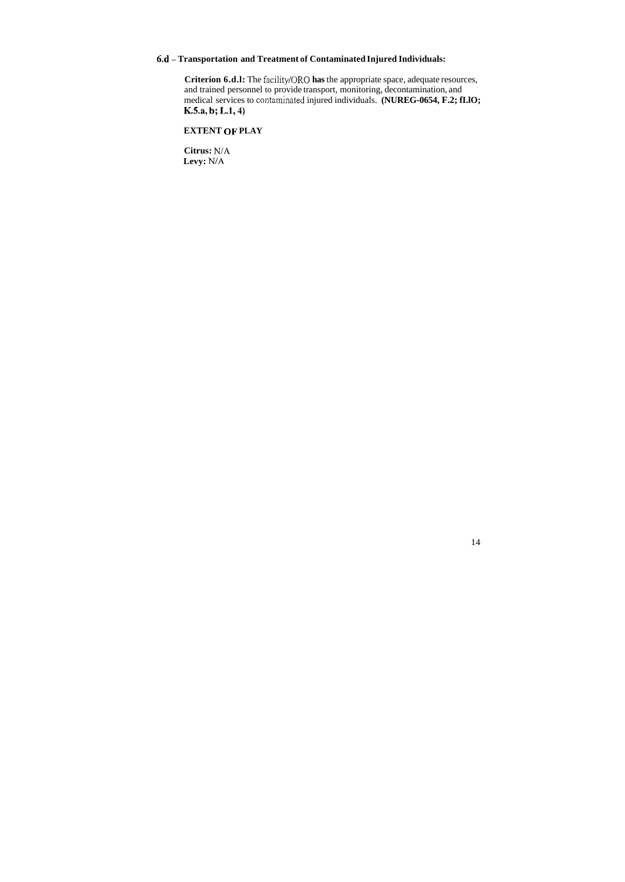### 6.d – Transportation and Treatment of Contaminated Injured Individuals:

**Criterion 6.d.l:** The facility/ORO **has** the appropriate space, adequate resources, and trained personnel to provide transport, monitoring, decontamination, and medical services to contaminated injured individuals. **(NUREG-0654, F.2; fI.lO; K.5.a, b; L.1, 4)**

**EXTENT OF PLAY**

**Citrus:** N/A
**Levy:** N/A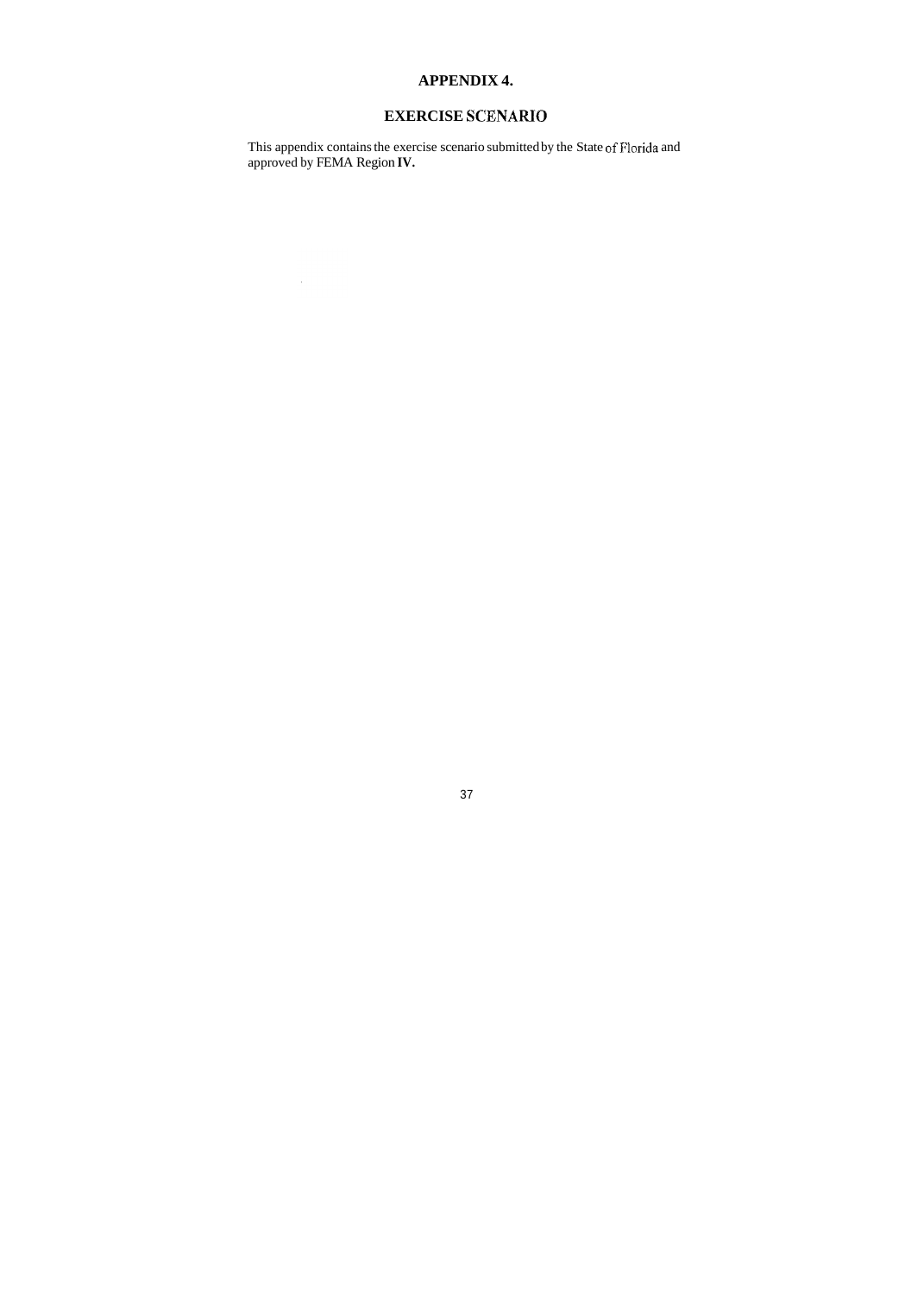# APPENDIX 4.

## EXERCISE SCENARIO

This appendix contains the exercise scenario submitted by the State of Florida and approved by FEMA Region **IV.**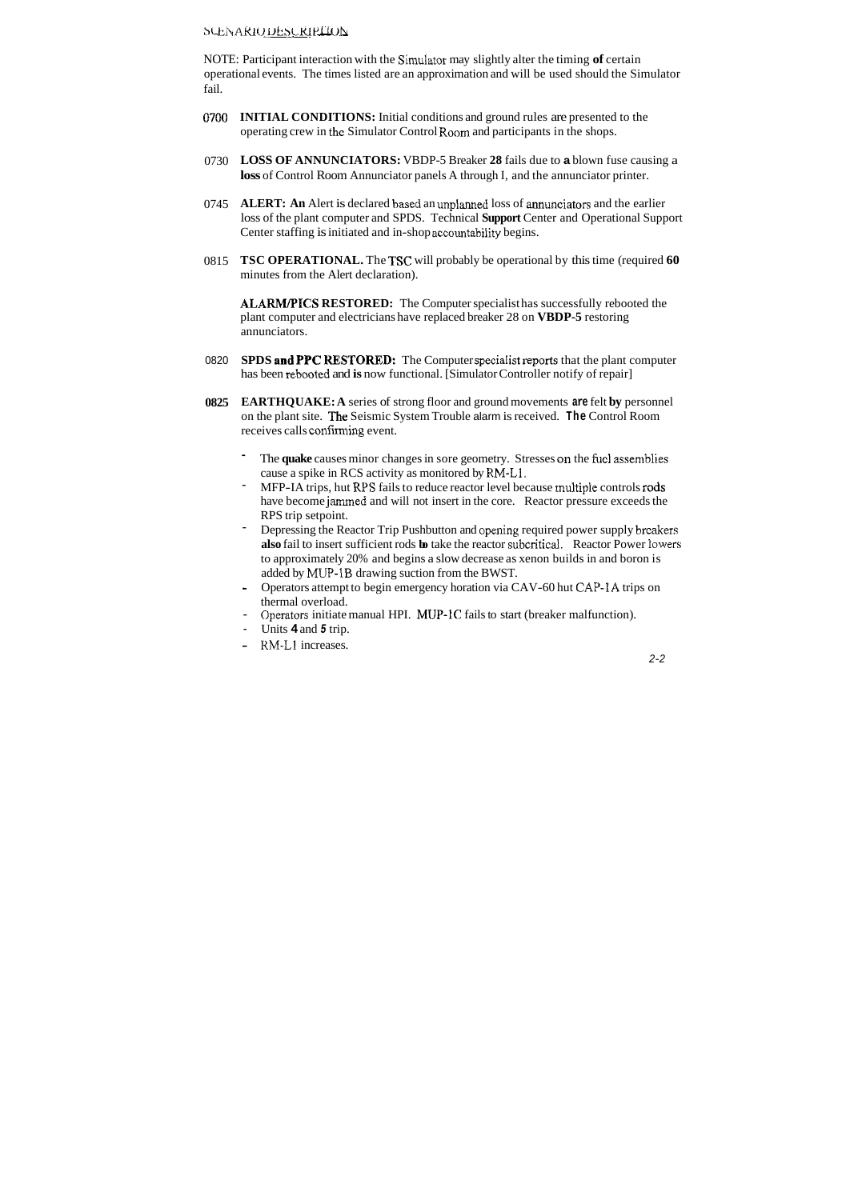## SCENARIO DESCRIPTION

NOTE: Participant interaction with the Simulator may slightly alter the timing **of** certain operational events. The times listed are an approximation and will be used should the Simulator fail.

**0700** **INITIAL CONDITIONS:** Initial conditions and ground rules are presented to the operating crew in the Simulator Control Room and participants in the shops.

0730 **LOSS OF ANNUNCIATORS:** VBDP-5 Breaker **28** fails due to **a** blown fuse causing a **loss** of Control Room Annunciator panels A through I, and the annunciator printer.

0745 **ALERT: An** Alert is declared based an unplanned loss of annunciators and the earlier loss of the plant computer and SPDS. Technical **Support** Center and Operational Support Center staffing is initiated and in-shop accountability begins.

0815 **TSC OPERATIONAL.** The TSC will probably be operational by this time (required **60** minutes from the Alert declaration).

**ALARM/PICS RESTORED:** The Computer specialist has successfully rebooted the plant computer and electricians have replaced breaker 28 on **VBDP-5** restoring annunciators.

0820 **SPDS and PPC RESTORED:** The Computer specialist reports that the plant computer has been rebooted and **is** now functional. [Simulator Controller notify of repair]

**0825** **EARTHQUAKE: A** series of strong floor and ground movements **are** felt **by** personnel on the plant site. **The** Seismic System Trouble alarm is received. **The** Control Room receives calls confirming event.

- The **quake** causes minor changes in sore geometry. Stresses on the fuel assemblies cause a spike in RCS activity as monitored by RM-L1.
- MFP-IA trips, hut RPS fails to reduce reactor level because multiple controls rods have become jammed and will not insert in the core. Reactor pressure exceeds the RPS trip setpoint.
- Depressing the Reactor Trip Pushbutton and opening required power supply breakers **also** fail to insert sufficient rods **to** take the reactor subcritical. Reactor Power lowers to approximately 20% and begins a slow decrease as xenon builds in and boron is added by MUP-1B drawing suction from the BWST.
- Operators attempt to begin emergency horation via CAV-60 hut CAP-1A trips on thermal overload.
- Operators initiate manual HPI. MUP-1C fails to start (breaker malfunction).
- Units **4** and **5** trip.
- RM-L1 increases.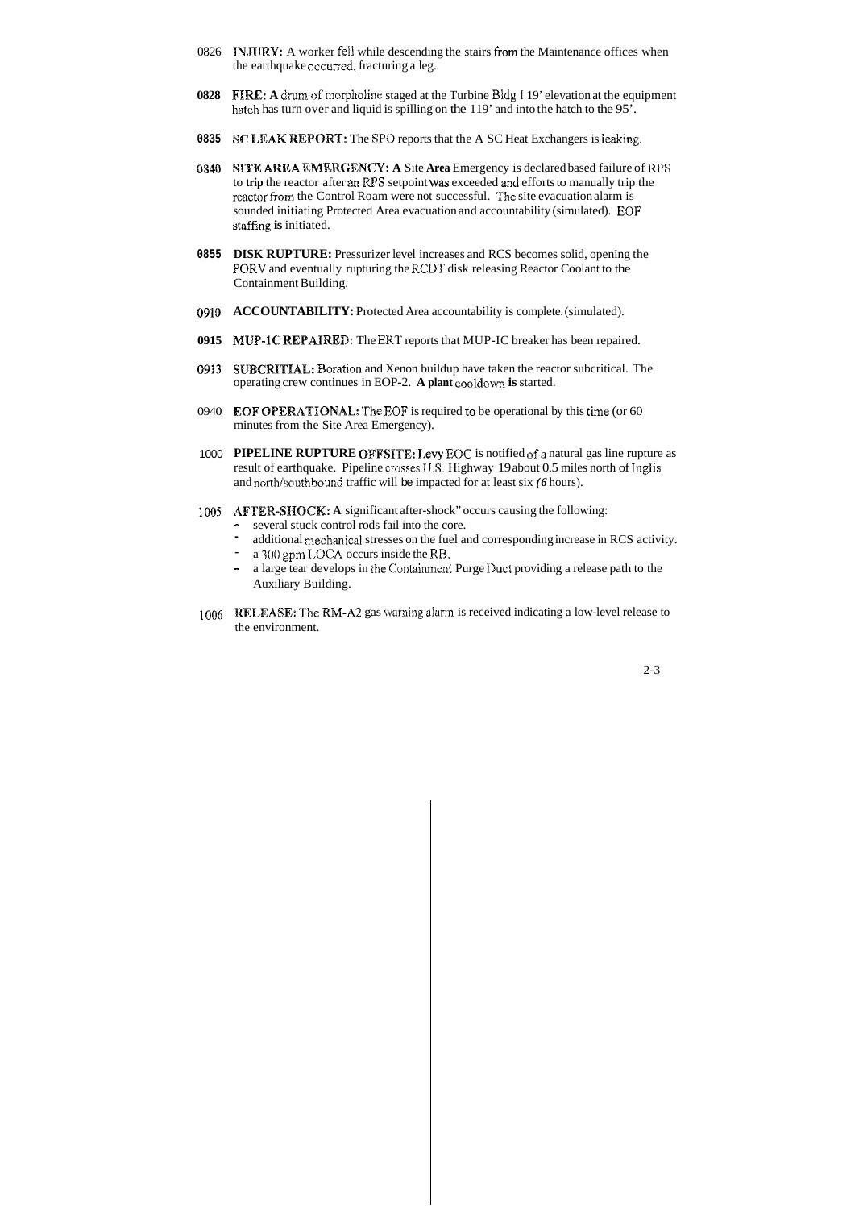0826 **INJURY:** A worker fell while descending the stairs from the Maintenance offices when the earthquake occurred, fracturing a leg.

**0828** **FIRE: A** drum of morpholine staged at the Turbine Bldg I 19' elevation at the equipment hatch has turn over and liquid is spilling on the 119' and into the hatch to the 95'.

**0835** **SC LEAK REPORT:** The SPO reports that the A SC Heat Exchangers is leaking.

0840 **SITE AREA EMERGENCY: A** Site **Area** Emergency is declared based failure of RPS to **trip** the reactor after an RPS setpoint was exceeded and efforts to manually trip the reactor from the Control Roam were not successful. The site evacuation alarm is sounded initiating Protected Area evacuation and accountability (simulated). EOF staffing **is** initiated.

**0855** **DISK RUPTURE:** Pressurizer level increases and RCS becomes solid, opening the PORV and eventually rupturing the RCDT disk releasing Reactor Coolant to the Containment Building.

0910 **ACCOUNTABILITY:** Protected Area accountability is complete. (simulated).

**0915** **MUP-1C REPAIRED:** The ERT reports that MUP-IC breaker has been repaired.

0913 **SUBCRITIAL:** Boration and Xenon buildup have taken the reactor subcritical. The operating crew continues in EOP-2. **A plant** cooldown **is** started.

0940 **EOF OPERATIONAL:** The EOF is required to be operational by this time (or 60 minutes from the Site Area Emergency).

1000 **PIPELINE RUPTURE OFFSITE:** Levy EOC is notified of a natural gas line rupture as result of earthquake. Pipeline crosses U.S. Highway 19 about 0.5 miles north of Inglis and north/southbound traffic will be impacted for at least six ***(6*** hours).

1005 **AFTER-SHOCK: A** significant after-shock" occurs causing the following:

- several stuck control rods fail into the core.
- additional mechanical stresses on the fuel and corresponding increase in RCS activity.
- a 300 gpm LOCA occurs inside the RB.
- a large tear develops in the Containment Purge Duct providing a release path to the Auxiliary Building.

1006 **RELEASE:** The RM-A2 gas warning alarm is received indicating a low-level release to the environment.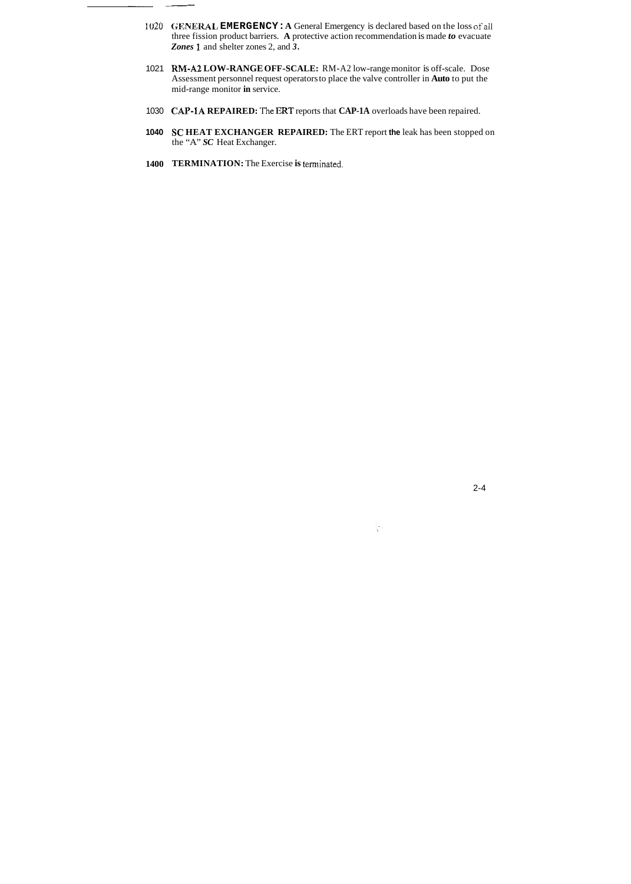1020 **GENERAL EMERGENCY: A** General Emergency is declared based on the loss of all three fission product barriers. **A** protective action recommendation is made ***to*** evacuate ***Zones*** **1** and shelter zones 2, and ***3*****.**

1021 **RM-A2 LOW-RANGE OFF-SCALE:** RM-A2 low-range monitor is off-scale. Dose Assessment personnel request operators to place the valve controller in **Auto** to put the mid-range monitor **in** service.

1030 **CAP-1A REPAIRED:** The **ERT** reports that **CAP-1A** overloads have been repaired.

**1040** **SC HEAT EXCHANGER REPAIRED:** The ERT report **the** leak has been stopped on the "A" ***SC*** Heat Exchanger.

**1400** **TERMINATION:** The Exercise **is** terminated.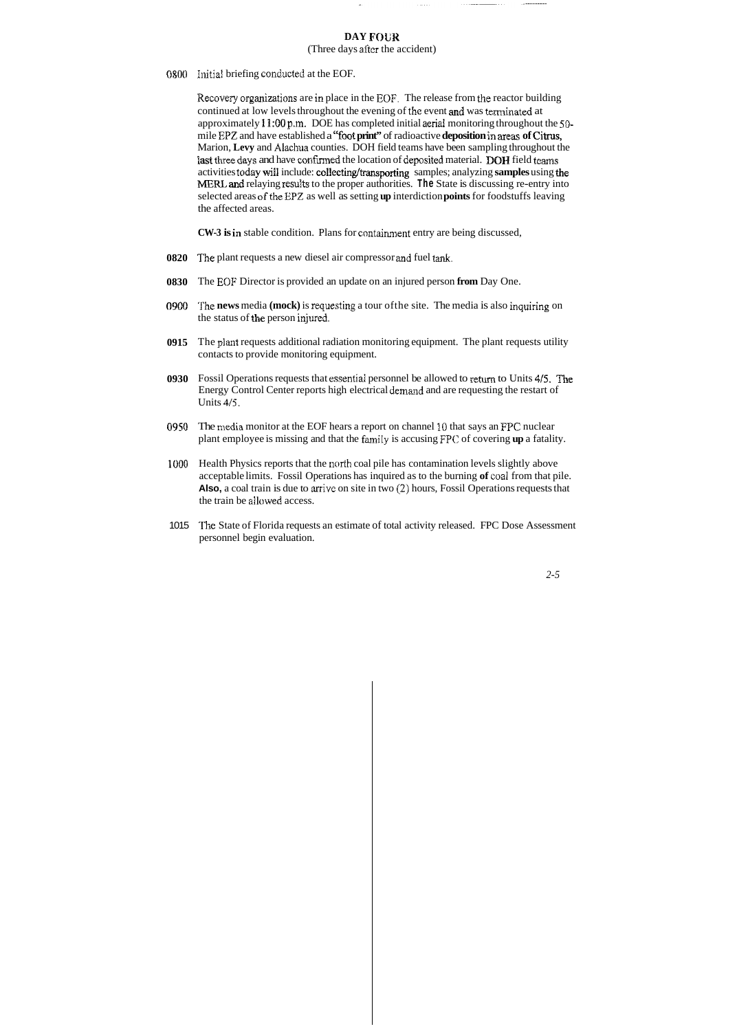## DAY FOUR

(Three days after the accident)

**0800** Initial briefing conducted at the EOF.

Recovery organizations are in place in the EOF. The release from the reactor building continued at low levels throughout the evening of the event and was terminated at approximately 11:00 p.m. DOE has completed initial aerial monitoring throughout the 50-mile EPZ and have established a **"foot print"** of radioactive **deposition** in areas **of Citrus,** Marion, **Levy** and Alachua counties. DOH field teams have been sampling throughout the last three days and have confirmed the location of deposited material. **DOH** field teams activities today will include: collecting/transporting samples; analyzing **samples** using the MERL and relaying results to the proper authorities. **The** State is discussing re-entry into selected areas of the EPZ as well as setting **up** interdiction **points** for foodstuffs leaving the affected areas.

**CW-3 is in** stable condition. Plans for containment entry are being discussed,

**0820** The plant requests a new diesel air compressor and fuel tank.

**0830** The EOF Director is provided an update on an injured person **from** Day One.

**0900** The **news** media **(mock)** is requesting a tour of the site. The media is also inquiring on the status of the person injured.

**0915** The plant requests additional radiation monitoring equipment. The plant requests utility contacts to provide monitoring equipment.

**0930** Fossil Operations requests that essential personnel be allowed to return to Units 4/5. The Energy Control Center reports high electrical demand and are requesting the restart of Units 4/5.

**0950** The media monitor at the EOF hears a report on channel 10 that says an FPC nuclear plant employee is missing and that the family is accusing FPC of covering **up** a fatality.

**1000** Health Physics reports that the north coal pile has contamination levels slightly above acceptable limits. Fossil Operations has inquired as to the burning **of** coal from that pile. **Also,** a coal train is due to arrive on site in two (2) hours, Fossil Operations requests that the train be allowed access.

**1015** The State of Florida requests an estimate of total activity released. FPC Dose Assessment personnel begin evaluation.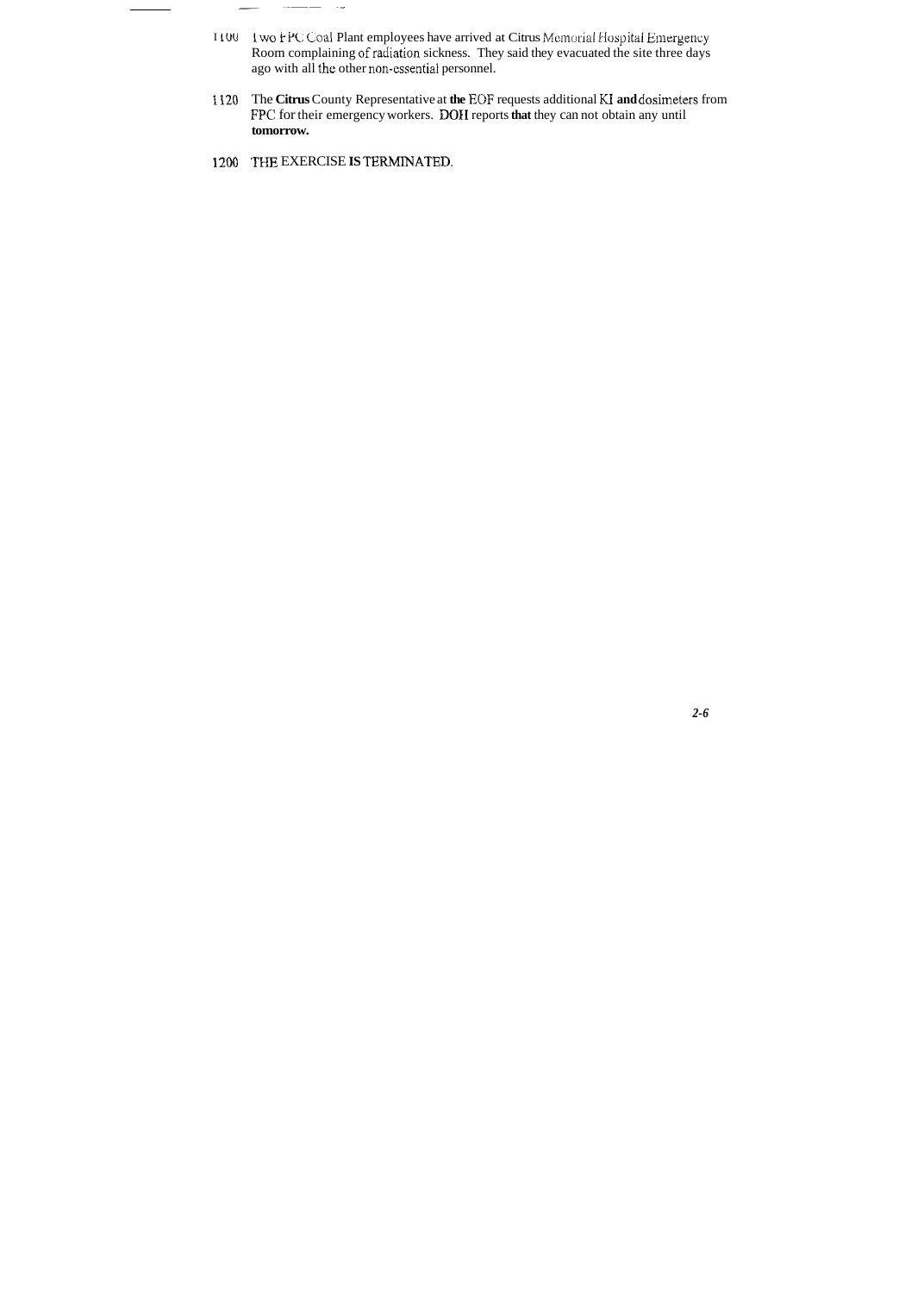1100 Two FPC Coal Plant employees have arrived at Citrus Memorial Hospital Emergency Room complaining of radiation sickness. They said they evacuated the site three days ago with all the other non-essential personnel.

1120 The **Citrus** County Representative at **the** EOF requests additional KI **and** dosimeters from FPC for their emergency workers. DOH reports **that** they can not obtain any until **tomorrow.**

1200 THE EXERCISE **IS** TERMINATED.